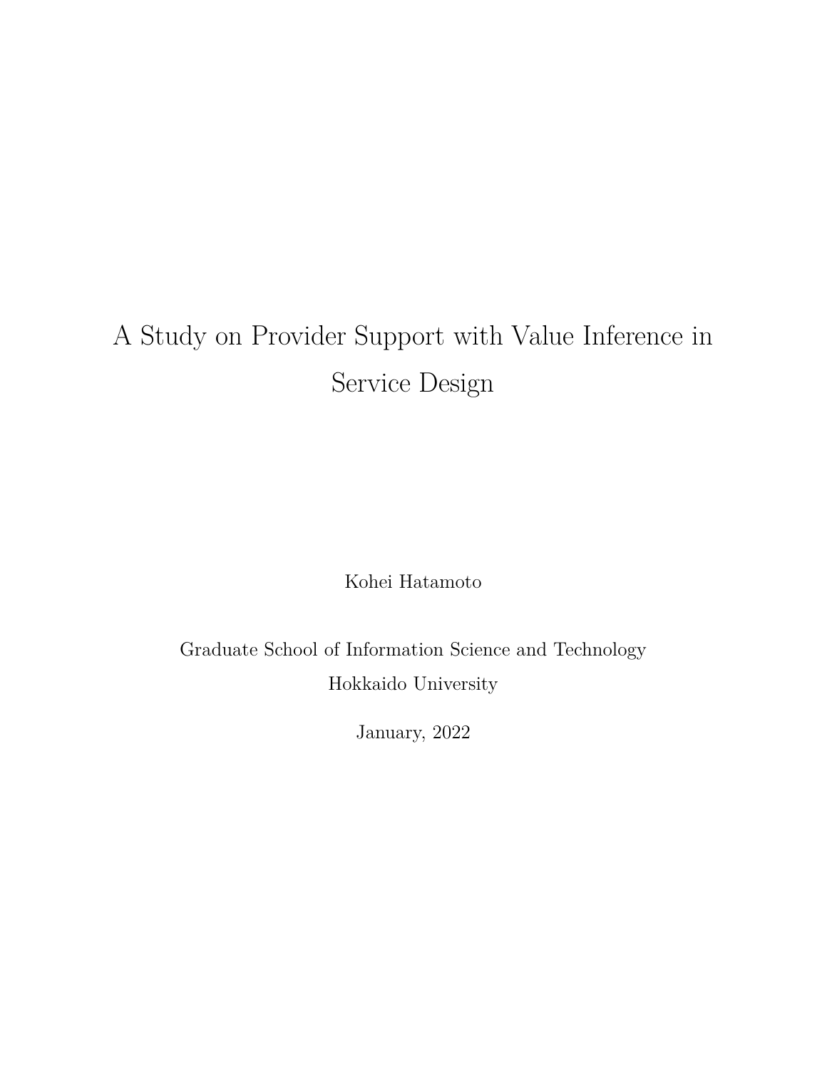# A Study on Provider Support with Value Inference in Service Design

Kohei Hatamoto

Graduate School of Information Science and Technology

Hokkaido University

January, 2022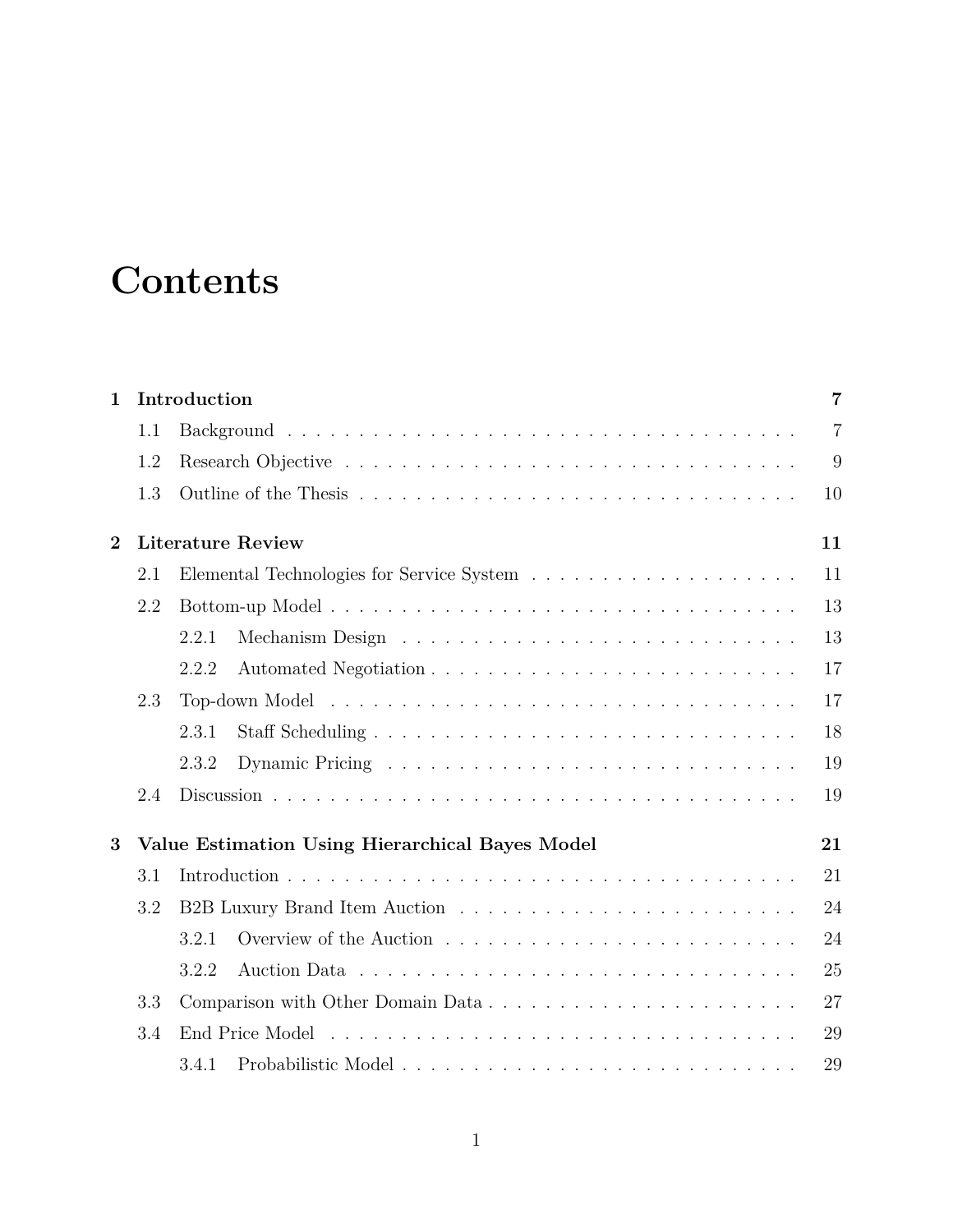# Contents

**1 Introduction** **7**

1.1 Background . . . . . . . . . . . . . . . . . . . . . . . . . . . . . . . . . . . 7

1.2 Research Objective . . . . . . . . . . . . . . . . . . . . . . . . . . . . . . . 9

1.3 Outline of the Thesis . . . . . . . . . . . . . . . . . . . . . . . . . . . . . . 10

**2 Literature Review** **11**

2.1 Elemental Technologies for Service System . . . . . . . . . . . . . . . . . . 11

2.2 Bottom-up Model . . . . . . . . . . . . . . . . . . . . . . . . . . . . . . . . 13

2.2.1 Mechanism Design . . . . . . . . . . . . . . . . . . . . . . . . . . . 13

2.2.2 Automated Negotiation . . . . . . . . . . . . . . . . . . . . . . . . . 17

2.3 Top-down Model . . . . . . . . . . . . . . . . . . . . . . . . . . . . . . . . 17

2.3.1 Staff Scheduling . . . . . . . . . . . . . . . . . . . . . . . . . . . . . 18

2.3.2 Dynamic Pricing . . . . . . . . . . . . . . . . . . . . . . . . . . . . 19

2.4 Discussion . . . . . . . . . . . . . . . . . . . . . . . . . . . . . . . . . . . . 19

**3 Value Estimation Using Hierarchical Bayes Model** **21**

3.1 Introduction . . . . . . . . . . . . . . . . . . . . . . . . . . . . . . . . . . . 21

3.2 B2B Luxury Brand Item Auction . . . . . . . . . . . . . . . . . . . . . . . 24

3.2.1 Overview of the Auction . . . . . . . . . . . . . . . . . . . . . . . . 24

3.2.2 Auction Data . . . . . . . . . . . . . . . . . . . . . . . . . . . . . . 25

3.3 Comparison with Other Domain Data . . . . . . . . . . . . . . . . . . . . . 27

3.4 End Price Model . . . . . . . . . . . . . . . . . . . . . . . . . . . . . . . . 29

3.4.1 Probabilistic Model . . . . . . . . . . . . . . . . . . . . . . . . . . . 29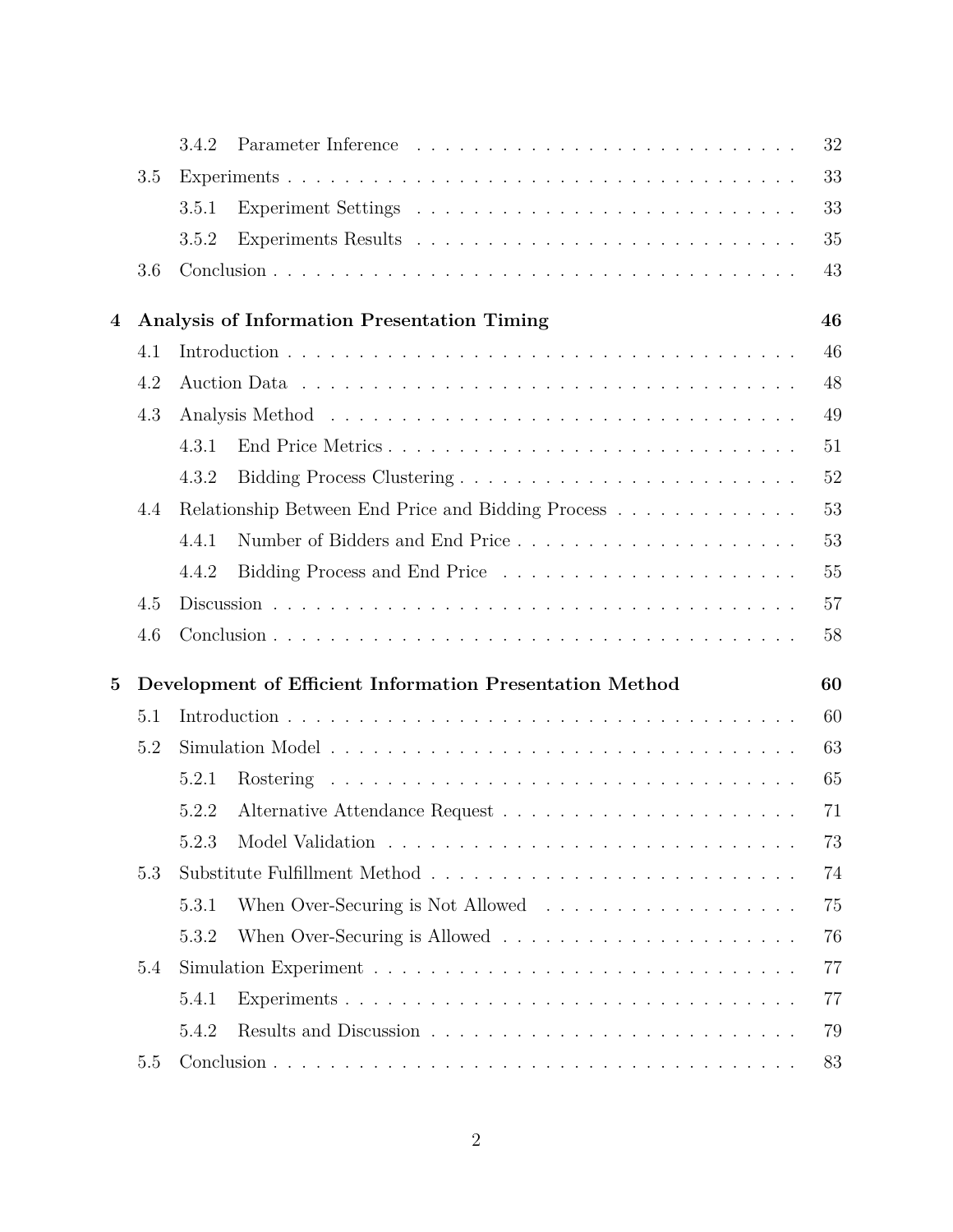- 3.4.2 Parameter Inference . . . . . . . . . . . . . . . . . . . . . . . . . . . 32
- 3.5 Experiments . . . . . . . . . . . . . . . . . . . . . . . . . . . . . . . . . . 33
  - 3.5.1 Experiment Settings . . . . . . . . . . . . . . . . . . . . . . . . . . 33
  - 3.5.2 Experiments Results . . . . . . . . . . . . . . . . . . . . . . . . . . 35
- 3.6 Conclusion . . . . . . . . . . . . . . . . . . . . . . . . . . . . . . . . . . 43

**4 Analysis of Information Presentation Timing** **46**

- 4.1 Introduction . . . . . . . . . . . . . . . . . . . . . . . . . . . . . . . . . 46
- 4.2 Auction Data . . . . . . . . . . . . . . . . . . . . . . . . . . . . . . . . . 48
- 4.3 Analysis Method . . . . . . . . . . . . . . . . . . . . . . . . . . . . . . . 49
  - 4.3.1 End Price Metrics . . . . . . . . . . . . . . . . . . . . . . . . . . . 51
  - 4.3.2 Bidding Process Clustering . . . . . . . . . . . . . . . . . . . . . . . 52
- 4.4 Relationship Between End Price and Bidding Process . . . . . . . . . . . . . 53
  - 4.4.1 Number of Bidders and End Price . . . . . . . . . . . . . . . . . . . 53
  - 4.4.2 Bidding Process and End Price . . . . . . . . . . . . . . . . . . . . . 55
- 4.5 Discussion . . . . . . . . . . . . . . . . . . . . . . . . . . . . . . . . . . 57
- 4.6 Conclusion . . . . . . . . . . . . . . . . . . . . . . . . . . . . . . . . . . 58

**5 Development of Efficient Information Presentation Method** **60**

- 5.1 Introduction . . . . . . . . . . . . . . . . . . . . . . . . . . . . . . . . . 60
- 5.2 Simulation Model . . . . . . . . . . . . . . . . . . . . . . . . . . . . . . . 63
  - 5.2.1 Rostering . . . . . . . . . . . . . . . . . . . . . . . . . . . . . . . . 65
  - 5.2.2 Alternative Attendance Request . . . . . . . . . . . . . . . . . . . . 71
  - 5.2.3 Model Validation . . . . . . . . . . . . . . . . . . . . . . . . . . . . 73
- 5.3 Substitute Fulfillment Method . . . . . . . . . . . . . . . . . . . . . . . . 74
  - 5.3.1 When Over-Securing is Not Allowed . . . . . . . . . . . . . . . . . . 75
  - 5.3.2 When Over-Securing is Allowed . . . . . . . . . . . . . . . . . . . . . 76
- 5.4 Simulation Experiment . . . . . . . . . . . . . . . . . . . . . . . . . . . . 77
  - 5.4.1 Experiments . . . . . . . . . . . . . . . . . . . . . . . . . . . . . . . 77
  - 5.4.2 Results and Discussion . . . . . . . . . . . . . . . . . . . . . . . . . 79
- 5.5 Conclusion . . . . . . . . . . . . . . . . . . . . . . . . . . . . . . . . . . 83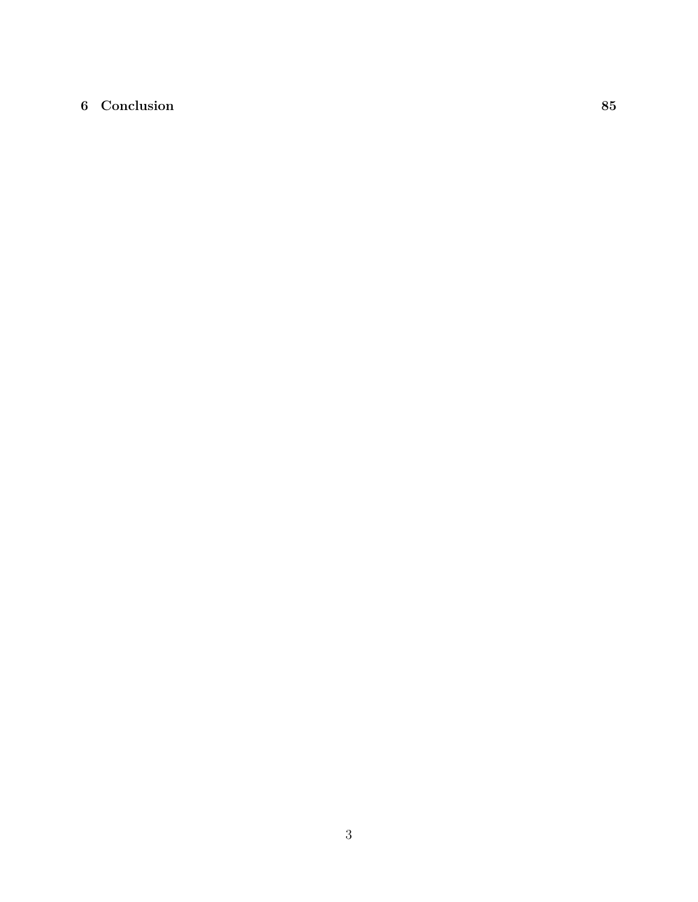**6 Conclusion** **85**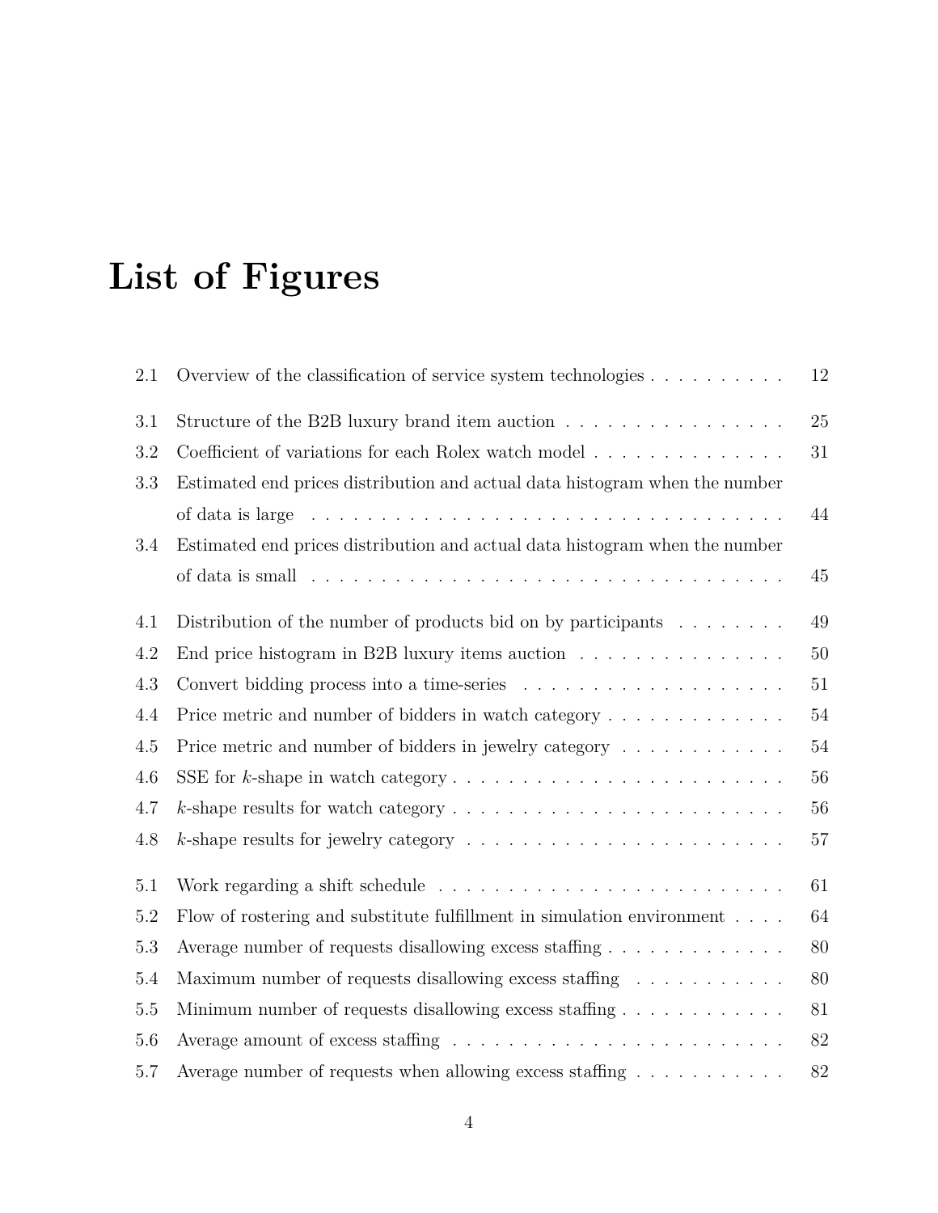# List of Figures

| | | |
|---|---|---|
| 2.1 | Overview of the classification of service system technologies | 12 |
| 3.1 | Structure of the B2B luxury brand item auction | 25 |
| 3.2 | Coefficient of variations for each Rolex watch model | 31 |
| 3.3 | Estimated end prices distribution and actual data histogram when the number of data is large | 44 |
| 3.4 | Estimated end prices distribution and actual data histogram when the number of data is small | 45 |
| 4.1 | Distribution of the number of products bid on by participants | 49 |
| 4.2 | End price histogram in B2B luxury items auction | 50 |
| 4.3 | Convert bidding process into a time-series | 51 |
| 4.4 | Price metric and number of bidders in watch category | 54 |
| 4.5 | Price metric and number of bidders in jewelry category | 54 |
| 4.6 | SSE for $k$-shape in watch category | 56 |
| 4.7 | $k$-shape results for watch category | 56 |
| 4.8 | $k$-shape results for jewelry category | 57 |
| 5.1 | Work regarding a shift schedule | 61 |
| 5.2 | Flow of rostering and substitute fulfillment in simulation environment | 64 |
| 5.3 | Average number of requests disallowing excess staffing | 80 |
| 5.4 | Maximum number of requests disallowing excess staffing | 80 |
| 5.5 | Minimum number of requests disallowing excess staffing | 81 |
| 5.6 | Average amount of excess staffing | 82 |
| 5.7 | Average number of requests when allowing excess staffing | 82 |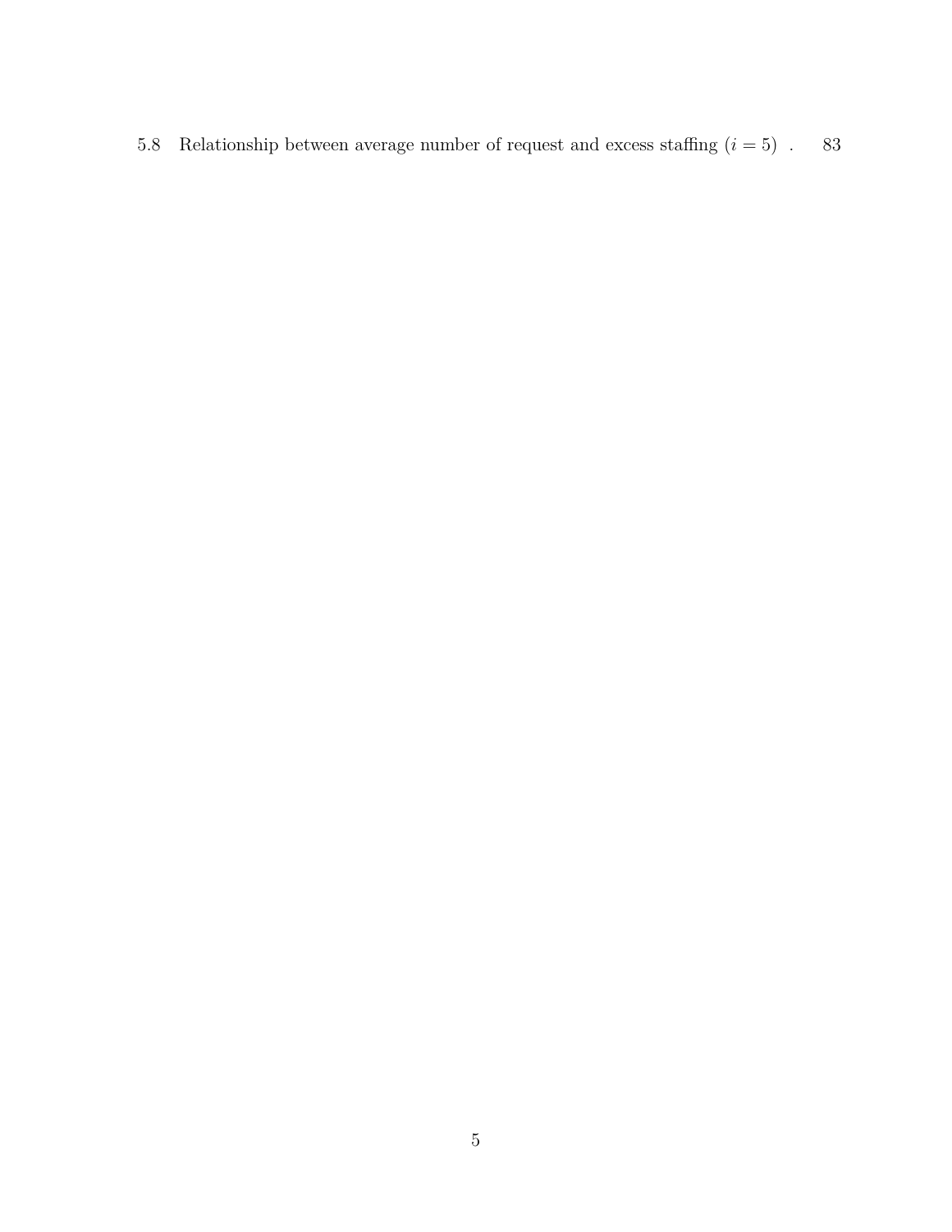5.8 Relationship between average number of request and excess staffing ($i = 5$) . 83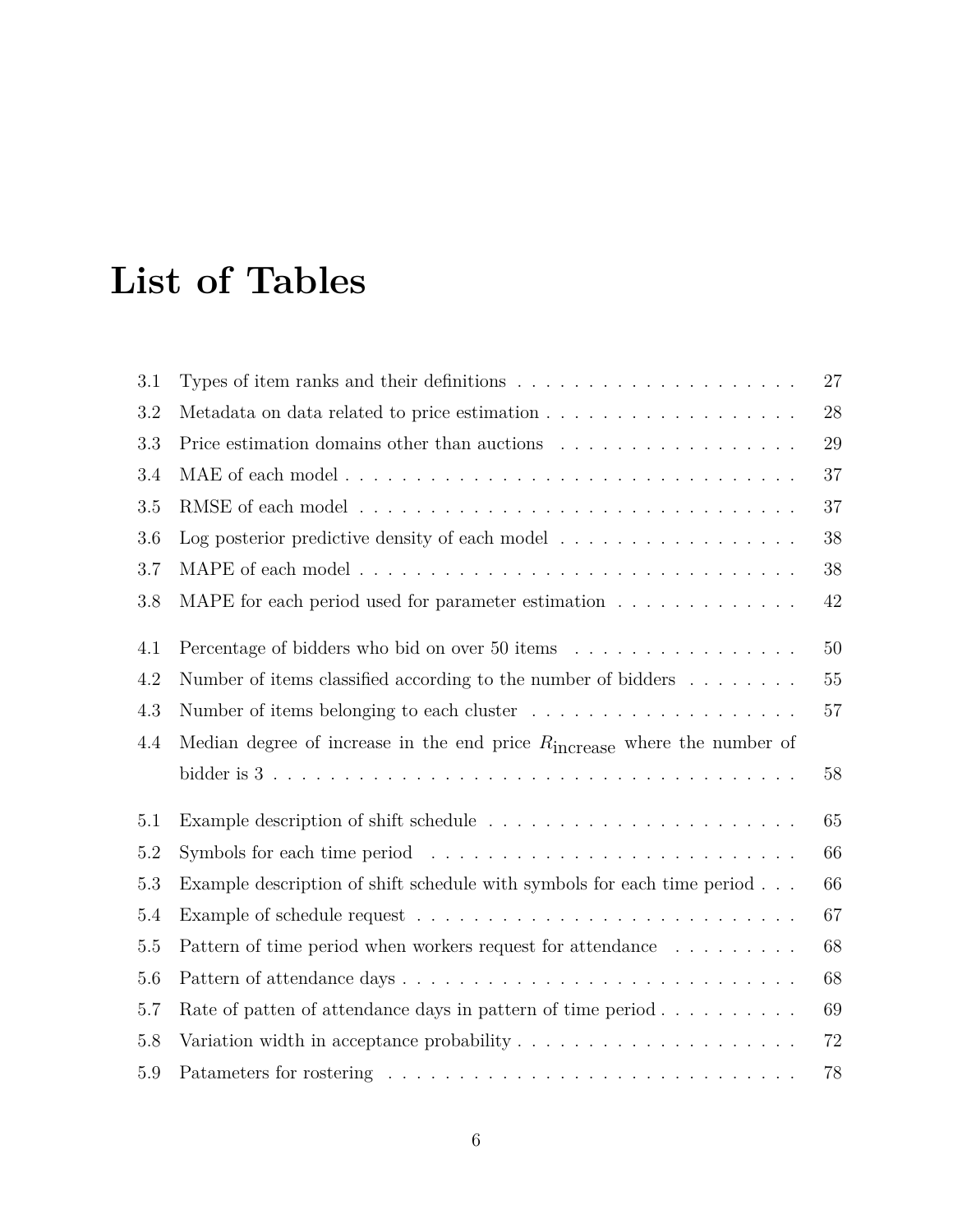# List of Tables

| | | |
|---|---|---|
| 3.1 | Types of item ranks and their definitions | 27 |
| 3.2 | Metadata on data related to price estimation | 28 |
| 3.3 | Price estimation domains other than auctions | 29 |
| 3.4 | MAE of each model | 37 |
| 3.5 | RMSE of each model | 37 |
| 3.6 | Log posterior predictive density of each model | 38 |
| 3.7 | MAPE of each model | 38 |
| 3.8 | MAPE for each period used for parameter estimation | 42 |
| 4.1 | Percentage of bidders who bid on over 50 items | 50 |
| 4.2 | Number of items classified according to the number of bidders | 55 |
| 4.3 | Number of items belonging to each cluster | 57 |
| 4.4 | Median degree of increase in the end price $R_{\text{increase}}$ where the number of bidder is 3 | 58 |
| 5.1 | Example description of shift schedule | 65 |
| 5.2 | Symbols for each time period | 66 |
| 5.3 | Example description of shift schedule with symbols for each time period | 66 |
| 5.4 | Example of schedule request | 67 |
| 5.5 | Pattern of time period when workers request for attendance | 68 |
| 5.6 | Pattern of attendance days | 68 |
| 5.7 | Rate of patten of attendance days in pattern of time period | 69 |
| 5.8 | Variation width in acceptance probability | 72 |
| 5.9 | Patameters for rostering | 78 |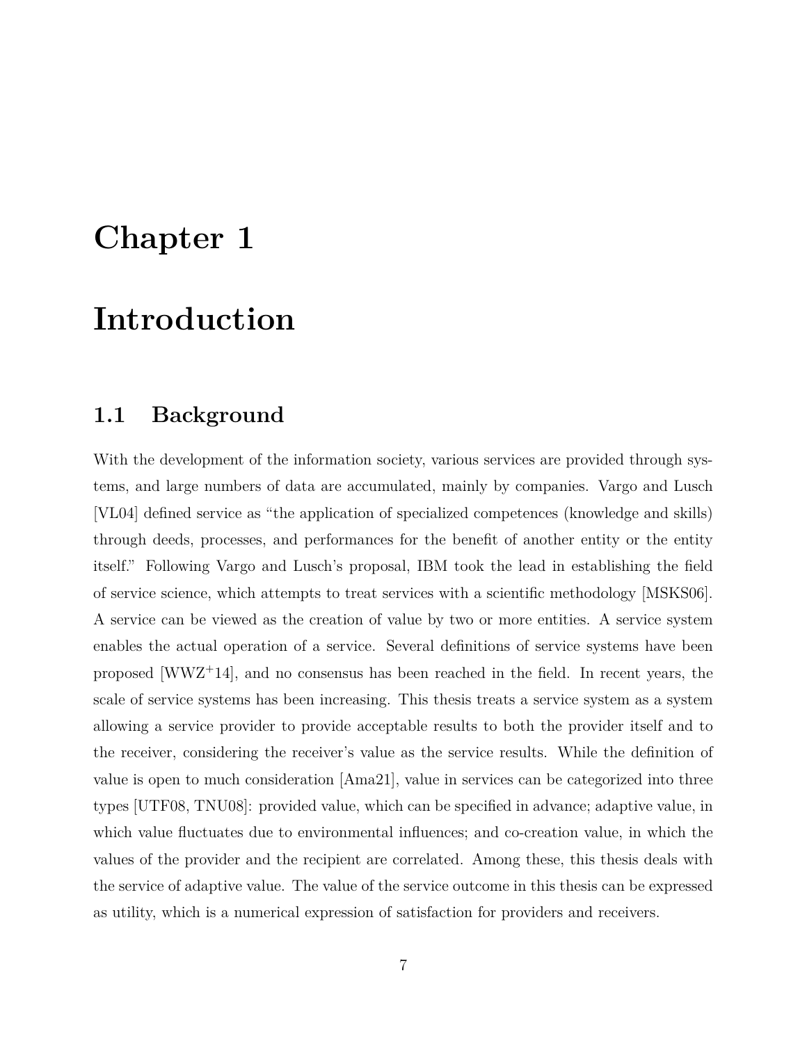# Chapter 1

# Introduction

## 1.1 Background

With the development of the information society, various services are provided through systems, and large numbers of data are accumulated, mainly by companies. Vargo and Lusch [VL04] defined service as "the application of specialized competences (knowledge and skills) through deeds, processes, and performances for the benefit of another entity or the entity itself." Following Vargo and Lusch's proposal, IBM took the lead in establishing the field of service science, which attempts to treat services with a scientific methodology [MSKS06]. A service can be viewed as the creation of value by two or more entities. A service system enables the actual operation of a service. Several definitions of service systems have been proposed [WWZ+14], and no consensus has been reached in the field. In recent years, the scale of service systems has been increasing. This thesis treats a service system as a system allowing a service provider to provide acceptable results to both the provider itself and to the receiver, considering the receiver's value as the service results. While the definition of value is open to much consideration [Ama21], value in services can be categorized into three types [UTF08, TNU08]: provided value, which can be specified in advance; adaptive value, in which value fluctuates due to environmental influences; and co-creation value, in which the values of the provider and the recipient are correlated. Among these, this thesis deals with the service of adaptive value. The value of the service outcome in this thesis can be expressed as utility, which is a numerical expression of satisfaction for providers and receivers.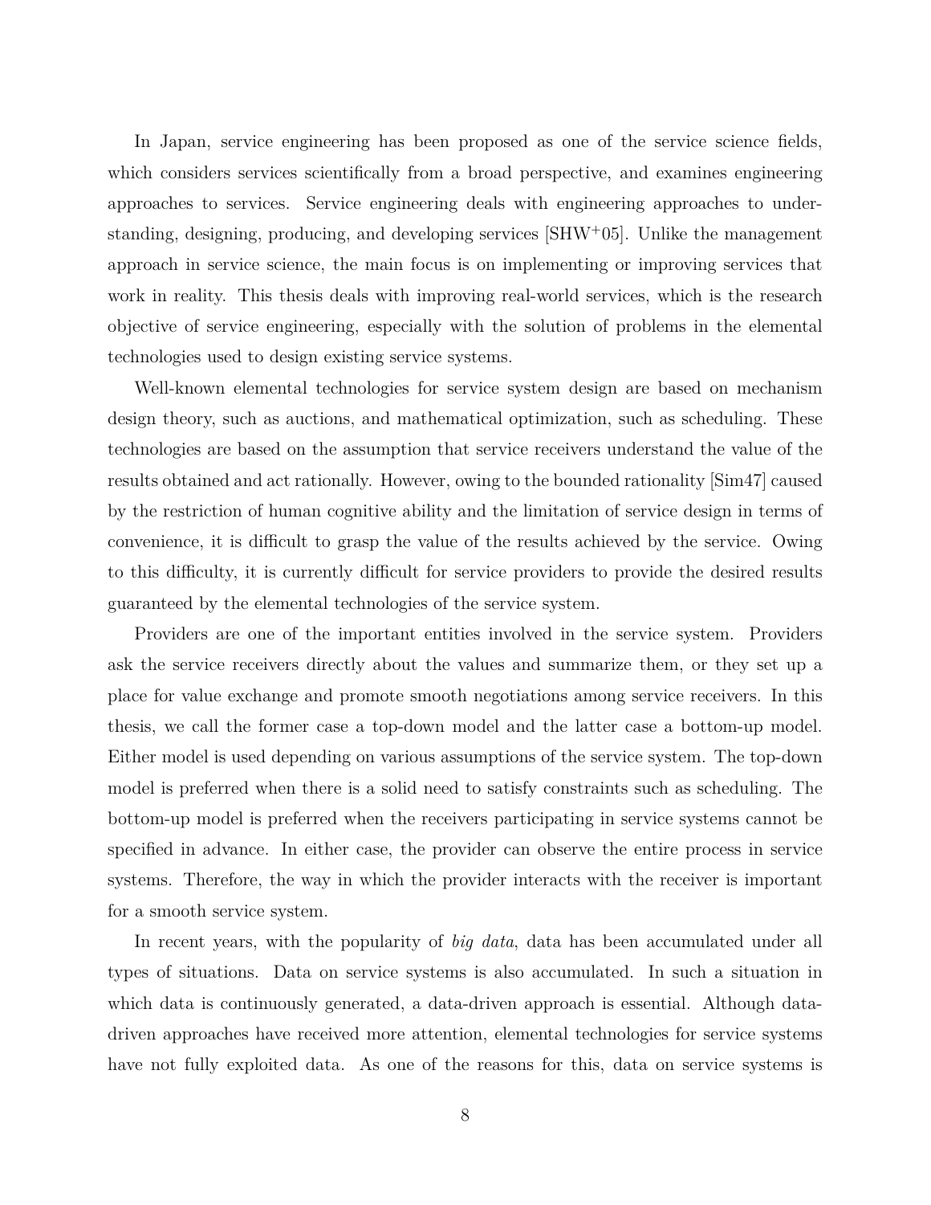In Japan, service engineering has been proposed as one of the service science fields, which considers services scientifically from a broad perspective, and examines engineering approaches to services. Service engineering deals with engineering approaches to understanding, designing, producing, and developing services [SHW+05]. Unlike the management approach in service science, the main focus is on implementing or improving services that work in reality. This thesis deals with improving real-world services, which is the research objective of service engineering, especially with the solution of problems in the elemental technologies used to design existing service systems.

Well-known elemental technologies for service system design are based on mechanism design theory, such as auctions, and mathematical optimization, such as scheduling. These technologies are based on the assumption that service receivers understand the value of the results obtained and act rationally. However, owing to the bounded rationality [Sim47] caused by the restriction of human cognitive ability and the limitation of service design in terms of convenience, it is difficult to grasp the value of the results achieved by the service. Owing to this difficulty, it is currently difficult for service providers to provide the desired results guaranteed by the elemental technologies of the service system.

Providers are one of the important entities involved in the service system. Providers ask the service receivers directly about the values and summarize them, or they set up a place for value exchange and promote smooth negotiations among service receivers. In this thesis, we call the former case a top-down model and the latter case a bottom-up model. Either model is used depending on various assumptions of the service system. The top-down model is preferred when there is a solid need to satisfy constraints such as scheduling. The bottom-up model is preferred when the receivers participating in service systems cannot be specified in advance. In either case, the provider can observe the entire process in service systems. Therefore, the way in which the provider interacts with the receiver is important for a smooth service system.

In recent years, with the popularity of *big data*, data has been accumulated under all types of situations. Data on service systems is also accumulated. In such a situation in which data is continuously generated, a data-driven approach is essential. Although data-driven approaches have received more attention, elemental technologies for service systems have not fully exploited data. As one of the reasons for this, data on service systems is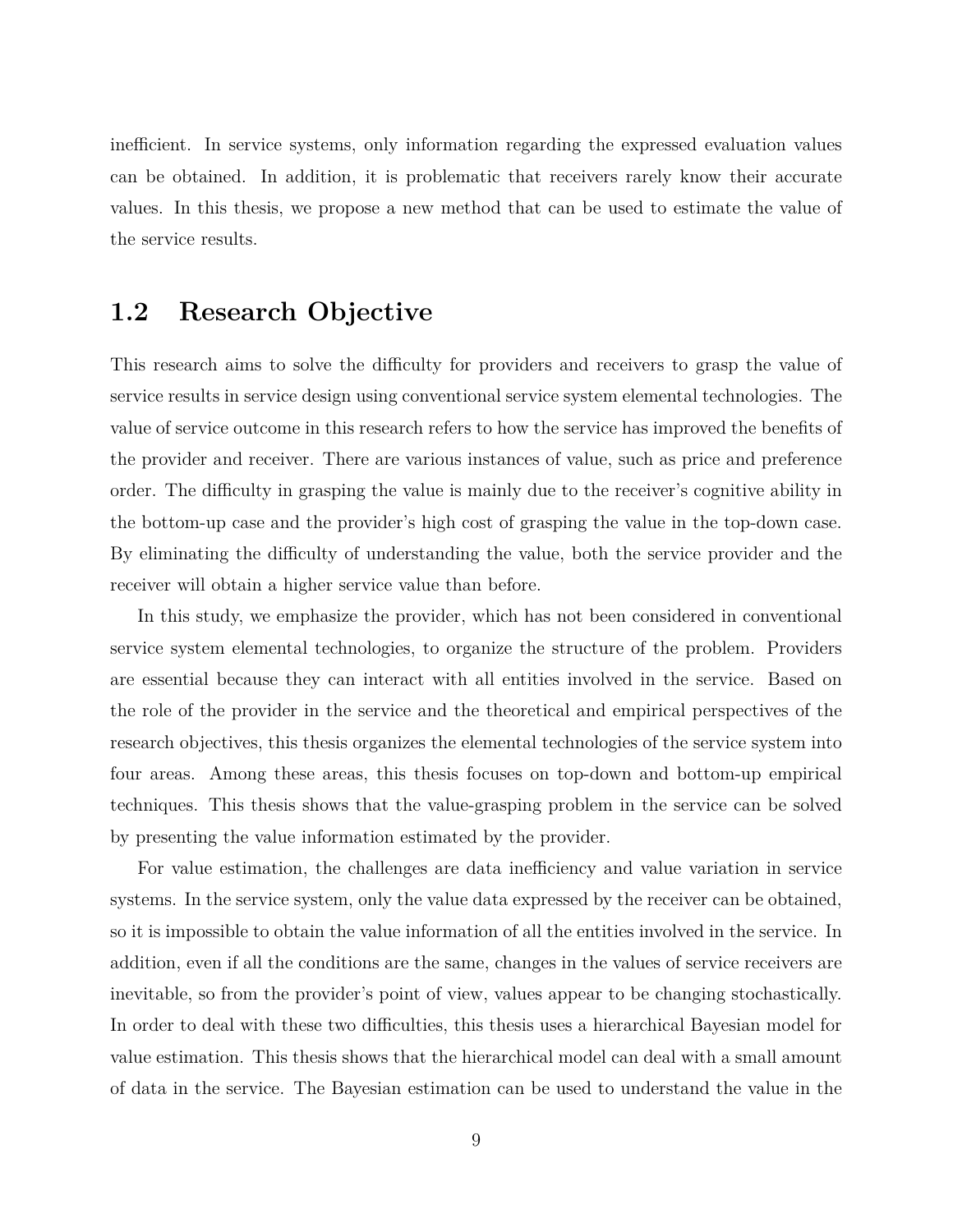inefficient. In service systems, only information regarding the expressed evaluation values can be obtained. In addition, it is problematic that receivers rarely know their accurate values. In this thesis, we propose a new method that can be used to estimate the value of the service results.

## 1.2 Research Objective

This research aims to solve the difficulty for providers and receivers to grasp the value of service results in service design using conventional service system elemental technologies. The value of service outcome in this research refers to how the service has improved the benefits of the provider and receiver. There are various instances of value, such as price and preference order. The difficulty in grasping the value is mainly due to the receiver's cognitive ability in the bottom-up case and the provider's high cost of grasping the value in the top-down case. By eliminating the difficulty of understanding the value, both the service provider and the receiver will obtain a higher service value than before.

In this study, we emphasize the provider, which has not been considered in conventional service system elemental technologies, to organize the structure of the problem. Providers are essential because they can interact with all entities involved in the service. Based on the role of the provider in the service and the theoretical and empirical perspectives of the research objectives, this thesis organizes the elemental technologies of the service system into four areas. Among these areas, this thesis focuses on top-down and bottom-up empirical techniques. This thesis shows that the value-grasping problem in the service can be solved by presenting the value information estimated by the provider.

For value estimation, the challenges are data inefficiency and value variation in service systems. In the service system, only the value data expressed by the receiver can be obtained, so it is impossible to obtain the value information of all the entities involved in the service. In addition, even if all the conditions are the same, changes in the values of service receivers are inevitable, so from the provider's point of view, values appear to be changing stochastically. In order to deal with these two difficulties, this thesis uses a hierarchical Bayesian model for value estimation. This thesis shows that the hierarchical model can deal with a small amount of data in the service. The Bayesian estimation can be used to understand the value in the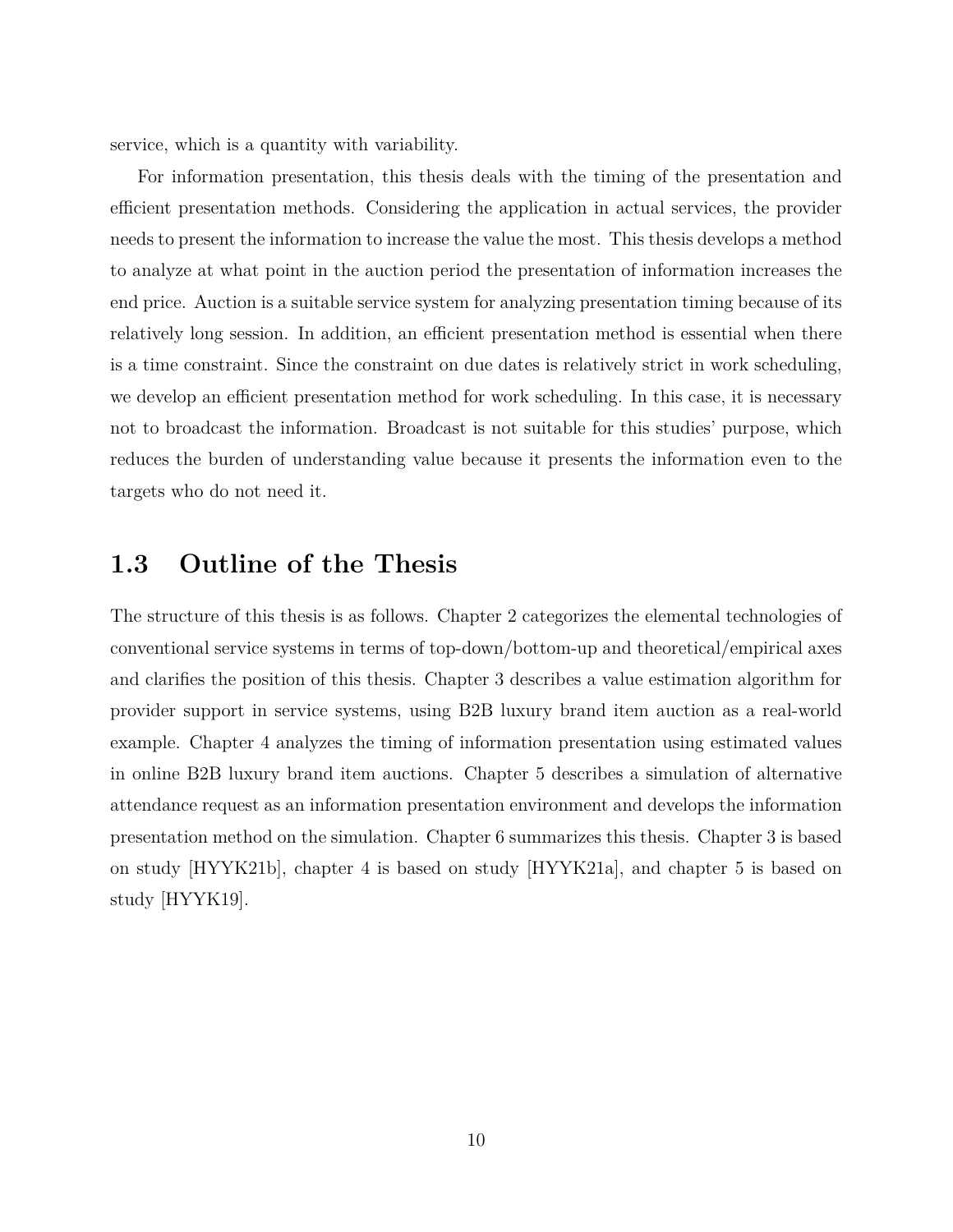service, which is a quantity with variability.

For information presentation, this thesis deals with the timing of the presentation and efficient presentation methods. Considering the application in actual services, the provider needs to present the information to increase the value the most. This thesis develops a method to analyze at what point in the auction period the presentation of information increases the end price. Auction is a suitable service system for analyzing presentation timing because of its relatively long session. In addition, an efficient presentation method is essential when there is a time constraint. Since the constraint on due dates is relatively strict in work scheduling, we develop an efficient presentation method for work scheduling. In this case, it is necessary not to broadcast the information. Broadcast is not suitable for this studies' purpose, which reduces the burden of understanding value because it presents the information even to the targets who do not need it.

## 1.3 Outline of the Thesis

The structure of this thesis is as follows. Chapter 2 categorizes the elemental technologies of conventional service systems in terms of top-down/bottom-up and theoretical/empirical axes and clarifies the position of this thesis. Chapter 3 describes a value estimation algorithm for provider support in service systems, using B2B luxury brand item auction as a real-world example. Chapter 4 analyzes the timing of information presentation using estimated values in online B2B luxury brand item auctions. Chapter 5 describes a simulation of alternative attendance request as an information presentation environment and develops the information presentation method on the simulation. Chapter 6 summarizes this thesis. Chapter 3 is based on study [HYYK21b], chapter 4 is based on study [HYYK21a], and chapter 5 is based on study [HYYK19].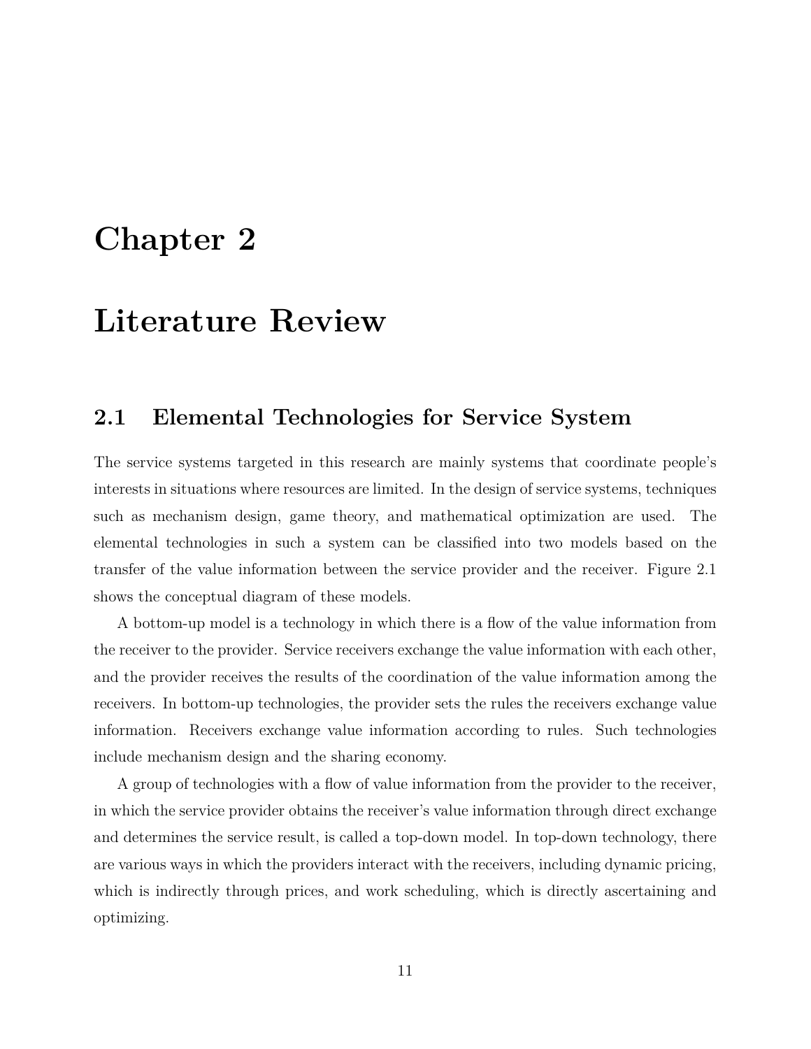# Chapter 2

# Literature Review

## 2.1 Elemental Technologies for Service System

The service systems targeted in this research are mainly systems that coordinate people's interests in situations where resources are limited. In the design of service systems, techniques such as mechanism design, game theory, and mathematical optimization are used. The elemental technologies in such a system can be classified into two models based on the transfer of the value information between the service provider and the receiver. Figure 2.1 shows the conceptual diagram of these models.

A bottom-up model is a technology in which there is a flow of the value information from the receiver to the provider. Service receivers exchange the value information with each other, and the provider receives the results of the coordination of the value information among the receivers. In bottom-up technologies, the provider sets the rules the receivers exchange value information. Receivers exchange value information according to rules. Such technologies include mechanism design and the sharing economy.

A group of technologies with a flow of value information from the provider to the receiver, in which the service provider obtains the receiver's value information through direct exchange and determines the service result, is called a top-down model. In top-down technology, there are various ways in which the providers interact with the receivers, including dynamic pricing, which is indirectly through prices, and work scheduling, which is directly ascertaining and optimizing.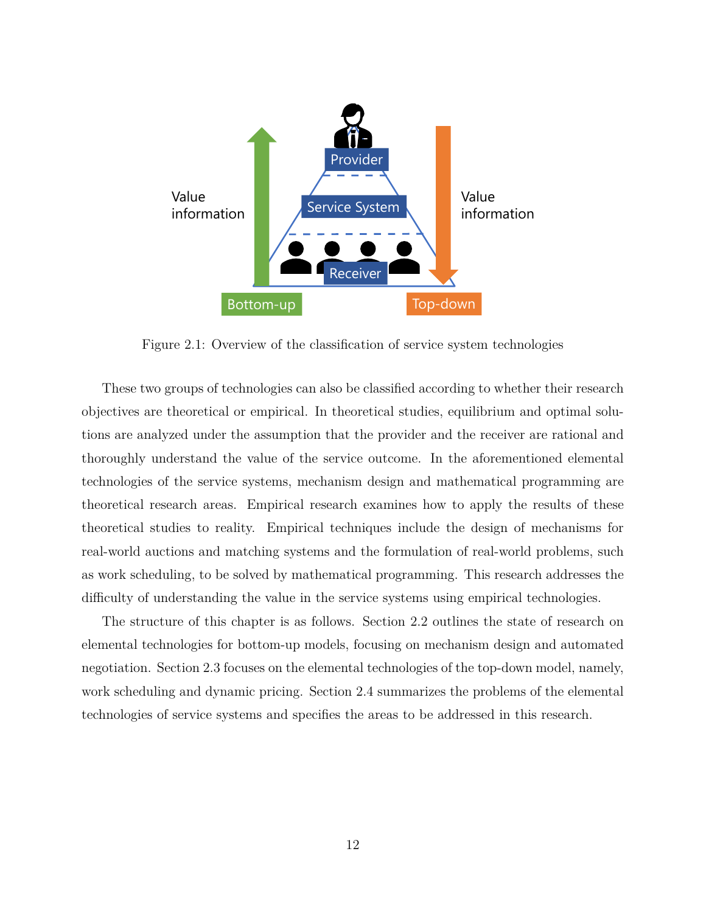Figure 2.1: Overview of the classification of service system technologies

These two groups of technologies can also be classified according to whether their research objectives are theoretical or empirical. In theoretical studies, equilibrium and optimal solutions are analyzed under the assumption that the provider and the receiver are rational and thoroughly understand the value of the service outcome. In the aforementioned elemental technologies of the service systems, mechanism design and mathematical programming are theoretical research areas. Empirical research examines how to apply the results of these theoretical studies to reality. Empirical techniques include the design of mechanisms for real-world auctions and matching systems and the formulation of real-world problems, such as work scheduling, to be solved by mathematical programming. This research addresses the difficulty of understanding the value in the service systems using empirical technologies.

The structure of this chapter is as follows. Section 2.2 outlines the state of research on elemental technologies for bottom-up models, focusing on mechanism design and automated negotiation. Section 2.3 focuses on the elemental technologies of the top-down model, namely, work scheduling and dynamic pricing. Section 2.4 summarizes the problems of the elemental technologies of service systems and specifies the areas to be addressed in this research.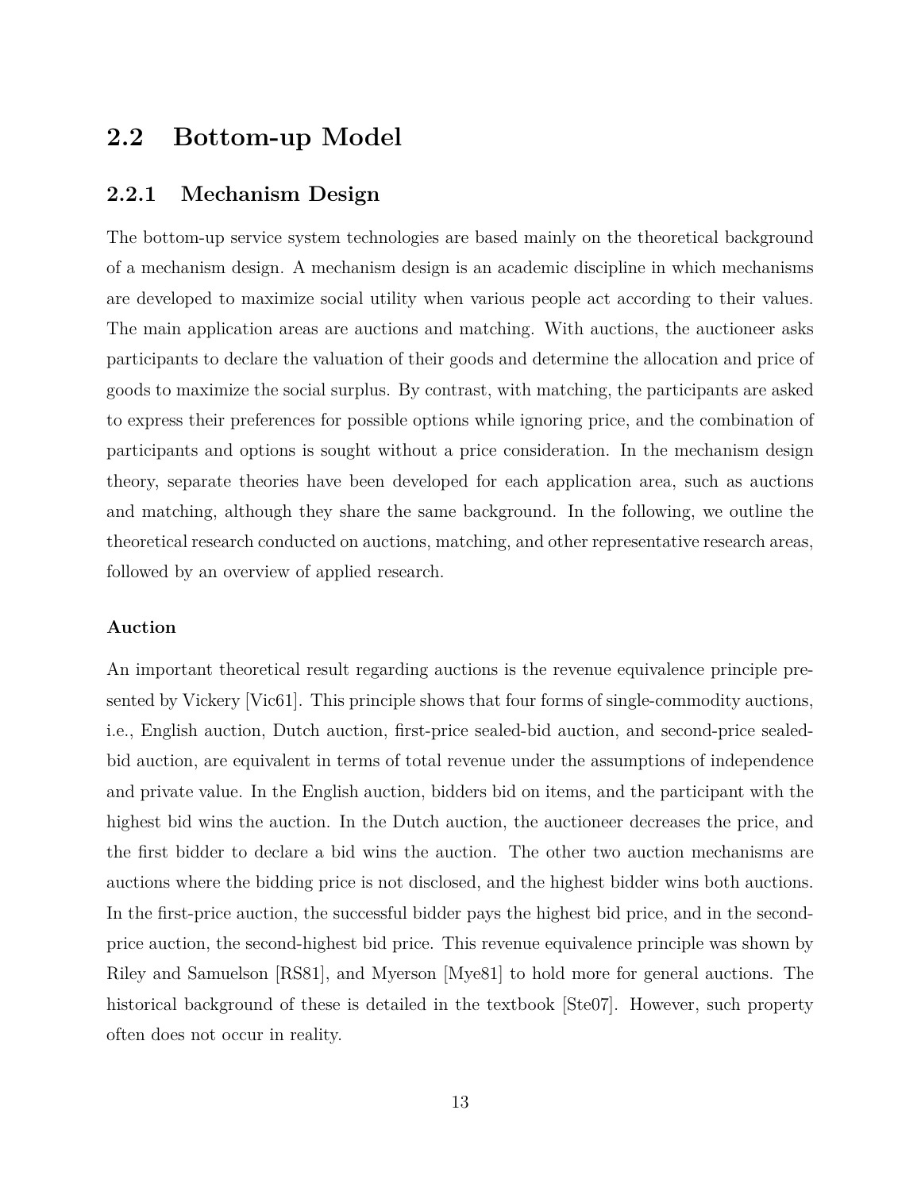## 2.2 Bottom-up Model

### 2.2.1 Mechanism Design

The bottom-up service system technologies are based mainly on the theoretical background of a mechanism design. A mechanism design is an academic discipline in which mechanisms are developed to maximize social utility when various people act according to their values. The main application areas are auctions and matching. With auctions, the auctioneer asks participants to declare the valuation of their goods and determine the allocation and price of goods to maximize the social surplus. By contrast, with matching, the participants are asked to express their preferences for possible options while ignoring price, and the combination of participants and options is sought without a price consideration. In the mechanism design theory, separate theories have been developed for each application area, such as auctions and matching, although they share the same background. In the following, we outline the theoretical research conducted on auctions, matching, and other representative research areas, followed by an overview of applied research.

#### Auction

An important theoretical result regarding auctions is the revenue equivalence principle presented by Vickery [Vic61]. This principle shows that four forms of single-commodity auctions, i.e., English auction, Dutch auction, first-price sealed-bid auction, and second-price sealed-bid auction, are equivalent in terms of total revenue under the assumptions of independence and private value. In the English auction, bidders bid on items, and the participant with the highest bid wins the auction. In the Dutch auction, the auctioneer decreases the price, and the first bidder to declare a bid wins the auction. The other two auction mechanisms are auctions where the bidding price is not disclosed, and the highest bidder wins both auctions. In the first-price auction, the successful bidder pays the highest bid price, and in the second-price auction, the second-highest bid price. This revenue equivalence principle was shown by Riley and Samuelson [RS81], and Myerson [Mye81] to hold more for general auctions. The historical background of these is detailed in the textbook [Ste07]. However, such property often does not occur in reality.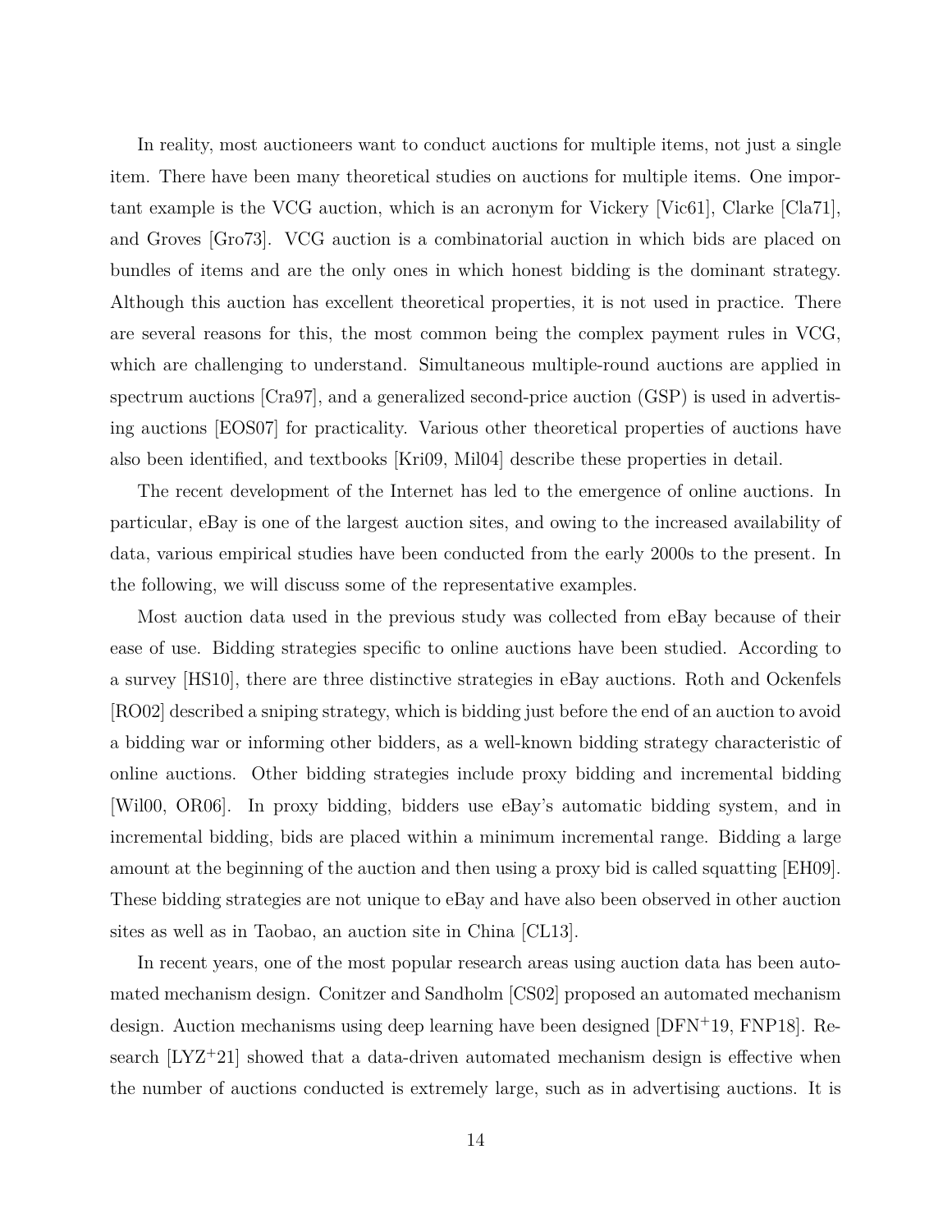In reality, most auctioneers want to conduct auctions for multiple items, not just a single item. There have been many theoretical studies on auctions for multiple items. One important example is the VCG auction, which is an acronym for Vickery [Vic61], Clarke [Cla71], and Groves [Gro73]. VCG auction is a combinatorial auction in which bids are placed on bundles of items and are the only ones in which honest bidding is the dominant strategy. Although this auction has excellent theoretical properties, it is not used in practice. There are several reasons for this, the most common being the complex payment rules in VCG, which are challenging to understand. Simultaneous multiple-round auctions are applied in spectrum auctions [Cra97], and a generalized second-price auction (GSP) is used in advertising auctions [EOS07] for practicality. Various other theoretical properties of auctions have also been identified, and textbooks [Kri09, Mil04] describe these properties in detail.

The recent development of the Internet has led to the emergence of online auctions. In particular, eBay is one of the largest auction sites, and owing to the increased availability of data, various empirical studies have been conducted from the early 2000s to the present. In the following, we will discuss some of the representative examples.

Most auction data used in the previous study was collected from eBay because of their ease of use. Bidding strategies specific to online auctions have been studied. According to a survey [HS10], there are three distinctive strategies in eBay auctions. Roth and Ockenfels [RO02] described a sniping strategy, which is bidding just before the end of an auction to avoid a bidding war or informing other bidders, as a well-known bidding strategy characteristic of online auctions. Other bidding strategies include proxy bidding and incremental bidding [Wil00, OR06]. In proxy bidding, bidders use eBay's automatic bidding system, and in incremental bidding, bids are placed within a minimum incremental range. Bidding a large amount at the beginning of the auction and then using a proxy bid is called squatting [EH09]. These bidding strategies are not unique to eBay and have also been observed in other auction sites as well as in Taobao, an auction site in China [CL13].

In recent years, one of the most popular research areas using auction data has been automated mechanism design. Conitzer and Sandholm [CS02] proposed an automated mechanism design. Auction mechanisms using deep learning have been designed [DFN+19, FNP18]. Research [LYZ+21] showed that a data-driven automated mechanism design is effective when the number of auctions conducted is extremely large, such as in advertising auctions. It is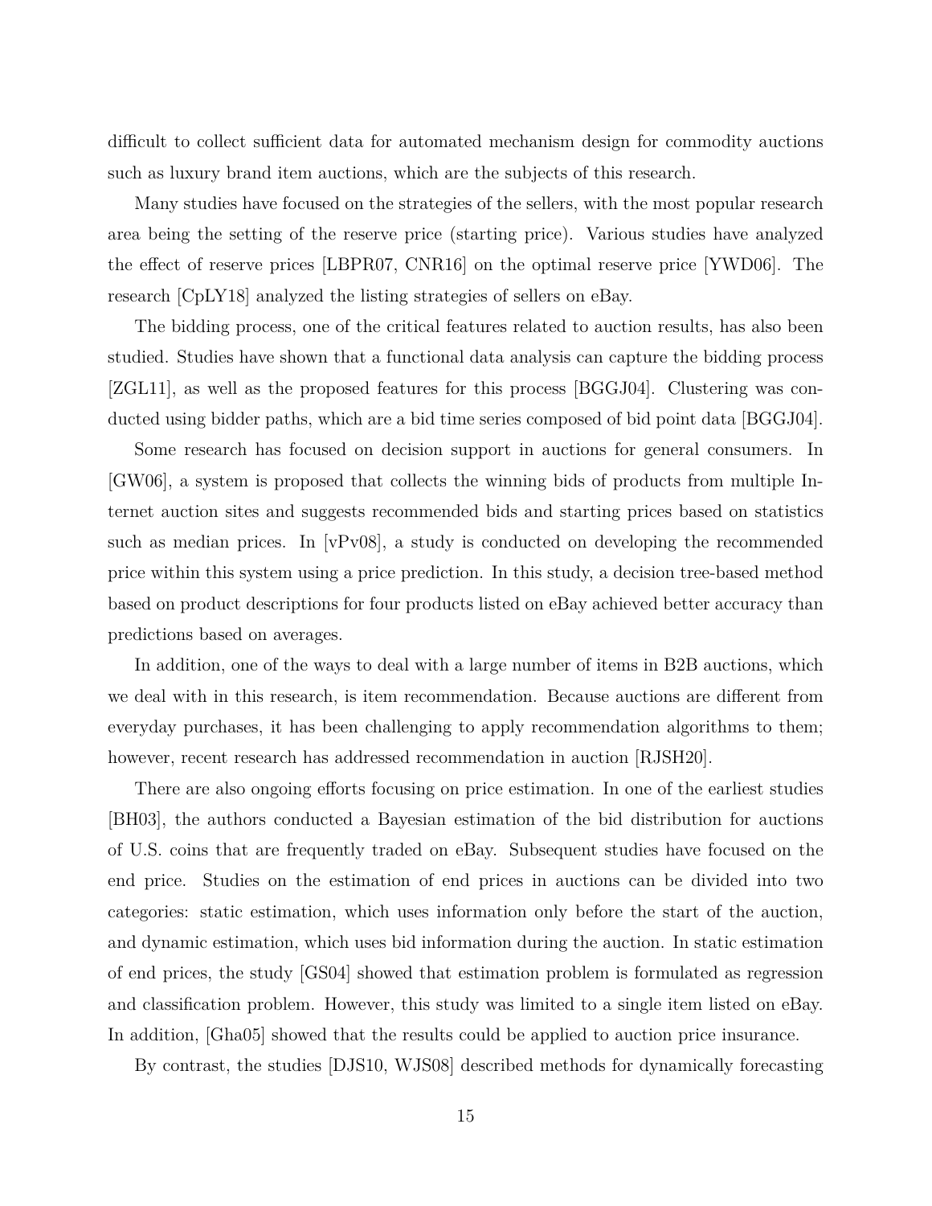difficult to collect sufficient data for automated mechanism design for commodity auctions such as luxury brand item auctions, which are the subjects of this research.

Many studies have focused on the strategies of the sellers, with the most popular research area being the setting of the reserve price (starting price). Various studies have analyzed the effect of reserve prices [LBPR07, CNR16] on the optimal reserve price [YWD06]. The research [CpLY18] analyzed the listing strategies of sellers on eBay.

The bidding process, one of the critical features related to auction results, has also been studied. Studies have shown that a functional data analysis can capture the bidding process [ZGL11], as well as the proposed features for this process [BGGJ04]. Clustering was conducted using bidder paths, which are a bid time series composed of bid point data [BGGJ04].

Some research has focused on decision support in auctions for general consumers. In [GW06], a system is proposed that collects the winning bids of products from multiple Internet auction sites and suggests recommended bids and starting prices based on statistics such as median prices. In [vPv08], a study is conducted on developing the recommended price within this system using a price prediction. In this study, a decision tree-based method based on product descriptions for four products listed on eBay achieved better accuracy than predictions based on averages.

In addition, one of the ways to deal with a large number of items in B2B auctions, which we deal with in this research, is item recommendation. Because auctions are different from everyday purchases, it has been challenging to apply recommendation algorithms to them; however, recent research has addressed recommendation in auction [RJSH20].

There are also ongoing efforts focusing on price estimation. In one of the earliest studies [BH03], the authors conducted a Bayesian estimation of the bid distribution for auctions of U.S. coins that are frequently traded on eBay. Subsequent studies have focused on the end price. Studies on the estimation of end prices in auctions can be divided into two categories: static estimation, which uses information only before the start of the auction, and dynamic estimation, which uses bid information during the auction. In static estimation of end prices, the study [GS04] showed that estimation problem is formulated as regression and classification problem. However, this study was limited to a single item listed on eBay. In addition, [Gha05] showed that the results could be applied to auction price insurance.

By contrast, the studies [DJS10, WJS08] described methods for dynamically forecasting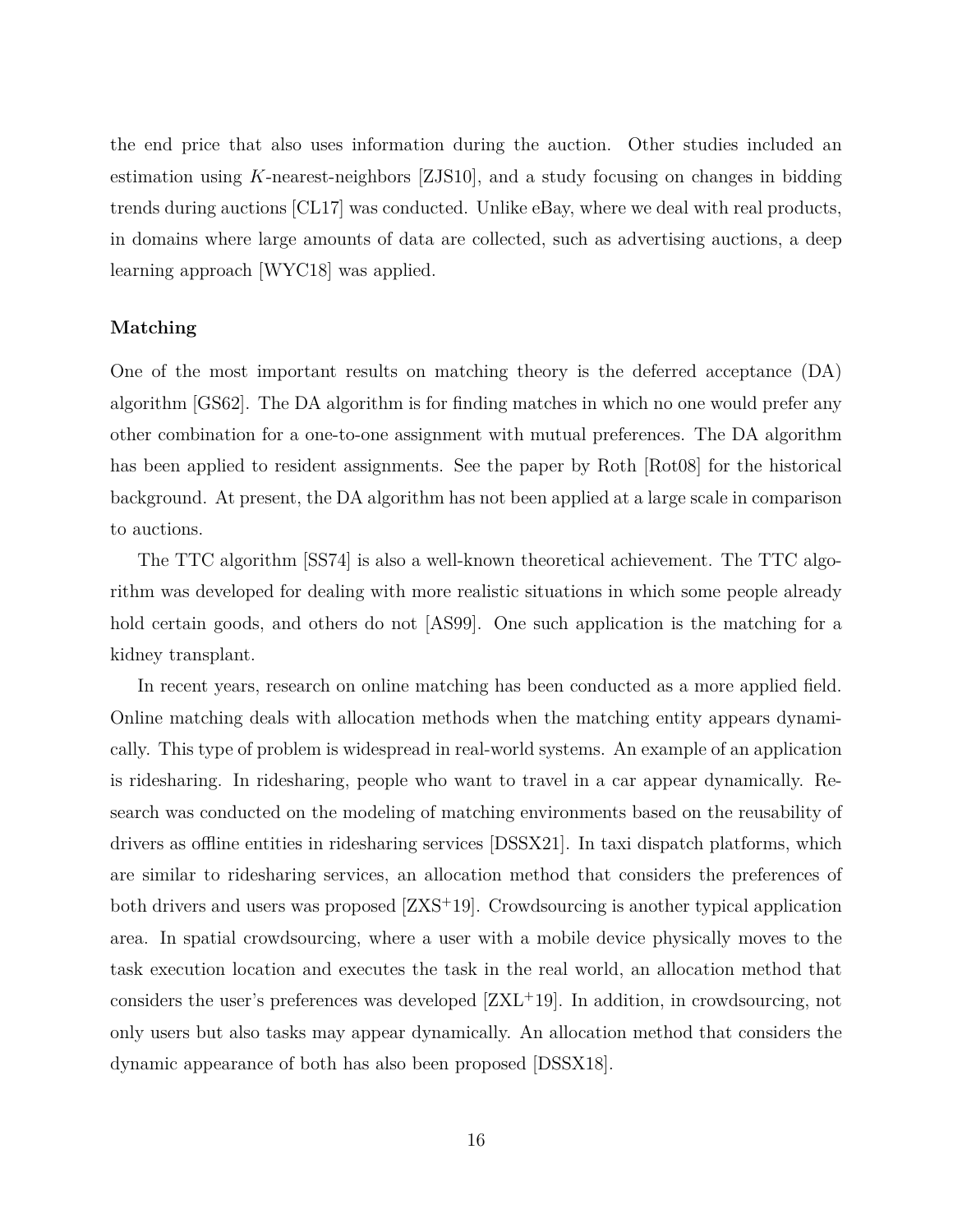the end price that also uses information during the auction. Other studies included an estimation using $K$-nearest-neighbors [ZJS10], and a study focusing on changes in bidding trends during auctions [CL17] was conducted. Unlike eBay, where we deal with real products, in domains where large amounts of data are collected, such as advertising auctions, a deep learning approach [WYC18] was applied.

**Matching**

One of the most important results on matching theory is the deferred acceptance (DA) algorithm [GS62]. The DA algorithm is for finding matches in which no one would prefer any other combination for a one-to-one assignment with mutual preferences. The DA algorithm has been applied to resident assignments. See the paper by Roth [Rot08] for the historical background. At present, the DA algorithm has not been applied at a large scale in comparison to auctions.

The TTC algorithm [SS74] is also a well-known theoretical achievement. The TTC algorithm was developed for dealing with more realistic situations in which some people already hold certain goods, and others do not [AS99]. One such application is the matching for a kidney transplant.

In recent years, research on online matching has been conducted as a more applied field. Online matching deals with allocation methods when the matching entity appears dynamically. This type of problem is widespread in real-world systems. An example of an application is ridesharing. In ridesharing, people who want to travel in a car appear dynamically. Research was conducted on the modeling of matching environments based on the reusability of drivers as offline entities in ridesharing services [DSSX21]. In taxi dispatch platforms, which are similar to ridesharing services, an allocation method that considers the preferences of both drivers and users was proposed [ZXS+19]. Crowdsourcing is another typical application area. In spatial crowdsourcing, where a user with a mobile device physically moves to the task execution location and executes the task in the real world, an allocation method that considers the user's preferences was developed [ZXL+19]. In addition, in crowdsourcing, not only users but also tasks may appear dynamically. An allocation method that considers the dynamic appearance of both has also been proposed [DSSX18].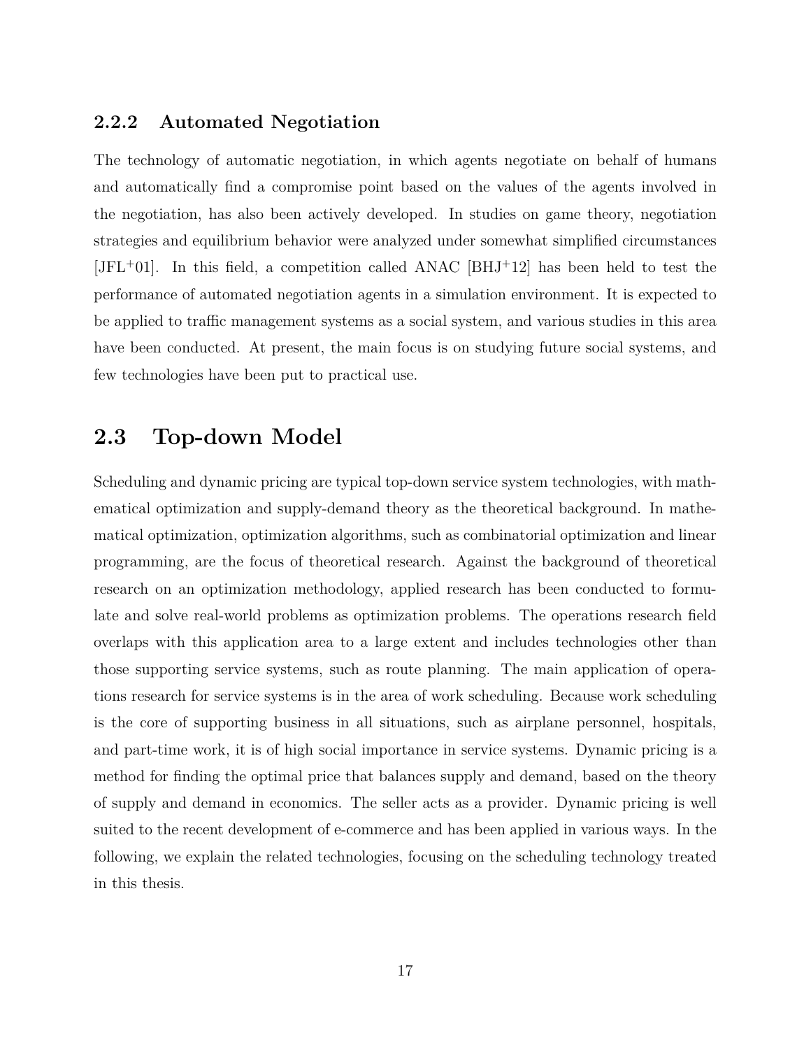### 2.2.2 Automated Negotiation

The technology of automatic negotiation, in which agents negotiate on behalf of humans and automatically find a compromise point based on the values of the agents involved in the negotiation, has also been actively developed. In studies on game theory, negotiation strategies and equilibrium behavior were analyzed under somewhat simplified circumstances [JFL+01]. In this field, a competition called ANAC [BHJ+12] has been held to test the performance of automated negotiation agents in a simulation environment. It is expected to be applied to traffic management systems as a social system, and various studies in this area have been conducted. At present, the main focus is on studying future social systems, and few technologies have been put to practical use.

## 2.3 Top-down Model

Scheduling and dynamic pricing are typical top-down service system technologies, with mathematical optimization and supply-demand theory as the theoretical background. In mathematical optimization, optimization algorithms, such as combinatorial optimization and linear programming, are the focus of theoretical research. Against the background of theoretical research on an optimization methodology, applied research has been conducted to formulate and solve real-world problems as optimization problems. The operations research field overlaps with this application area to a large extent and includes technologies other than those supporting service systems, such as route planning. The main application of operations research for service systems is in the area of work scheduling. Because work scheduling is the core of supporting business in all situations, such as airplane personnel, hospitals, and part-time work, it is of high social importance in service systems. Dynamic pricing is a method for finding the optimal price that balances supply and demand, based on the theory of supply and demand in economics. The seller acts as a provider. Dynamic pricing is well suited to the recent development of e-commerce and has been applied in various ways. In the following, we explain the related technologies, focusing on the scheduling technology treated in this thesis.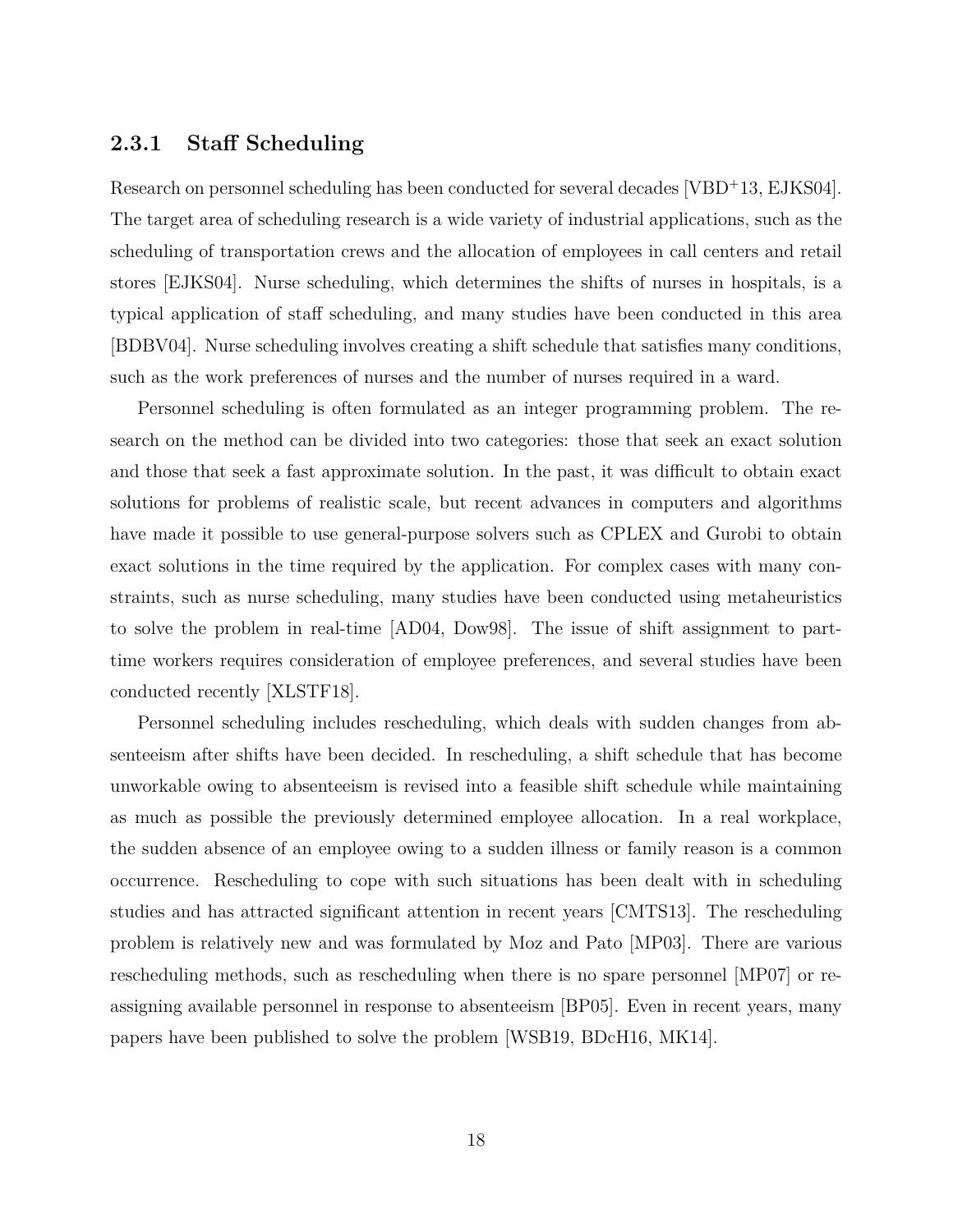### 2.3.1 Staff Scheduling

Research on personnel scheduling has been conducted for several decades [VBD+13, EJKS04]. The target area of scheduling research is a wide variety of industrial applications, such as the scheduling of transportation crews and the allocation of employees in call centers and retail stores [EJKS04]. Nurse scheduling, which determines the shifts of nurses in hospitals, is a typical application of staff scheduling, and many studies have been conducted in this area [BDBV04]. Nurse scheduling involves creating a shift schedule that satisfies many conditions, such as the work preferences of nurses and the number of nurses required in a ward.

Personnel scheduling is often formulated as an integer programming problem. The research on the method can be divided into two categories: those that seek an exact solution and those that seek a fast approximate solution. In the past, it was difficult to obtain exact solutions for problems of realistic scale, but recent advances in computers and algorithms have made it possible to use general-purpose solvers such as CPLEX and Gurobi to obtain exact solutions in the time required by the application. For complex cases with many constraints, such as nurse scheduling, many studies have been conducted using metaheuristics to solve the problem in real-time [AD04, Dow98]. The issue of shift assignment to part-time workers requires consideration of employee preferences, and several studies have been conducted recently [XLSTF18].

Personnel scheduling includes rescheduling, which deals with sudden changes from absenteeism after shifts have been decided. In rescheduling, a shift schedule that has become unworkable owing to absenteeism is revised into a feasible shift schedule while maintaining as much as possible the previously determined employee allocation. In a real workplace, the sudden absence of an employee owing to a sudden illness or family reason is a common occurrence. Rescheduling to cope with such situations has been dealt with in scheduling studies and has attracted significant attention in recent years [CMTS13]. The rescheduling problem is relatively new and was formulated by Moz and Pato [MP03]. There are various rescheduling methods, such as rescheduling when there is no spare personnel [MP07] or reassigning available personnel in response to absenteeism [BP05]. Even in recent years, many papers have been published to solve the problem [WSB19, BDcH16, MK14].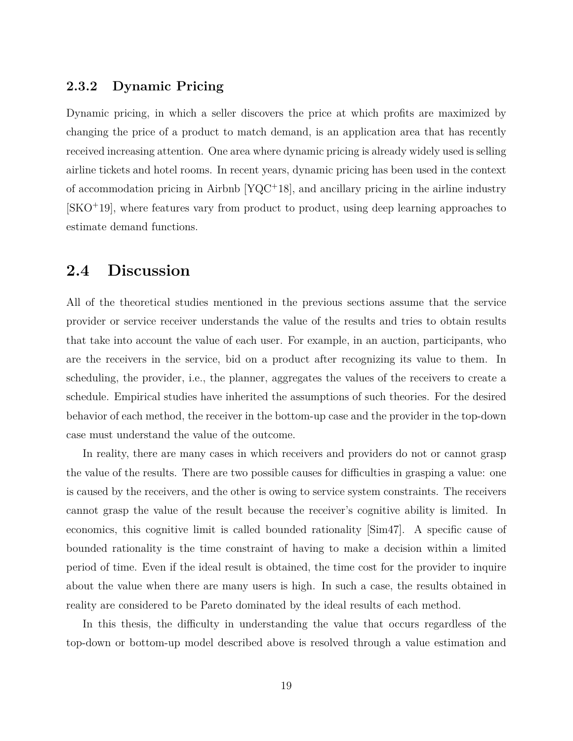### 2.3.2 Dynamic Pricing

Dynamic pricing, in which a seller discovers the price at which profits are maximized by changing the price of a product to match demand, is an application area that has recently received increasing attention. One area where dynamic pricing is already widely used is selling airline tickets and hotel rooms. In recent years, dynamic pricing has been used in the context of accommodation pricing in Airbnb [YQC+18], and ancillary pricing in the airline industry [SKO+19], where features vary from product to product, using deep learning approaches to estimate demand functions.

## 2.4 Discussion

All of the theoretical studies mentioned in the previous sections assume that the service provider or service receiver understands the value of the results and tries to obtain results that take into account the value of each user. For example, in an auction, participants, who are the receivers in the service, bid on a product after recognizing its value to them. In scheduling, the provider, i.e., the planner, aggregates the values of the receivers to create a schedule. Empirical studies have inherited the assumptions of such theories. For the desired behavior of each method, the receiver in the bottom-up case and the provider in the top-down case must understand the value of the outcome.

In reality, there are many cases in which receivers and providers do not or cannot grasp the value of the results. There are two possible causes for difficulties in grasping a value: one is caused by the receivers, and the other is owing to service system constraints. The receivers cannot grasp the value of the result because the receiver's cognitive ability is limited. In economics, this cognitive limit is called bounded rationality [Sim47]. A specific cause of bounded rationality is the time constraint of having to make a decision within a limited period of time. Even if the ideal result is obtained, the time cost for the provider to inquire about the value when there are many users is high. In such a case, the results obtained in reality are considered to be Pareto dominated by the ideal results of each method.

In this thesis, the difficulty in understanding the value that occurs regardless of the top-down or bottom-up model described above is resolved through a value estimation and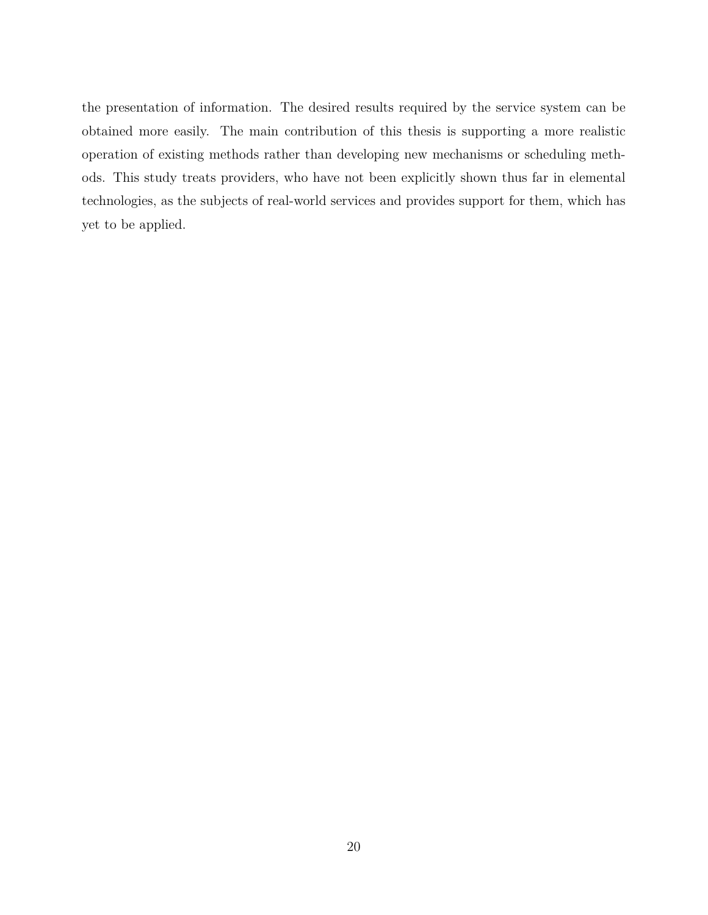the presentation of information. The desired results required by the service system can be obtained more easily. The main contribution of this thesis is supporting a more realistic operation of existing methods rather than developing new mechanisms or scheduling methods. This study treats providers, who have not been explicitly shown thus far in elemental technologies, as the subjects of real-world services and provides support for them, which has yet to be applied.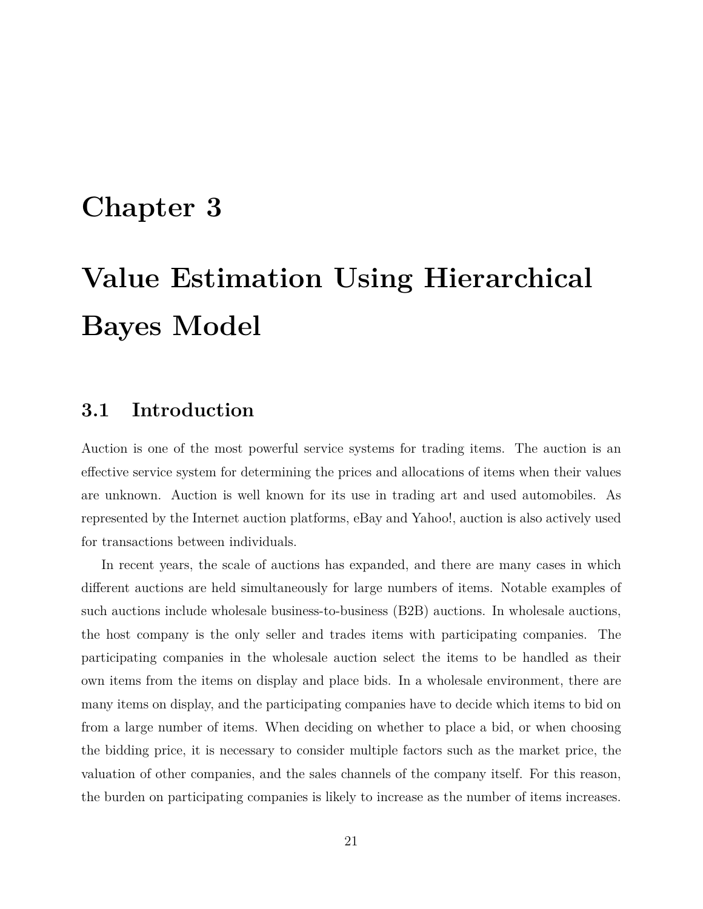# Chapter 3

# Value Estimation Using Hierarchical Bayes Model

## 3.1 Introduction

Auction is one of the most powerful service systems for trading items. The auction is an effective service system for determining the prices and allocations of items when their values are unknown. Auction is well known for its use in trading art and used automobiles. As represented by the Internet auction platforms, eBay and Yahoo!, auction is also actively used for transactions between individuals.

In recent years, the scale of auctions has expanded, and there are many cases in which different auctions are held simultaneously for large numbers of items. Notable examples of such auctions include wholesale business-to-business (B2B) auctions. In wholesale auctions, the host company is the only seller and trades items with participating companies. The participating companies in the wholesale auction select the items to be handled as their own items from the items on display and place bids. In a wholesale environment, there are many items on display, and the participating companies have to decide which items to bid on from a large number of items. When deciding on whether to place a bid, or when choosing the bidding price, it is necessary to consider multiple factors such as the market price, the valuation of other companies, and the sales channels of the company itself. For this reason, the burden on participating companies is likely to increase as the number of items increases.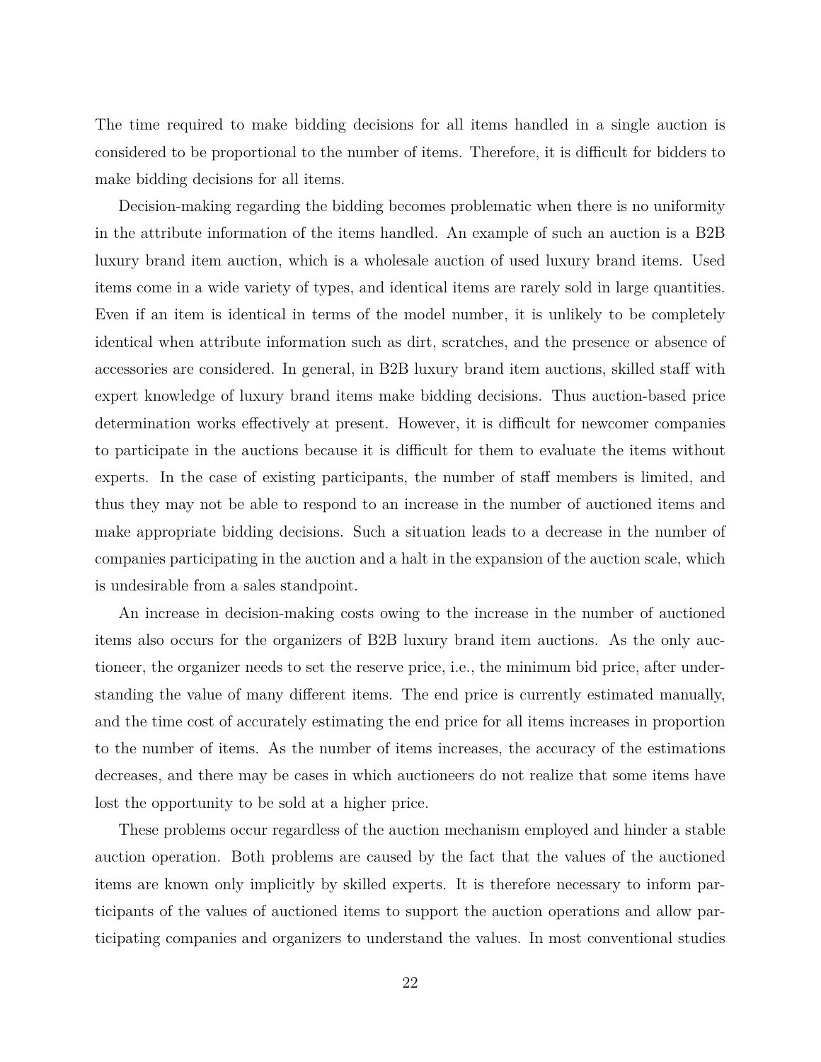The time required to make bidding decisions for all items handled in a single auction is considered to be proportional to the number of items. Therefore, it is difficult for bidders to make bidding decisions for all items.

Decision-making regarding the bidding becomes problematic when there is no uniformity in the attribute information of the items handled. An example of such an auction is a B2B luxury brand item auction, which is a wholesale auction of used luxury brand items. Used items come in a wide variety of types, and identical items are rarely sold in large quantities. Even if an item is identical in terms of the model number, it is unlikely to be completely identical when attribute information such as dirt, scratches, and the presence or absence of accessories are considered. In general, in B2B luxury brand item auctions, skilled staff with expert knowledge of luxury brand items make bidding decisions. Thus auction-based price determination works effectively at present. However, it is difficult for newcomer companies to participate in the auctions because it is difficult for them to evaluate the items without experts. In the case of existing participants, the number of staff members is limited, and thus they may not be able to respond to an increase in the number of auctioned items and make appropriate bidding decisions. Such a situation leads to a decrease in the number of companies participating in the auction and a halt in the expansion of the auction scale, which is undesirable from a sales standpoint.

An increase in decision-making costs owing to the increase in the number of auctioned items also occurs for the organizers of B2B luxury brand item auctions. As the only auctioneer, the organizer needs to set the reserve price, i.e., the minimum bid price, after understanding the value of many different items. The end price is currently estimated manually, and the time cost of accurately estimating the end price for all items increases in proportion to the number of items. As the number of items increases, the accuracy of the estimations decreases, and there may be cases in which auctioneers do not realize that some items have lost the opportunity to be sold at a higher price.

These problems occur regardless of the auction mechanism employed and hinder a stable auction operation. Both problems are caused by the fact that the values of the auctioned items are known only implicitly by skilled experts. It is therefore necessary to inform participants of the values of auctioned items to support the auction operations and allow participating companies and organizers to understand the values. In most conventional studies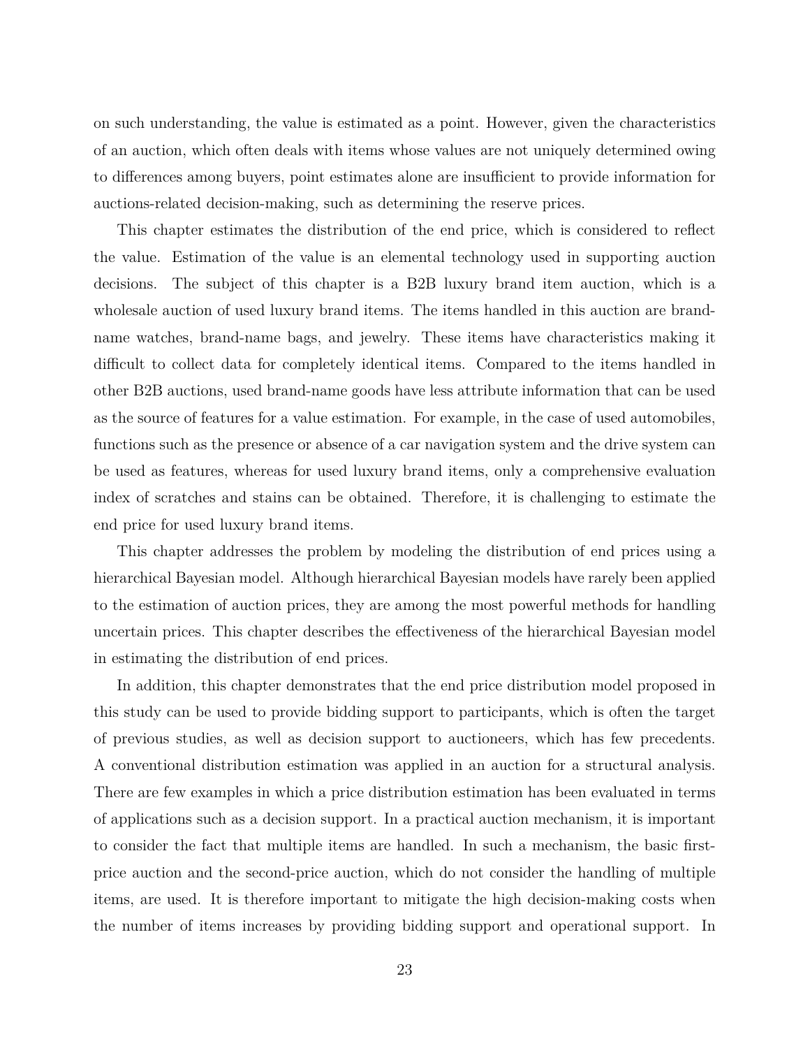on such understanding, the value is estimated as a point. However, given the characteristics of an auction, which often deals with items whose values are not uniquely determined owing to differences among buyers, point estimates alone are insufficient to provide information for auctions-related decision-making, such as determining the reserve prices.

This chapter estimates the distribution of the end price, which is considered to reflect the value. Estimation of the value is an elemental technology used in supporting auction decisions. The subject of this chapter is a B2B luxury brand item auction, which is a wholesale auction of used luxury brand items. The items handled in this auction are brand-name watches, brand-name bags, and jewelry. These items have characteristics making it difficult to collect data for completely identical items. Compared to the items handled in other B2B auctions, used brand-name goods have less attribute information that can be used as the source of features for a value estimation. For example, in the case of used automobiles, functions such as the presence or absence of a car navigation system and the drive system can be used as features, whereas for used luxury brand items, only a comprehensive evaluation index of scratches and stains can be obtained. Therefore, it is challenging to estimate the end price for used luxury brand items.

This chapter addresses the problem by modeling the distribution of end prices using a hierarchical Bayesian model. Although hierarchical Bayesian models have rarely been applied to the estimation of auction prices, they are among the most powerful methods for handling uncertain prices. This chapter describes the effectiveness of the hierarchical Bayesian model in estimating the distribution of end prices.

In addition, this chapter demonstrates that the end price distribution model proposed in this study can be used to provide bidding support to participants, which is often the target of previous studies, as well as decision support to auctioneers, which has few precedents. A conventional distribution estimation was applied in an auction for a structural analysis. There are few examples in which a price distribution estimation has been evaluated in terms of applications such as a decision support. In a practical auction mechanism, it is important to consider the fact that multiple items are handled. In such a mechanism, the basic first-price auction and the second-price auction, which do not consider the handling of multiple items, are used. It is therefore important to mitigate the high decision-making costs when the number of items increases by providing bidding support and operational support. In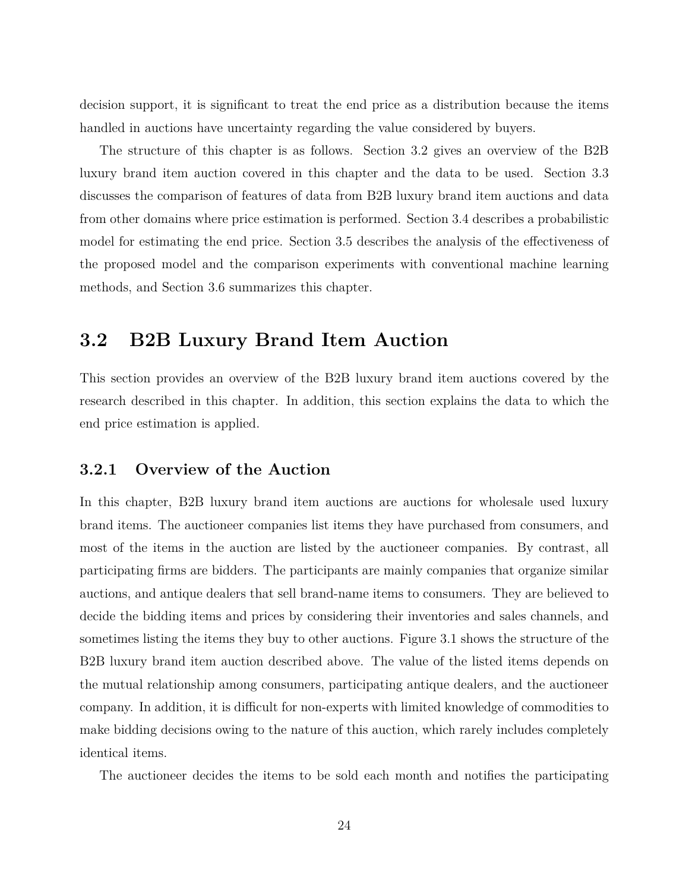decision support, it is significant to treat the end price as a distribution because the items handled in auctions have uncertainty regarding the value considered by buyers.

The structure of this chapter is as follows. Section 3.2 gives an overview of the B2B luxury brand item auction covered in this chapter and the data to be used. Section 3.3 discusses the comparison of features of data from B2B luxury brand item auctions and data from other domains where price estimation is performed. Section 3.4 describes a probabilistic model for estimating the end price. Section 3.5 describes the analysis of the effectiveness of the proposed model and the comparison experiments with conventional machine learning methods, and Section 3.6 summarizes this chapter.

## 3.2 B2B Luxury Brand Item Auction

This section provides an overview of the B2B luxury brand item auctions covered by the research described in this chapter. In addition, this section explains the data to which the end price estimation is applied.

### 3.2.1 Overview of the Auction

In this chapter, B2B luxury brand item auctions are auctions for wholesale used luxury brand items. The auctioneer companies list items they have purchased from consumers, and most of the items in the auction are listed by the auctioneer companies. By contrast, all participating firms are bidders. The participants are mainly companies that organize similar auctions, and antique dealers that sell brand-name items to consumers. They are believed to decide the bidding items and prices by considering their inventories and sales channels, and sometimes listing the items they buy to other auctions. Figure 3.1 shows the structure of the B2B luxury brand item auction described above. The value of the listed items depends on the mutual relationship among consumers, participating antique dealers, and the auctioneer company. In addition, it is difficult for non-experts with limited knowledge of commodities to make bidding decisions owing to the nature of this auction, which rarely includes completely identical items.

The auctioneer decides the items to be sold each month and notifies the participating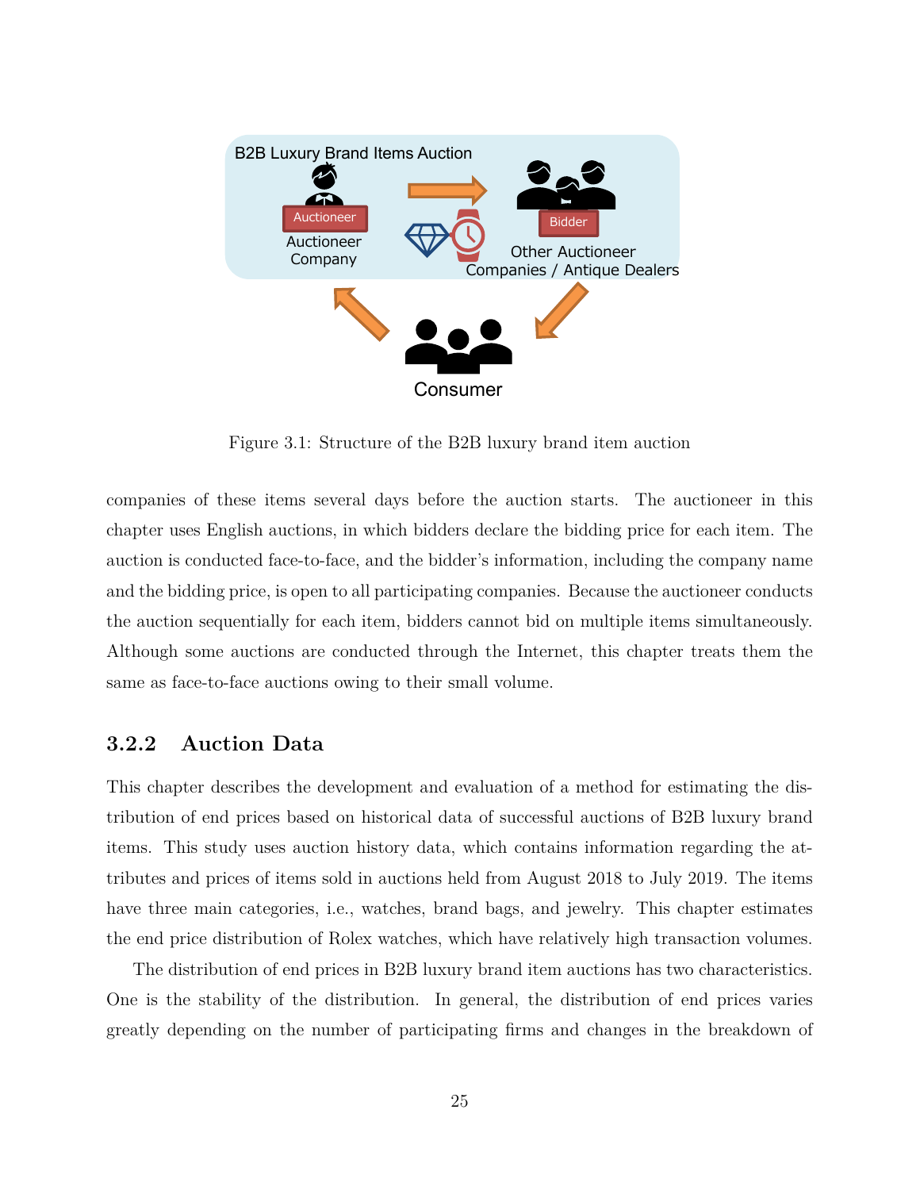Figure 3.1: Structure of the B2B luxury brand item auction

companies of these items several days before the auction starts. The auctioneer in this chapter uses English auctions, in which bidders declare the bidding price for each item. The auction is conducted face-to-face, and the bidder's information, including the company name and the bidding price, is open to all participating companies. Because the auctioneer conducts the auction sequentially for each item, bidders cannot bid on multiple items simultaneously. Although some auctions are conducted through the Internet, this chapter treats them the same as face-to-face auctions owing to their small volume.

### 3.2.2 Auction Data

This chapter describes the development and evaluation of a method for estimating the distribution of end prices based on historical data of successful auctions of B2B luxury brand items. This study uses auction history data, which contains information regarding the attributes and prices of items sold in auctions held from August 2018 to July 2019. The items have three main categories, i.e., watches, brand bags, and jewelry. This chapter estimates the end price distribution of Rolex watches, which have relatively high transaction volumes.

The distribution of end prices in B2B luxury brand item auctions has two characteristics. One is the stability of the distribution. In general, the distribution of end prices varies greatly depending on the number of participating firms and changes in the breakdown of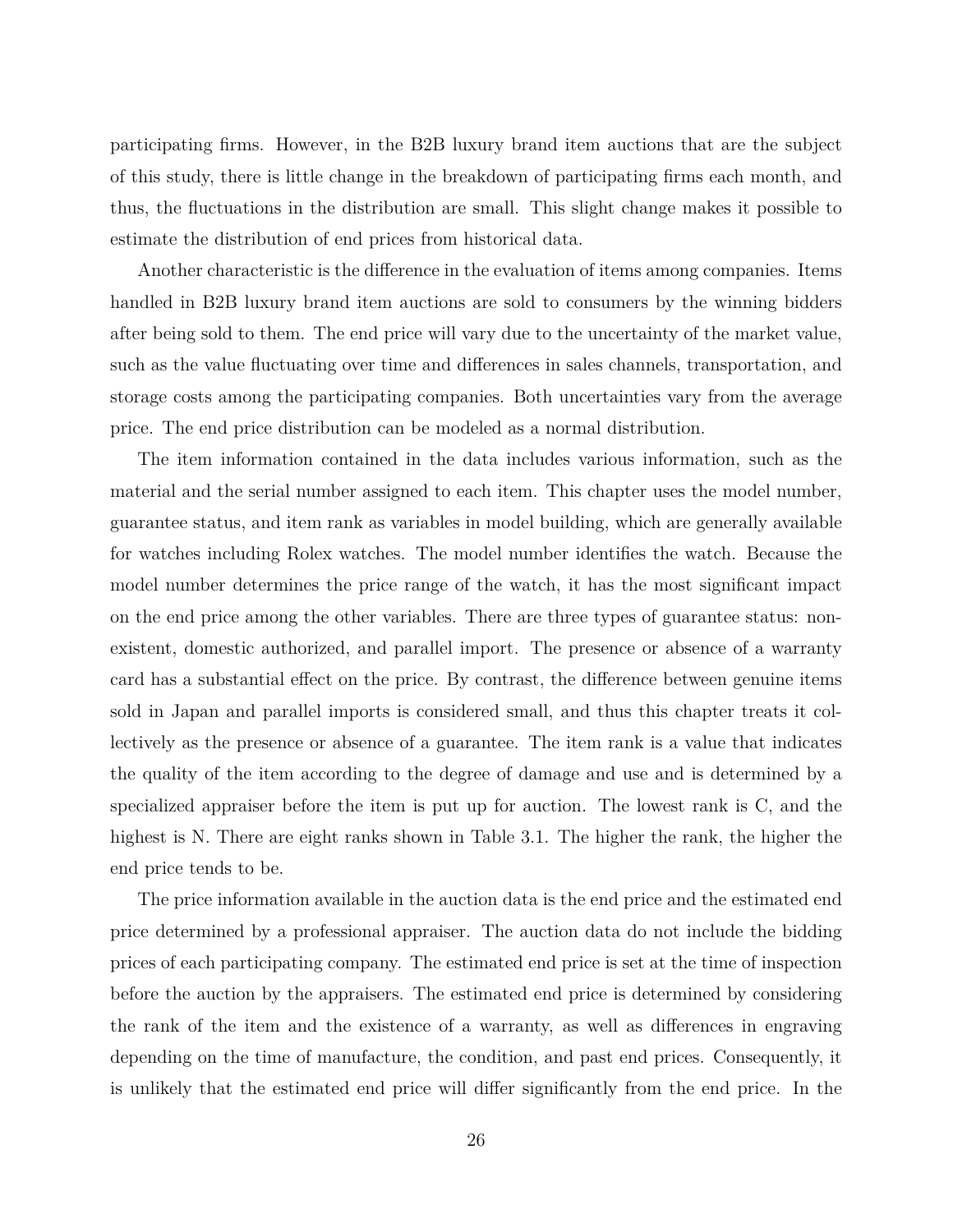participating firms. However, in the B2B luxury brand item auctions that are the subject of this study, there is little change in the breakdown of participating firms each month, and thus, the fluctuations in the distribution are small. This slight change makes it possible to estimate the distribution of end prices from historical data.

Another characteristic is the difference in the evaluation of items among companies. Items handled in B2B luxury brand item auctions are sold to consumers by the winning bidders after being sold to them. The end price will vary due to the uncertainty of the market value, such as the value fluctuating over time and differences in sales channels, transportation, and storage costs among the participating companies. Both uncertainties vary from the average price. The end price distribution can be modeled as a normal distribution.

The item information contained in the data includes various information, such as the material and the serial number assigned to each item. This chapter uses the model number, guarantee status, and item rank as variables in model building, which are generally available for watches including Rolex watches. The model number identifies the watch. Because the model number determines the price range of the watch, it has the most significant impact on the end price among the other variables. There are three types of guarantee status: non-existent, domestic authorized, and parallel import. The presence or absence of a warranty card has a substantial effect on the price. By contrast, the difference between genuine items sold in Japan and parallel imports is considered small, and thus this chapter treats it collectively as the presence or absence of a guarantee. The item rank is a value that indicates the quality of the item according to the degree of damage and use and is determined by a specialized appraiser before the item is put up for auction. The lowest rank is C, and the highest is N. There are eight ranks shown in Table 3.1. The higher the rank, the higher the end price tends to be.

The price information available in the auction data is the end price and the estimated end price determined by a professional appraiser. The auction data do not include the bidding prices of each participating company. The estimated end price is set at the time of inspection before the auction by the appraisers. The estimated end price is determined by considering the rank of the item and the existence of a warranty, as well as differences in engraving depending on the time of manufacture, the condition, and past end prices. Consequently, it is unlikely that the estimated end price will differ significantly from the end price. In the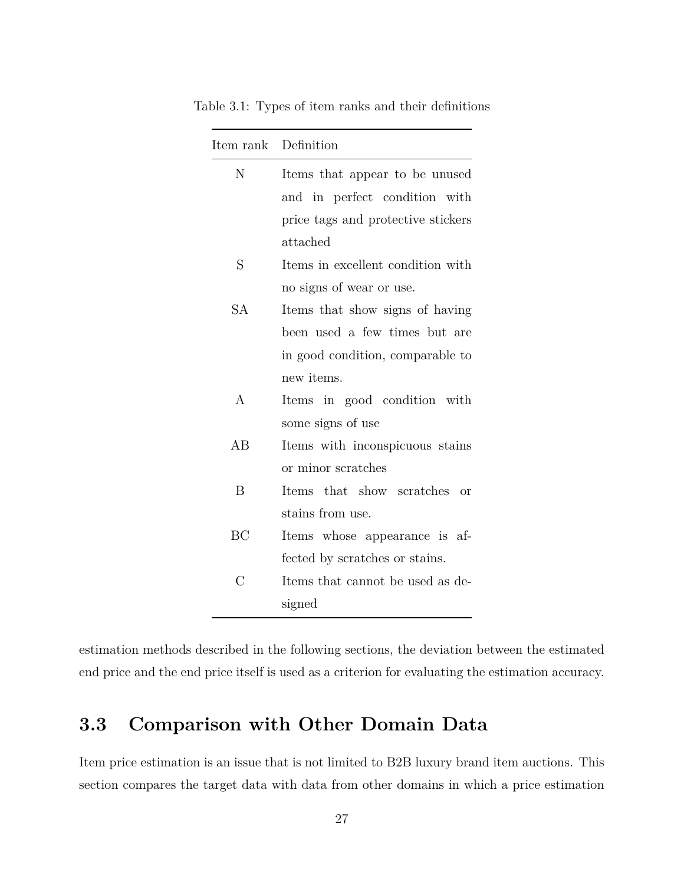Table 3.1: Types of item ranks and their definitions

| Item rank | Definition |
|---|---|
| N | Items that appear to be unused and in perfect condition with price tags and protective stickers attached |
| S | Items in excellent condition with no signs of wear or use. |
| SA | Items that show signs of having been used a few times but are in good condition, comparable to new items. |
| A | Items in good condition with some signs of use |
| AB | Items with inconspicuous stains or minor scratches |
| B | Items that show scratches or stains from use. |
| BC | Items whose appearance is affected by scratches or stains. |
| C | Items that cannot be used as designed |

estimation methods described in the following sections, the deviation between the estimated end price and the end price itself is used as a criterion for evaluating the estimation accuracy.

## 3.3 Comparison with Other Domain Data

Item price estimation is an issue that is not limited to B2B luxury brand item auctions. This section compares the target data with data from other domains in which a price estimation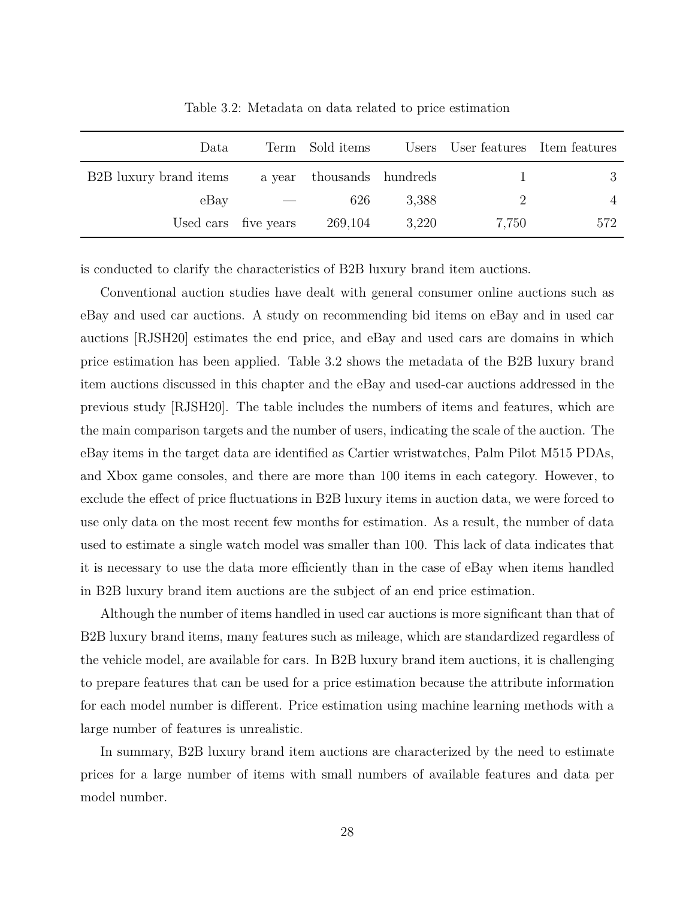Table 3.2: Metadata on data related to price estimation

| Data | Term | Sold items | Users | User features | Item features |
|---|---|---|---|---|---|
| B2B luxury brand items | a year | thousands | hundreds | 1 | 3 |
| eBay | — | 626 | 3,388 | 2 | 4 |
| Used cars | five years | 269,104 | 3,220 | 7,750 | 572 |

is conducted to clarify the characteristics of B2B luxury brand item auctions.

Conventional auction studies have dealt with general consumer online auctions such as eBay and used car auctions. A study on recommending bid items on eBay and in used car auctions [RJSH20] estimates the end price, and eBay and used cars are domains in which price estimation has been applied. Table 3.2 shows the metadata of the B2B luxury brand item auctions discussed in this chapter and the eBay and used-car auctions addressed in the previous study [RJSH20]. The table includes the numbers of items and features, which are the main comparison targets and the number of users, indicating the scale of the auction. The eBay items in the target data are identified as Cartier wristwatches, Palm Pilot M515 PDAs, and Xbox game consoles, and there are more than 100 items in each category. However, to exclude the effect of price fluctuations in B2B luxury items in auction data, we were forced to use only data on the most recent few months for estimation. As a result, the number of data used to estimate a single watch model was smaller than 100. This lack of data indicates that it is necessary to use the data more efficiently than in the case of eBay when items handled in B2B luxury brand item auctions are the subject of an end price estimation.

Although the number of items handled in used car auctions is more significant than that of B2B luxury brand items, many features such as mileage, which are standardized regardless of the vehicle model, are available for cars. In B2B luxury brand item auctions, it is challenging to prepare features that can be used for a price estimation because the attribute information for each model number is different. Price estimation using machine learning methods with a large number of features is unrealistic.

In summary, B2B luxury brand item auctions are characterized by the need to estimate prices for a large number of items with small numbers of available features and data per model number.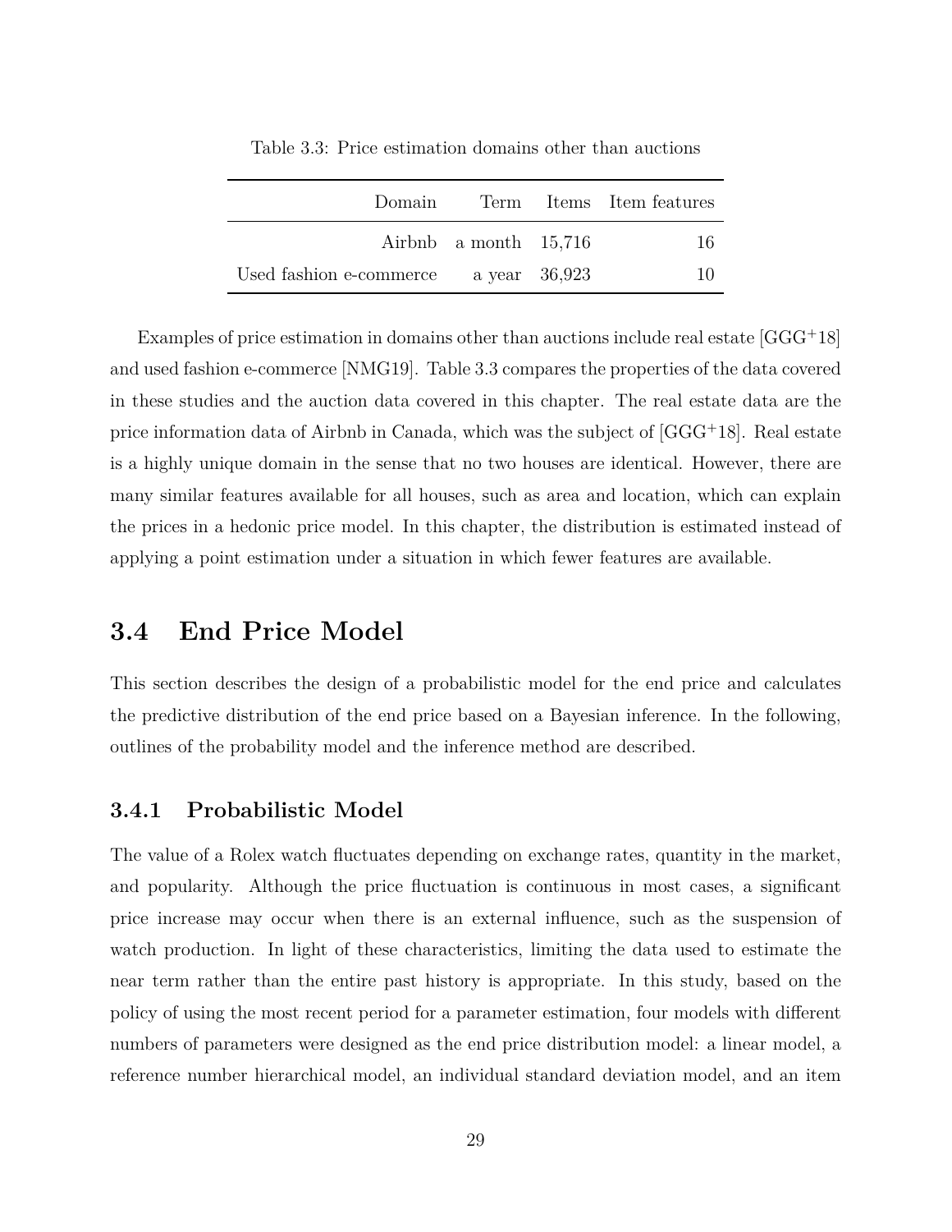Table 3.3: Price estimation domains other than auctions

| Domain | Term | Items | Item features |
|---|---|---|---|
| Airbnb | a month | 15,716 | 16 |
| Used fashion e-commerce | a year | 36,923 | 10 |

Examples of price estimation in domains other than auctions include real estate [GGG+18] and used fashion e-commerce [NMG19]. Table 3.3 compares the properties of the data covered in these studies and the auction data covered in this chapter. The real estate data are the price information data of Airbnb in Canada, which was the subject of [GGG+18]. Real estate is a highly unique domain in the sense that no two houses are identical. However, there are many similar features available for all houses, such as area and location, which can explain the prices in a hedonic price model. In this chapter, the distribution is estimated instead of applying a point estimation under a situation in which fewer features are available.

## 3.4 End Price Model

This section describes the design of a probabilistic model for the end price and calculates the predictive distribution of the end price based on a Bayesian inference. In the following, outlines of the probability model and the inference method are described.

### 3.4.1 Probabilistic Model

The value of a Rolex watch fluctuates depending on exchange rates, quantity in the market, and popularity. Although the price fluctuation is continuous in most cases, a significant price increase may occur when there is an external influence, such as the suspension of watch production. In light of these characteristics, limiting the data used to estimate the near term rather than the entire past history is appropriate. In this study, based on the policy of using the most recent period for a parameter estimation, four models with different numbers of parameters were designed as the end price distribution model: a linear model, a reference number hierarchical model, an individual standard deviation model, and an item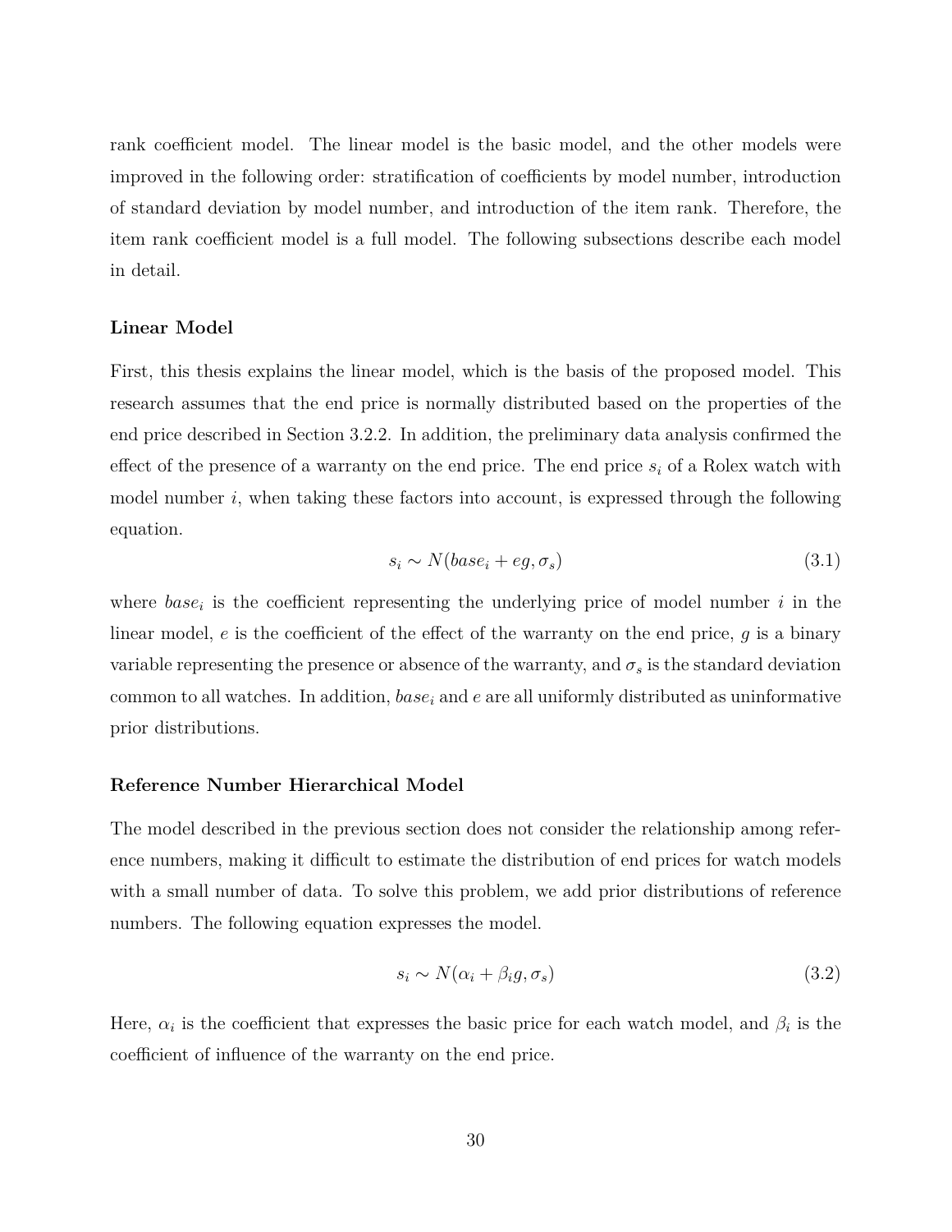rank coefficient model. The linear model is the basic model, and the other models were improved in the following order: stratification of coefficients by model number, introduction of standard deviation by model number, and introduction of the item rank. Therefore, the item rank coefficient model is a full model. The following subsections describe each model in detail.

### Linear Model

First, this thesis explains the linear model, which is the basis of the proposed model. This research assumes that the end price is normally distributed based on the properties of the end price described in Section 3.2.2. In addition, the preliminary data analysis confirmed the effect of the presence of a warranty on the end price. The end price $s_i$ of a Rolex watch with model number $i$, when taking these factors into account, is expressed through the following equation.

$$s_i \sim N(base_i + eg, \sigma_s) \tag{3.1}$$

where $base_i$ is the coefficient representing the underlying price of model number $i$ in the linear model, $e$ is the coefficient of the effect of the warranty on the end price, $g$ is a binary variable representing the presence or absence of the warranty, and $\sigma_s$ is the standard deviation common to all watches. In addition, $base_i$ and $e$ are all uniformly distributed as uninformative prior distributions.

### Reference Number Hierarchical Model

The model described in the previous section does not consider the relationship among reference numbers, making it difficult to estimate the distribution of end prices for watch models with a small number of data. To solve this problem, we add prior distributions of reference numbers. The following equation expresses the model.

$$s_i \sim N(\alpha_i + \beta_i g, \sigma_s) \tag{3.2}$$

Here, $\alpha_i$ is the coefficient that expresses the basic price for each watch model, and $\beta_i$ is the coefficient of influence of the warranty on the end price.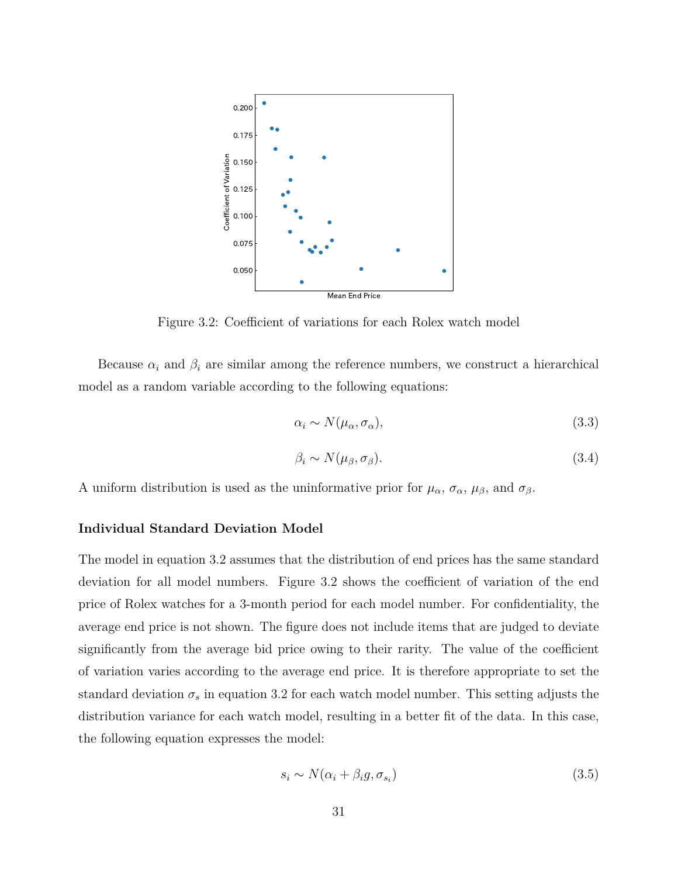Figure 3.2: Coefficient of variations for each Rolex watch model

Because $\alpha_i$ and $\beta_i$ are similar among the reference numbers, we construct a hierarchical model as a random variable according to the following equations:

$$\alpha_i \sim N(\mu_\alpha, \sigma_\alpha), \tag{3.3}$$

$$\beta_i \sim N(\mu_\beta, \sigma_\beta). \tag{3.4}$$

A uniform distribution is used as the uninformative prior for $\mu_\alpha$, $\sigma_\alpha$, $\mu_\beta$, and $\sigma_\beta$.

**Individual Standard Deviation Model**

The model in equation 3.2 assumes that the distribution of end prices has the same standard deviation for all model numbers. Figure 3.2 shows the coefficient of variation of the end price of Rolex watches for a 3-month period for each model number. For confidentiality, the average end price is not shown. The figure does not include items that are judged to deviate significantly from the average bid price owing to their rarity. The value of the coefficient of variation varies according to the average end price. It is therefore appropriate to set the standard deviation $\sigma_s$ in equation 3.2 for each watch model number. This setting adjusts the distribution variance for each watch model, resulting in a better fit of the data. In this case, the following equation expresses the model:

$$s_i \sim N(\alpha_i + \beta_i g, \sigma_{s_i}) \tag{3.5}$$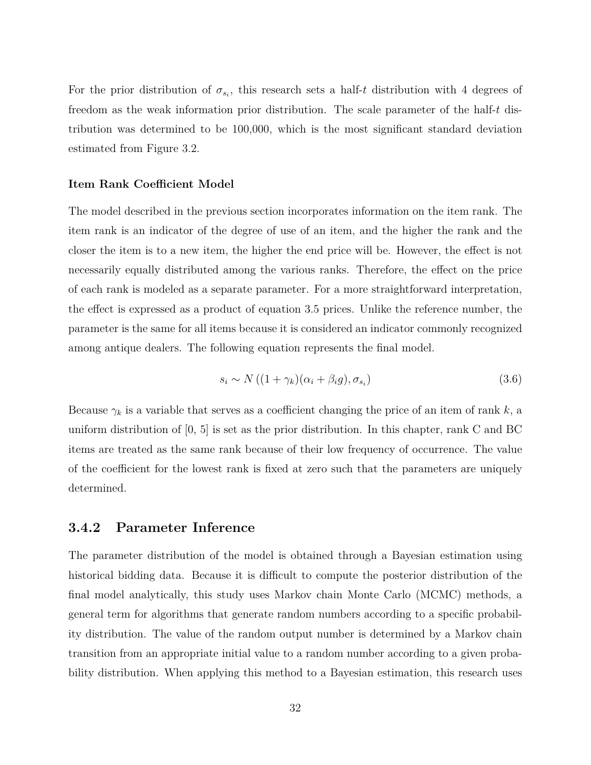For the prior distribution of $\sigma_{s_i}$, this research sets a half-$t$ distribution with 4 degrees of freedom as the weak information prior distribution. The scale parameter of the half-$t$ distribution was determined to be 100,000, which is the most significant standard deviation estimated from Figure 3.2.

**Item Rank Coefficient Model**

The model described in the previous section incorporates information on the item rank. The item rank is an indicator of the degree of use of an item, and the higher the rank and the closer the item is to a new item, the higher the end price will be. However, the effect is not necessarily equally distributed among the various ranks. Therefore, the effect on the price of each rank is modeled as a separate parameter. For a more straightforward interpretation, the effect is expressed as a product of equation 3.5 prices. Unlike the reference number, the parameter is the same for all items because it is considered an indicator commonly recognized among antique dealers. The following equation represents the final model.

$$s_i \sim N\left((1 + \gamma_k)(\alpha_i + \beta_i g), \sigma_{s_i}\right) \tag{3.6}$$

Because $\gamma_k$ is a variable that serves as a coefficient changing the price of an item of rank $k$, a uniform distribution of [0, 5] is set as the prior distribution. In this chapter, rank C and BC items are treated as the same rank because of their low frequency of occurrence. The value of the coefficient for the lowest rank is fixed at zero such that the parameters are uniquely determined.

### 3.4.2 Parameter Inference

The parameter distribution of the model is obtained through a Bayesian estimation using historical bidding data. Because it is difficult to compute the posterior distribution of the final model analytically, this study uses Markov chain Monte Carlo (MCMC) methods, a general term for algorithms that generate random numbers according to a specific probability distribution. The value of the random output number is determined by a Markov chain transition from an appropriate initial value to a random number according to a given probability distribution. When applying this method to a Bayesian estimation, this research uses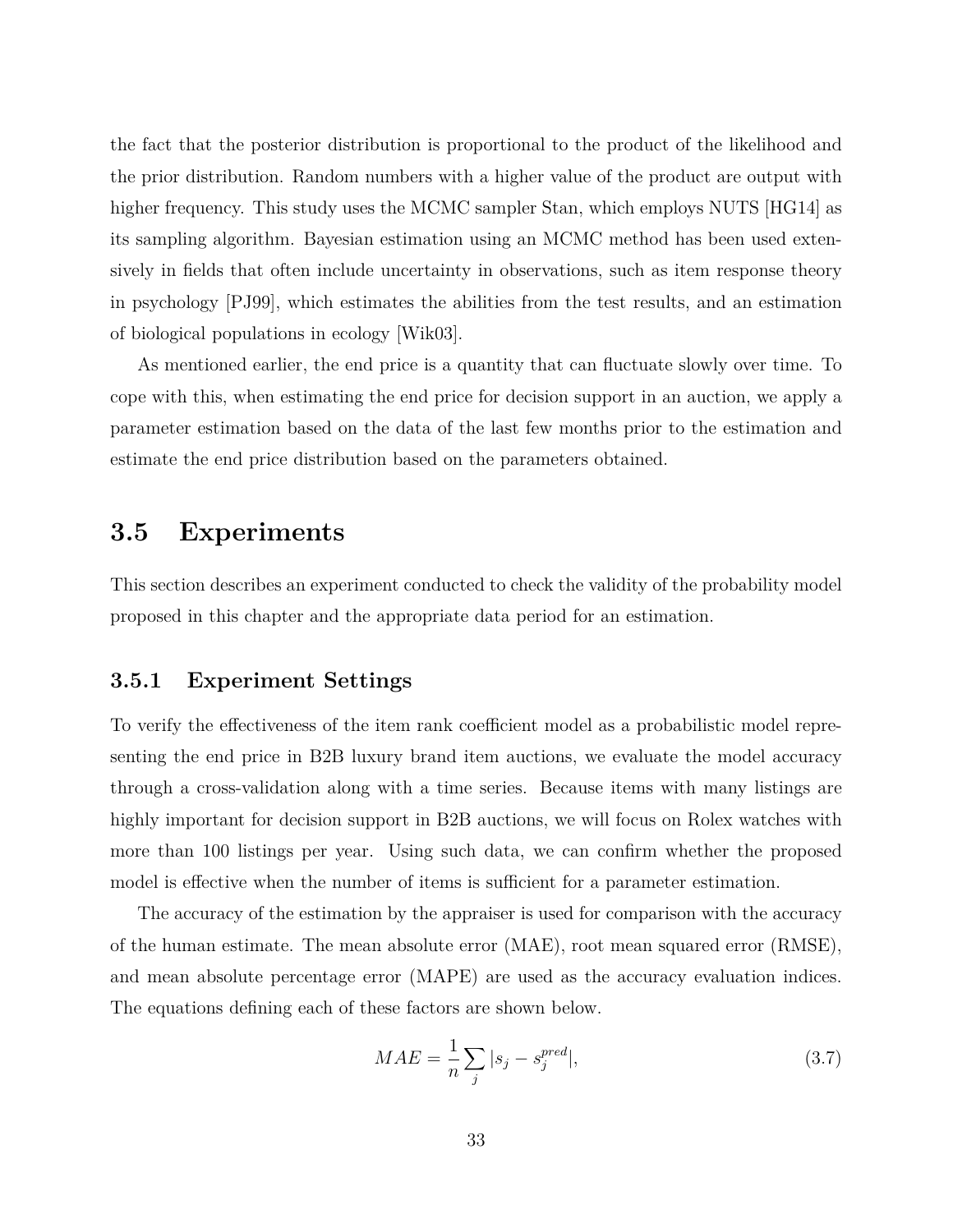the fact that the posterior distribution is proportional to the product of the likelihood and the prior distribution. Random numbers with a higher value of the product are output with higher frequency. This study uses the MCMC sampler Stan, which employs NUTS [HG14] as its sampling algorithm. Bayesian estimation using an MCMC method has been used extensively in fields that often include uncertainty in observations, such as item response theory in psychology [PJ99], which estimates the abilities from the test results, and an estimation of biological populations in ecology [Wik03].

As mentioned earlier, the end price is a quantity that can fluctuate slowly over time. To cope with this, when estimating the end price for decision support in an auction, we apply a parameter estimation based on the data of the last few months prior to the estimation and estimate the end price distribution based on the parameters obtained.

## 3.5 Experiments

This section describes an experiment conducted to check the validity of the probability model proposed in this chapter and the appropriate data period for an estimation.

### 3.5.1 Experiment Settings

To verify the effectiveness of the item rank coefficient model as a probabilistic model representing the end price in B2B luxury brand item auctions, we evaluate the model accuracy through a cross-validation along with a time series. Because items with many listings are highly important for decision support in B2B auctions, we will focus on Rolex watches with more than 100 listings per year. Using such data, we can confirm whether the proposed model is effective when the number of items is sufficient for a parameter estimation.

The accuracy of the estimation by the appraiser is used for comparison with the accuracy of the human estimate. The mean absolute error (MAE), root mean squared error (RMSE), and mean absolute percentage error (MAPE) are used as the accuracy evaluation indices. The equations defining each of these factors are shown below.

$$MAE = \frac{1}{n}\sum_{j} |s_j - s_j^{pred}|, \tag{3.7}$$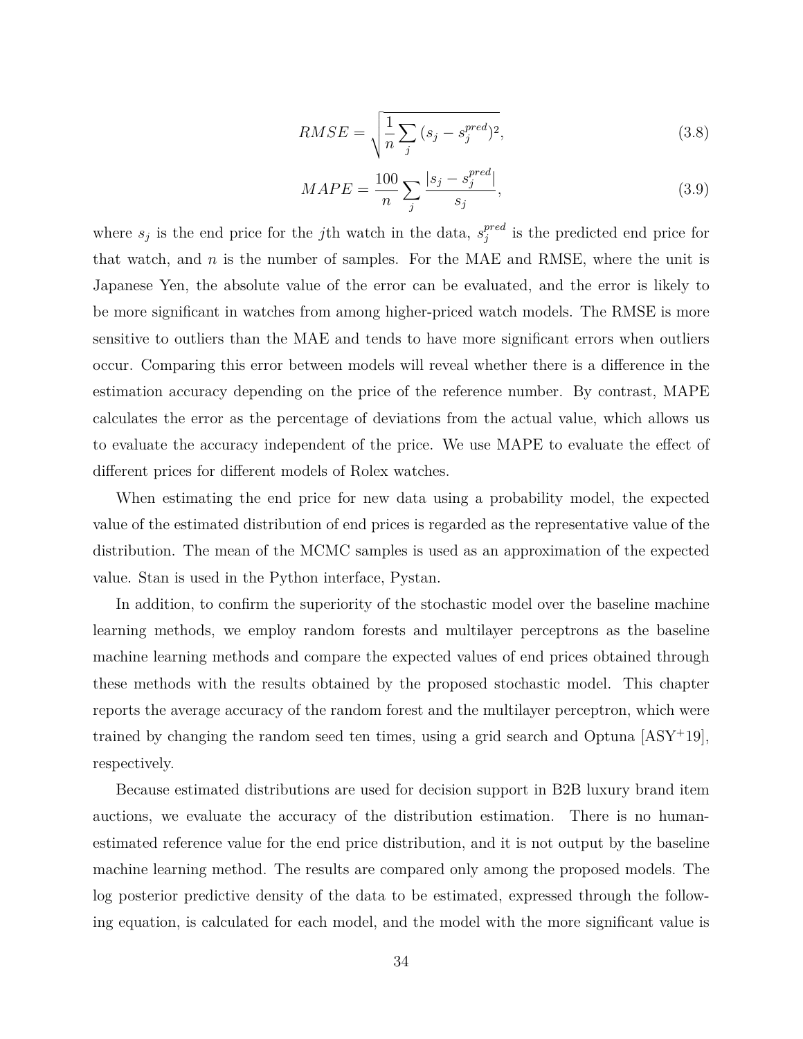$$RMSE = \sqrt{\frac{1}{n}\sum_{j}(s_j - s_j^{pred})^2}, \tag{3.8}$$

$$MAPE = \frac{100}{n}\sum_{j}\frac{|s_j - s_j^{pred}|}{s_j}, \tag{3.9}$$

where $s_j$ is the end price for the $j$th watch in the data, $s_j^{pred}$ is the predicted end price for that watch, and $n$ is the number of samples. For the MAE and RMSE, where the unit is Japanese Yen, the absolute value of the error can be evaluated, and the error is likely to be more significant in watches from among higher-priced watch models. The RMSE is more sensitive to outliers than the MAE and tends to have more significant errors when outliers occur. Comparing this error between models will reveal whether there is a difference in the estimation accuracy depending on the price of the reference number. By contrast, MAPE calculates the error as the percentage of deviations from the actual value, which allows us to evaluate the accuracy independent of the price. We use MAPE to evaluate the effect of different prices for different models of Rolex watches.

When estimating the end price for new data using a probability model, the expected value of the estimated distribution of end prices is regarded as the representative value of the distribution. The mean of the MCMC samples is used as an approximation of the expected value. Stan is used in the Python interface, Pystan.

In addition, to confirm the superiority of the stochastic model over the baseline machine learning methods, we employ random forests and multilayer perceptrons as the baseline machine learning methods and compare the expected values of end prices obtained through these methods with the results obtained by the proposed stochastic model. This chapter reports the average accuracy of the random forest and the multilayer perceptron, which were trained by changing the random seed ten times, using a grid search and Optuna [ASY+19], respectively.

Because estimated distributions are used for decision support in B2B luxury brand item auctions, we evaluate the accuracy of the distribution estimation. There is no human-estimated reference value for the end price distribution, and it is not output by the baseline machine learning method. The results are compared only among the proposed models. The log posterior predictive density of the data to be estimated, expressed through the following equation, is calculated for each model, and the model with the more significant value is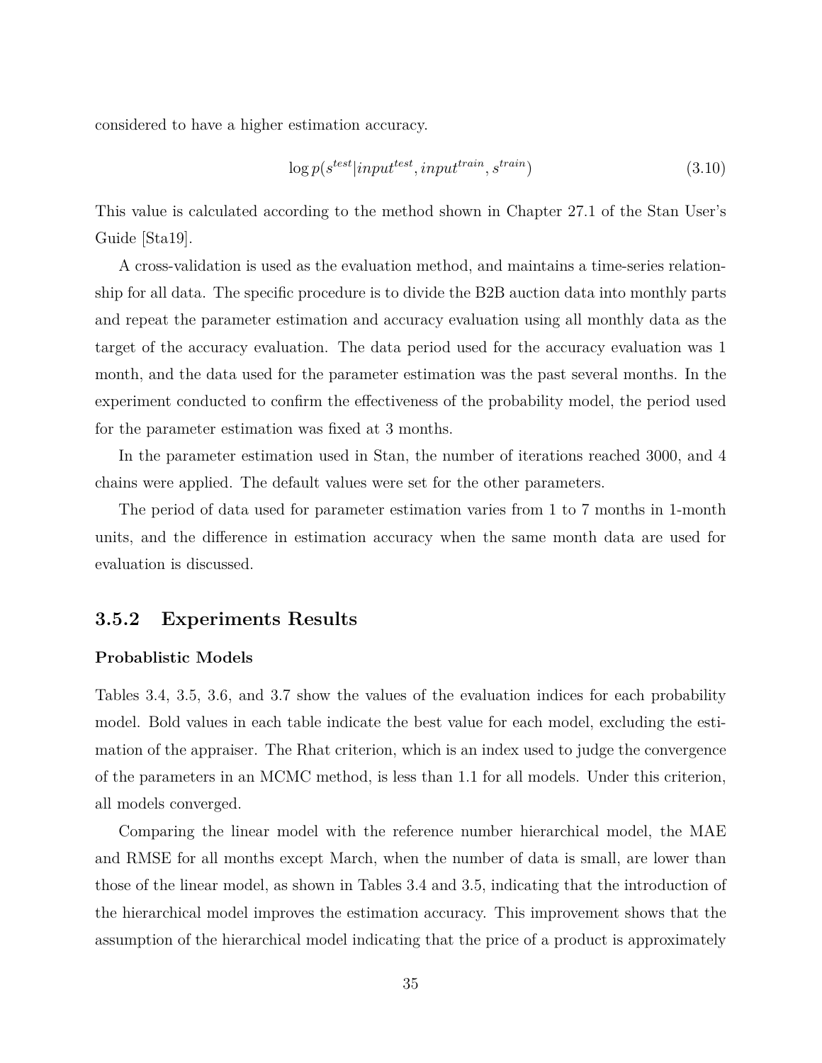considered to have a higher estimation accuracy.

$$\log p(s^{test} | input^{test}, input^{train}, s^{train}) \tag{3.10}$$

This value is calculated according to the method shown in Chapter 27.1 of the Stan User's Guide [Sta19].

A cross-validation is used as the evaluation method, and maintains a time-series relationship for all data. The specific procedure is to divide the B2B auction data into monthly parts and repeat the parameter estimation and accuracy evaluation using all monthly data as the target of the accuracy evaluation. The data period used for the accuracy evaluation was 1 month, and the data used for the parameter estimation was the past several months. In the experiment conducted to confirm the effectiveness of the probability model, the period used for the parameter estimation was fixed at 3 months.

In the parameter estimation used in Stan, the number of iterations reached 3000, and 4 chains were applied. The default values were set for the other parameters.

The period of data used for parameter estimation varies from 1 to 7 months in 1-month units, and the difference in estimation accuracy when the same month data are used for evaluation is discussed.

### 3.5.2 Experiments Results

**Probablistic Models**

Tables 3.4, 3.5, 3.6, and 3.7 show the values of the evaluation indices for each probability model. Bold values in each table indicate the best value for each model, excluding the estimation of the appraiser. The Rhat criterion, which is an index used to judge the convergence of the parameters in an MCMC method, is less than 1.1 for all models. Under this criterion, all models converged.

Comparing the linear model with the reference number hierarchical model, the MAE and RMSE for all months except March, when the number of data is small, are lower than those of the linear model, as shown in Tables 3.4 and 3.5, indicating that the introduction of the hierarchical model improves the estimation accuracy. This improvement shows that the assumption of the hierarchical model indicating that the price of a product is approximately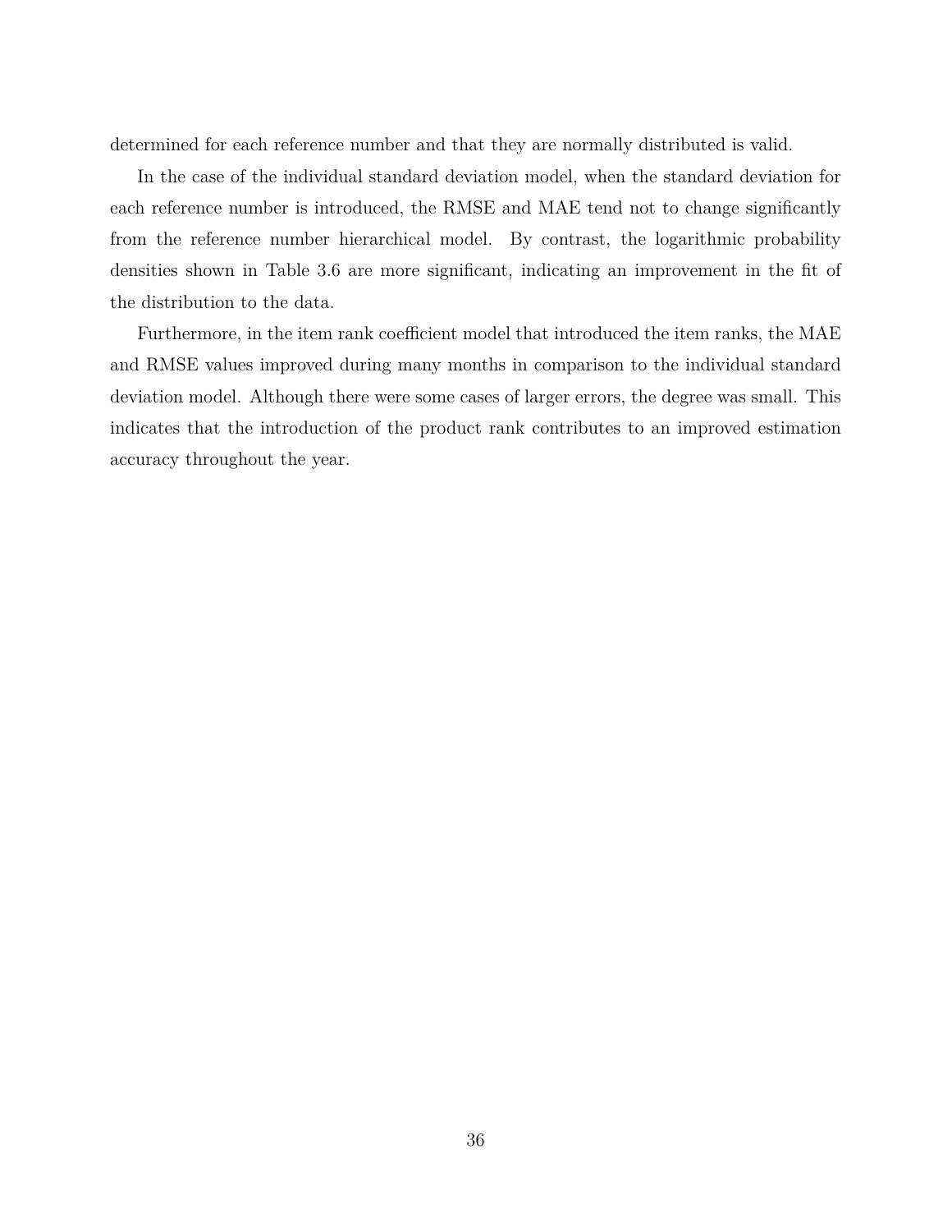determined for each reference number and that they are normally distributed is valid.

In the case of the individual standard deviation model, when the standard deviation for each reference number is introduced, the RMSE and MAE tend not to change significantly from the reference number hierarchical model. By contrast, the logarithmic probability densities shown in Table 3.6 are more significant, indicating an improvement in the fit of the distribution to the data.

Furthermore, in the item rank coefficient model that introduced the item ranks, the MAE and RMSE values improved during many months in comparison to the individual standard deviation model. Although there were some cases of larger errors, the degree was small. This indicates that the introduction of the product rank contributes to an improved estimation accuracy throughout the year.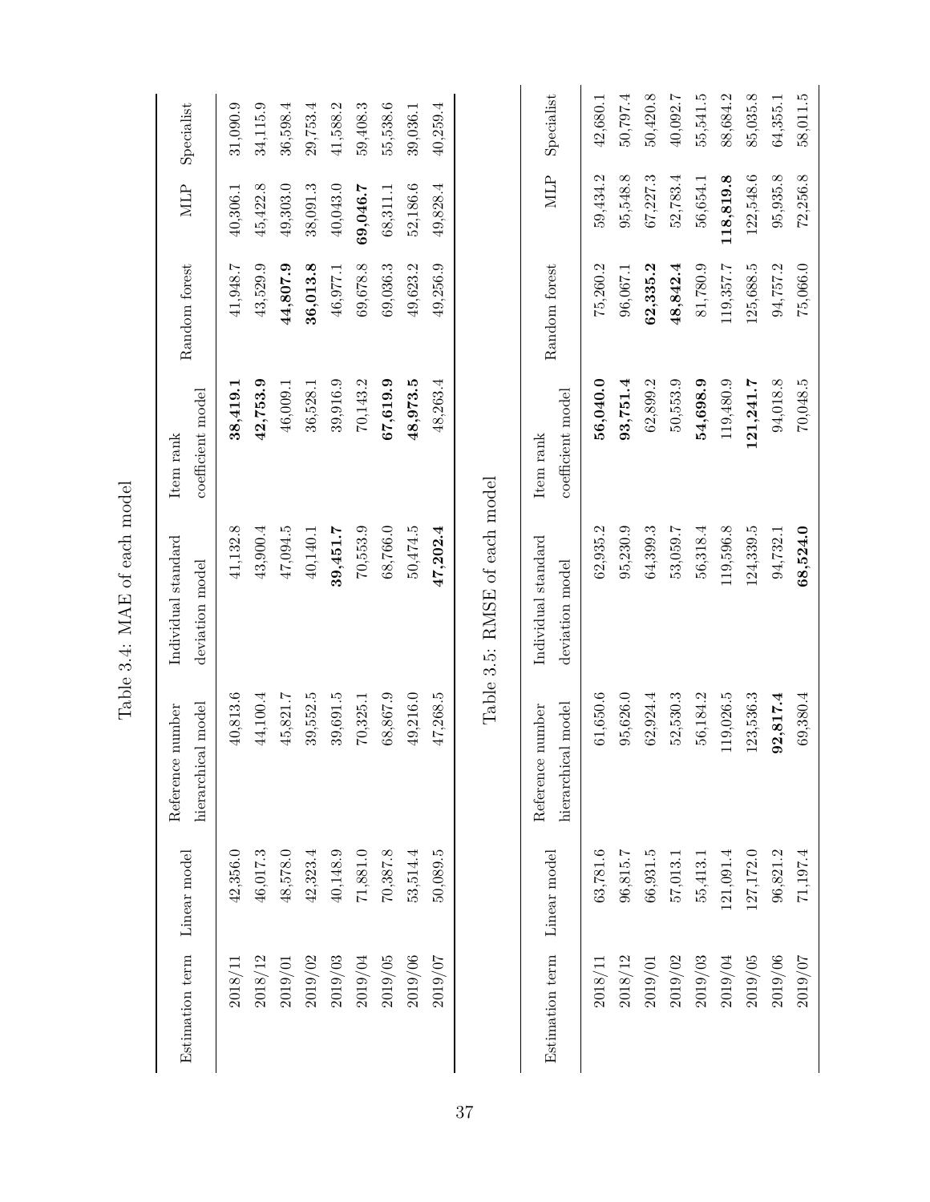Table 3.4: MAE of each model

| Estimation term | Linear model | Reference number hierarchical model | Individual standard deviation model | Item rank coefficient model | Random forest | MLP | Specialist |
|---|---|---|---|---|---|---|---|
| 2018/11 | 42,356.0 | 40,813.6 | 41,132.8 | **38,419.1** | 41,948.7 | 40,306.1 | 31,090.9 |
| 2018/12 | 46,017.3 | 44,100.4 | 43,900.4 | **42,753.9** | 43,529.9 | 45,422.8 | 34,115.9 |
| 2019/01 | 48,578.0 | 45,821.7 | 47,094.5 | 46,009.1 | **44,807.9** | 49,303.0 | 36,598.4 |
| 2019/02 | 42,323.4 | 39,552.5 | 40,140.1 | 36,528.1 | **36,013.8** | 38,091.3 | 29,753.4 |
| 2019/03 | 40,148.9 | 39,691.5 | **39,451.7** | 39,916.9 | 46,977.1 | 40,043.0 | 41,588.2 |
| 2019/04 | 71,881.0 | 70,325.1 | 70,553.9 | 70,143.2 | 69,678.8 | **69,046.7** | 59,408.3 |
| 2019/05 | 70,387.8 | 68,867.9 | 68,766.0 | **67,619.9** | 69,036.3 | 68,311.1 | 55,538.6 |
| 2019/06 | 53,514.4 | 49,216.0 | 50,474.5 | **48,973.5** | 49,623.2 | 52,186.6 | 39,036.1 |
| 2019/07 | 50,089.5 | 47,268.5 | **47,202.4** | 48,263.4 | 49,256.9 | 49,828.4 | 40,259.4 |

Table 3.5: RMSE of each model

| Estimation term | Linear model | Reference number hierarchical model | Individual standard deviation model | Item rank coefficient model | Random forest | MLP | Specialist |
|---|---|---|---|---|---|---|---|
| 2018/11 | 63,781.6 | 61,650.6 | 62,935.2 | **56,040.0** | 75,260.2 | 59,434.2 | 42,680.1 |
| 2018/12 | 96,815.7 | 95,626.0 | 95,230.9 | **93,751.4** | 96,067.1 | 95,548.8 | 50,797.4 |
| 2019/01 | 66,931.5 | 62,924.4 | 64,399.3 | 62,899.2 | **62,335.2** | 67,227.3 | 50,420.8 |
| 2019/02 | 57,013.1 | 52,530.3 | 53,059.7 | 50,553.9 | **48,842.4** | 52,783.4 | 40,092.7 |
| 2019/03 | 55,413.1 | 56,184.2 | 56,318.4 | **54,698.9** | 81,780.9 | 56,654.1 | 55,541.5 |
| 2019/04 | 121,091.4 | 119,026.5 | 119,596.8 | 119,480.9 | 119,357.7 | **118,819.8** | 88,684.2 |
| 2019/05 | 127,172.0 | 123,536.3 | 124,339.5 | **121,241.7** | 125,688.5 | 122,548.6 | 85,035.8 |
| 2019/06 | 96,821.2 | **92,817.4** | 94,732.1 | 94,018.8 | 94,757.2 | 95,935.8 | 64,355.1 |
| 2019/07 | 71,197.4 | 69,380.4 | **68,524.0** | 70,048.5 | 75,066.0 | 72,256.8 | 58,011.5 |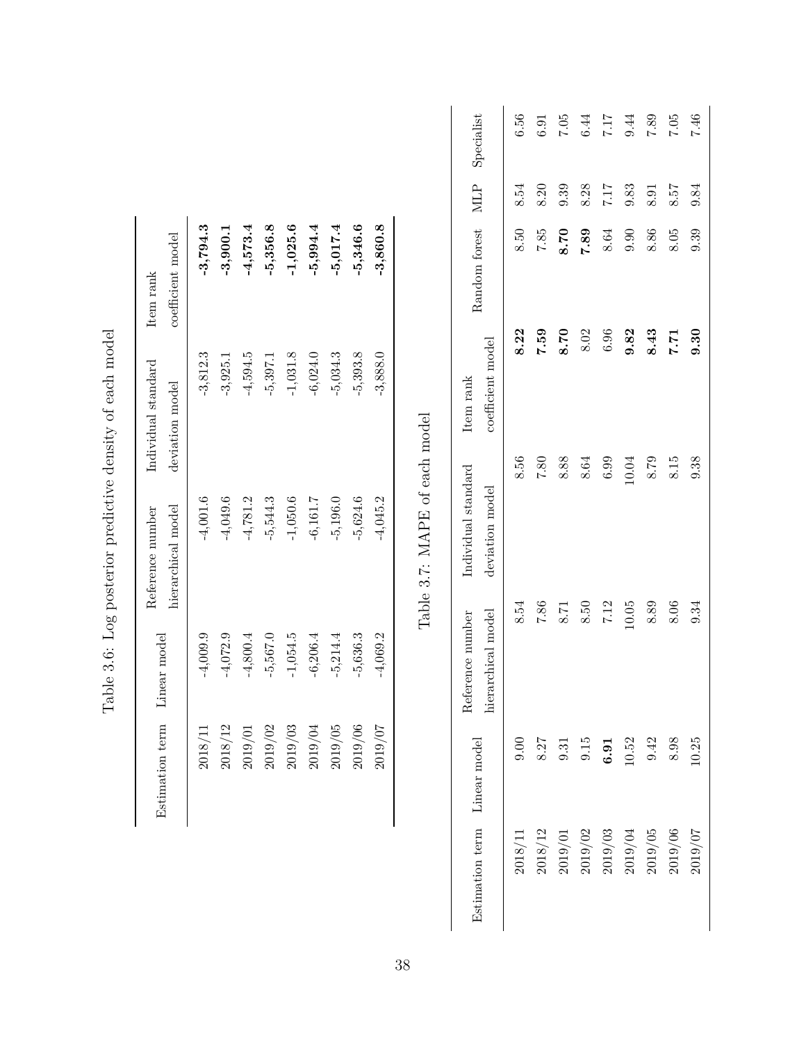Table 3.6: Log posterior predictive density of each model

| Estimation term | Linear model | Reference number hierarchical model | Individual standard deviation model | Item rank coefficient model |
|---|---|---|---|---|
| 2018/11 | -4,009.9 | -4,001.6 | -3,812.3 | **-3,794.3** |
| 2018/12 | -4,072.9 | -4,049.6 | -3,925.1 | **-3,900.1** |
| 2019/01 | -4,800.4 | -4,781.2 | -4,594.5 | **-4,573.4** |
| 2019/02 | -5,567.0 | -5,544.3 | -5,397.1 | **-5,356.8** |
| 2019/03 | -1,054.5 | -1,050.6 | -1,031.8 | **-1,025.6** |
| 2019/04 | -6,206.4 | -6,161.7 | -6,024.0 | **-5,994.4** |
| 2019/05 | -5,214.4 | -5,196.0 | -5,034.3 | **-5,017.4** |
| 2019/06 | -5,636.3 | -5,624.6 | -5,393.8 | **-5,346.6** |
| 2019/07 | -4,069.2 | -4,045.2 | -3,888.0 | **-3,860.8** |

Table 3.7: MAPE of each model

| Estimation term | Linear model | Reference number hierarchical model | Individual standard deviation model | Item rank coefficient model | Random forest | MLP | Specialist |
|---|---|---|---|---|---|---|---|
| 2018/11 | 9.00 | 8.54 | 8.56 | **8.22** | 8.50 | 8.54 | 6.56 |
| 2018/12 | 8.27 | 7.86 | 7.80 | **7.59** | 7.85 | 8.20 | 6.91 |
| 2019/01 | 9.31 | 8.71 | 8.88 | **8.70** | **8.70** | 9.39 | 7.05 |
| 2019/02 | 9.15 | 8.50 | 8.64 | 8.02 | **7.89** | 8.28 | 6.44 |
| 2019/03 | **6.91** | 7.12 | 6.99 | 6.96 | 8.64 | 7.17 | 7.17 |
| 2019/04 | 10.52 | 10.05 | 10.04 | **9.82** | 9.90 | 9.83 | 9.44 |
| 2019/05 | 9.42 | 8.89 | 8.79 | **8.43** | 8.86 | 8.91 | 7.89 |
| 2019/06 | 8.98 | 8.06 | 8.15 | **7.71** | 8.05 | 8.57 | 7.05 |
| 2019/07 | 10.25 | 9.34 | 9.38 | **9.30** | 9.39 | 9.84 | 7.46 |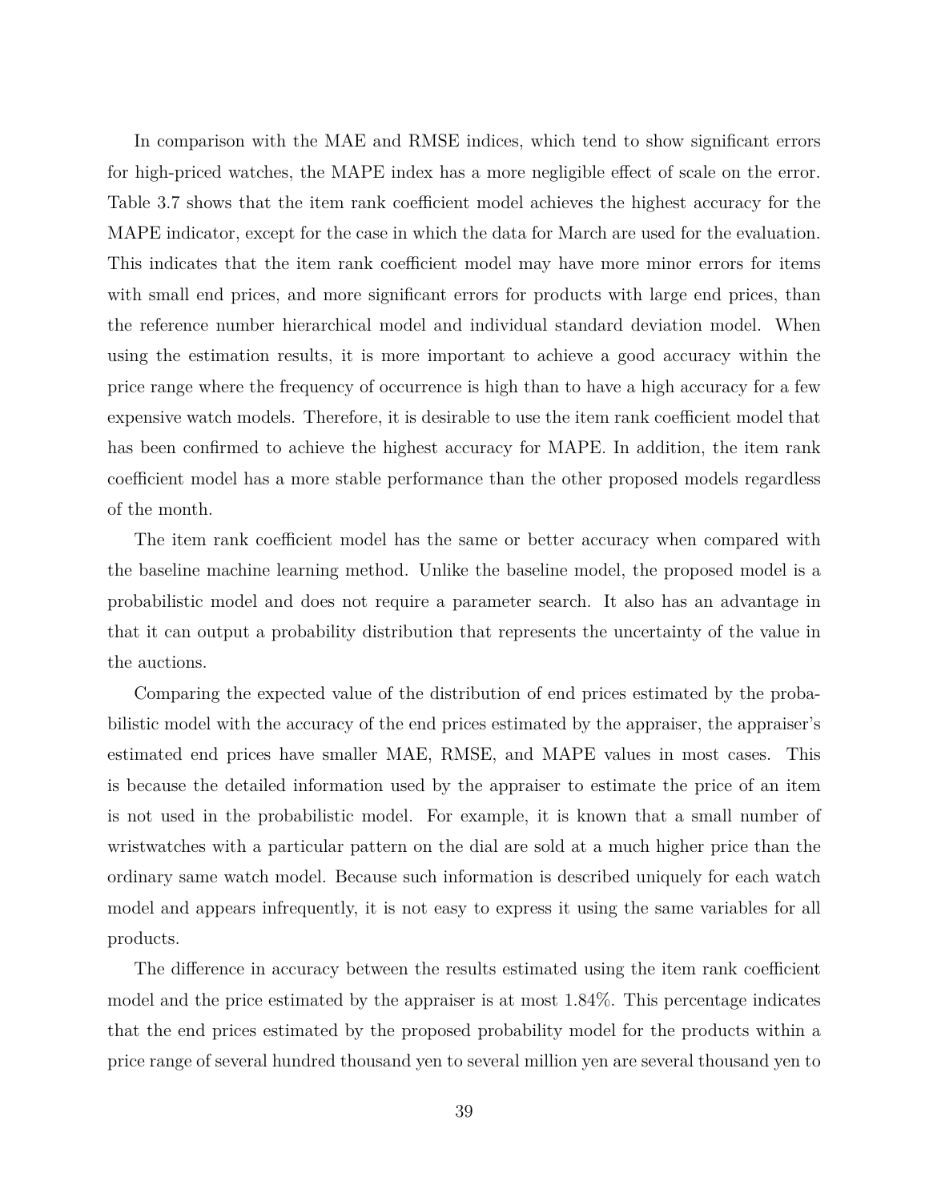In comparison with the MAE and RMSE indices, which tend to show significant errors for high-priced watches, the MAPE index has a more negligible effect of scale on the error. Table 3.7 shows that the item rank coefficient model achieves the highest accuracy for the MAPE indicator, except for the case in which the data for March are used for the evaluation. This indicates that the item rank coefficient model may have more minor errors for items with small end prices, and more significant errors for products with large end prices, than the reference number hierarchical model and individual standard deviation model. When using the estimation results, it is more important to achieve a good accuracy within the price range where the frequency of occurrence is high than to have a high accuracy for a few expensive watch models. Therefore, it is desirable to use the item rank coefficient model that has been confirmed to achieve the highest accuracy for MAPE. In addition, the item rank coefficient model has a more stable performance than the other proposed models regardless of the month.

The item rank coefficient model has the same or better accuracy when compared with the baseline machine learning method. Unlike the baseline model, the proposed model is a probabilistic model and does not require a parameter search. It also has an advantage in that it can output a probability distribution that represents the uncertainty of the value in the auctions.

Comparing the expected value of the distribution of end prices estimated by the probabilistic model with the accuracy of the end prices estimated by the appraiser, the appraiser's estimated end prices have smaller MAE, RMSE, and MAPE values in most cases. This is because the detailed information used by the appraiser to estimate the price of an item is not used in the probabilistic model. For example, it is known that a small number of wristwatches with a particular pattern on the dial are sold at a much higher price than the ordinary same watch model. Because such information is described uniquely for each watch model and appears infrequently, it is not easy to express it using the same variables for all products.

The difference in accuracy between the results estimated using the item rank coefficient model and the price estimated by the appraiser is at most 1.84%. This percentage indicates that the end prices estimated by the proposed probability model for the products within a price range of several hundred thousand yen to several million yen are several thousand yen to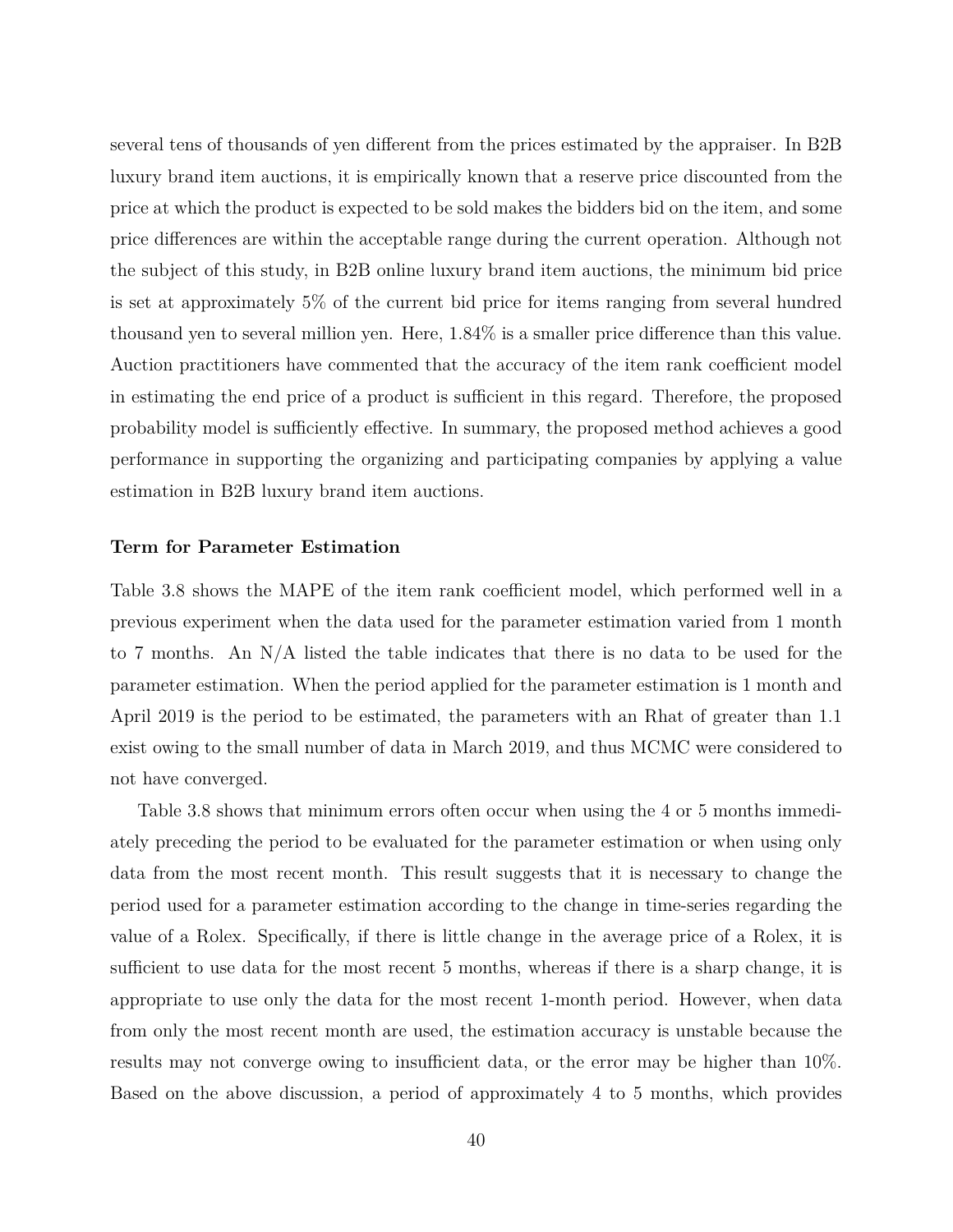several tens of thousands of yen different from the prices estimated by the appraiser. In B2B luxury brand item auctions, it is empirically known that a reserve price discounted from the price at which the product is expected to be sold makes the bidders bid on the item, and some price differences are within the acceptable range during the current operation. Although not the subject of this study, in B2B online luxury brand item auctions, the minimum bid price is set at approximately 5% of the current bid price for items ranging from several hundred thousand yen to several million yen. Here, 1.84% is a smaller price difference than this value. Auction practitioners have commented that the accuracy of the item rank coefficient model in estimating the end price of a product is sufficient in this regard. Therefore, the proposed probability model is sufficiently effective. In summary, the proposed method achieves a good performance in supporting the organizing and participating companies by applying a value estimation in B2B luxury brand item auctions.

#### Term for Parameter Estimation

Table 3.8 shows the MAPE of the item rank coefficient model, which performed well in a previous experiment when the data used for the parameter estimation varied from 1 month to 7 months. An N/A listed the table indicates that there is no data to be used for the parameter estimation. When the period applied for the parameter estimation is 1 month and April 2019 is the period to be estimated, the parameters with an Rhat of greater than 1.1 exist owing to the small number of data in March 2019, and thus MCMC were considered to not have converged.

Table 3.8 shows that minimum errors often occur when using the 4 or 5 months immediately preceding the period to be evaluated for the parameter estimation or when using only data from the most recent month. This result suggests that it is necessary to change the period used for a parameter estimation according to the change in time-series regarding the value of a Rolex. Specifically, if there is little change in the average price of a Rolex, it is sufficient to use data for the most recent 5 months, whereas if there is a sharp change, it is appropriate to use only the data for the most recent 1-month period. However, when data from only the most recent month are used, the estimation accuracy is unstable because the results may not converge owing to insufficient data, or the error may be higher than 10%. Based on the above discussion, a period of approximately 4 to 5 months, which provides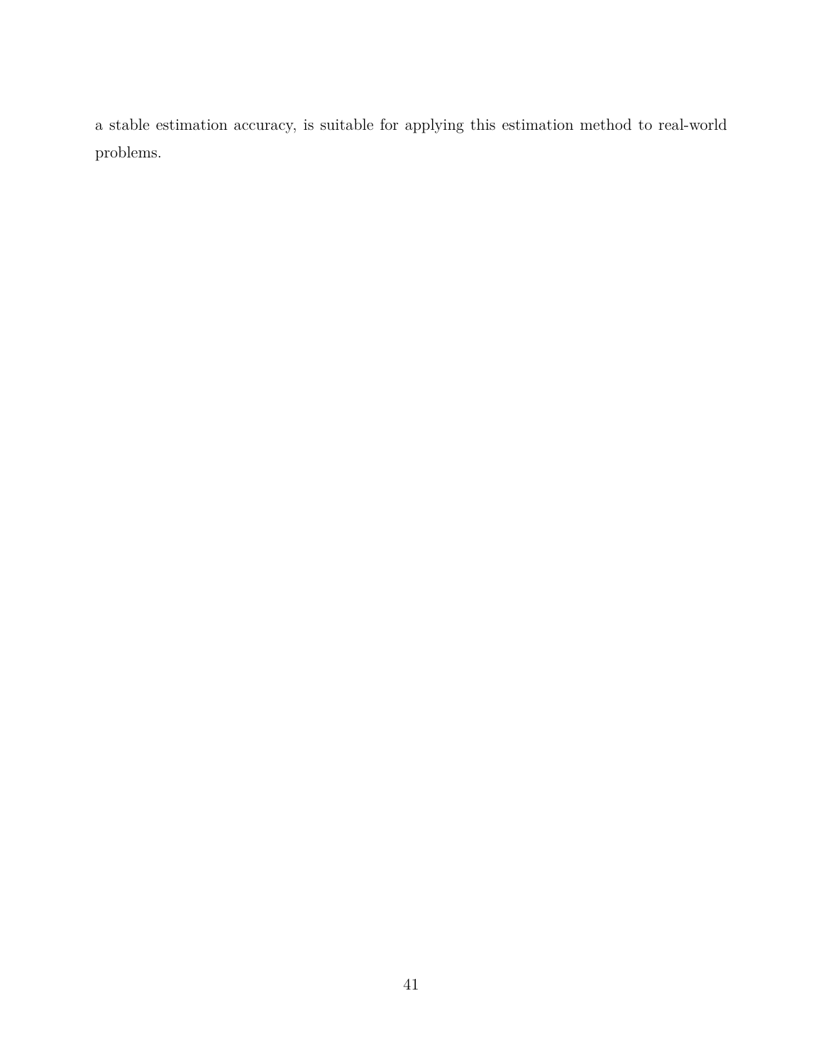a stable estimation accuracy, is suitable for applying this estimation method to real-world problems.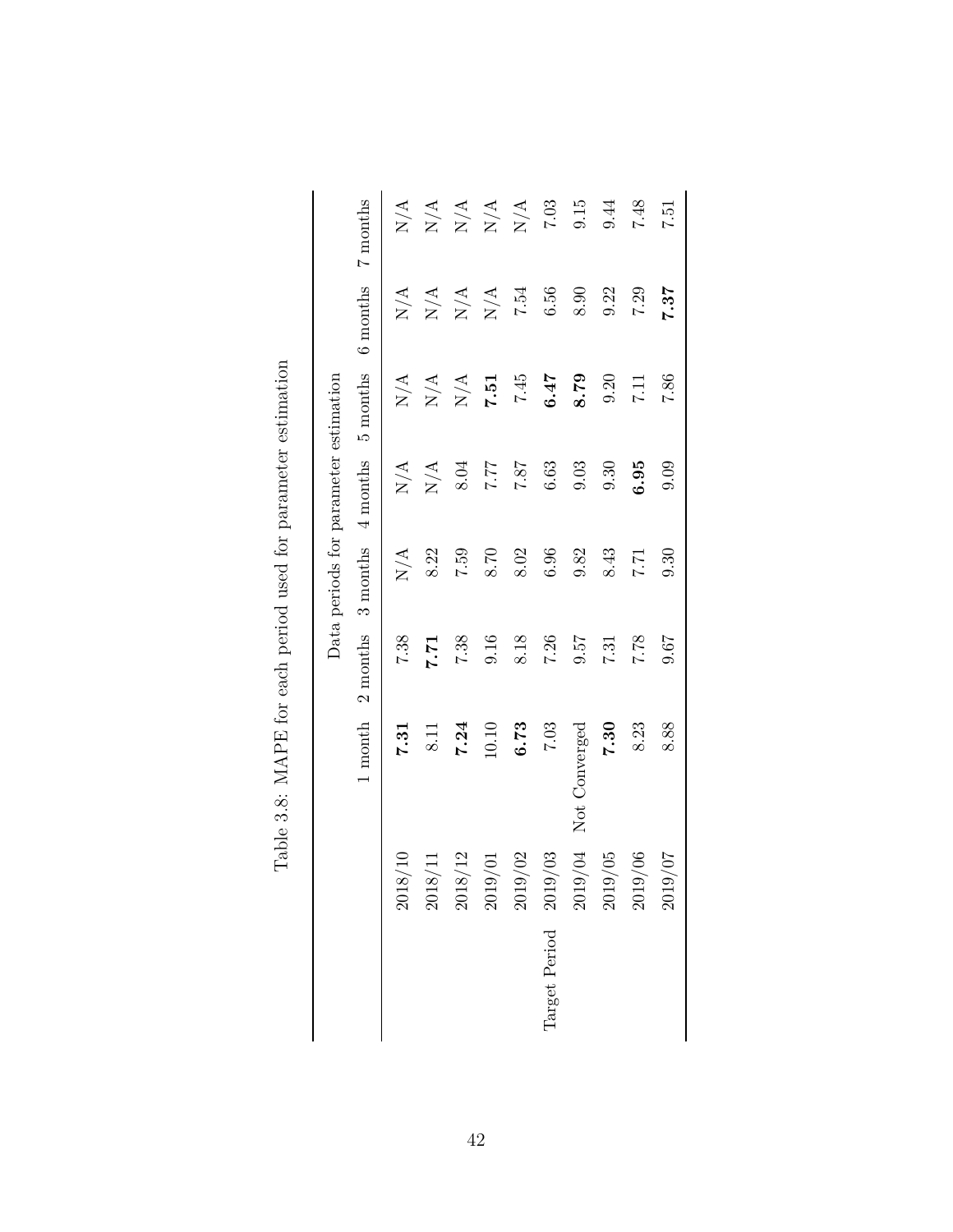Table 3.8: MAPE for each period used for parameter estimation

| | | Data periods for parameter estimation | | | | | | |
|---|---|---|---|---|---|---|---|---|
| | | 1 month | 2 months | 3 months | 4 months | 5 months | 6 months | 7 months |
| Target Period | 2018/10 | **7.31** | 7.38 | N/A | N/A | N/A | N/A | N/A |
| | 2018/11 | 8.11 | **7.71** | 8.22 | N/A | N/A | N/A | N/A |
| | 2018/12 | **7.24** | 7.38 | 7.59 | 8.04 | N/A | N/A | N/A |
| | 2019/01 | 10.10 | 9.16 | 8.70 | 7.77 | **7.51** | N/A | N/A |
| | 2019/02 | **6.73** | 8.18 | 8.02 | 7.87 | 7.45 | 7.54 | N/A |
| | 2019/03 | 7.03 | 7.26 | 6.96 | 6.63 | **6.47** | 6.56 | 7.03 |
| | 2019/04 | Not Converged | 9.57 | 9.82 | 9.03 | **8.79** | 8.90 | 9.15 |
| | 2019/05 | **7.30** | 7.31 | 8.43 | 9.30 | 9.20 | 9.22 | 9.44 |
| | 2019/06 | 8.23 | 7.78 | 7.71 | **6.95** | 7.11 | 7.29 | 7.48 |
| | 2019/07 | 8.88 | 9.67 | 9.30 | 9.09 | 7.86 | **7.37** | 7.51 |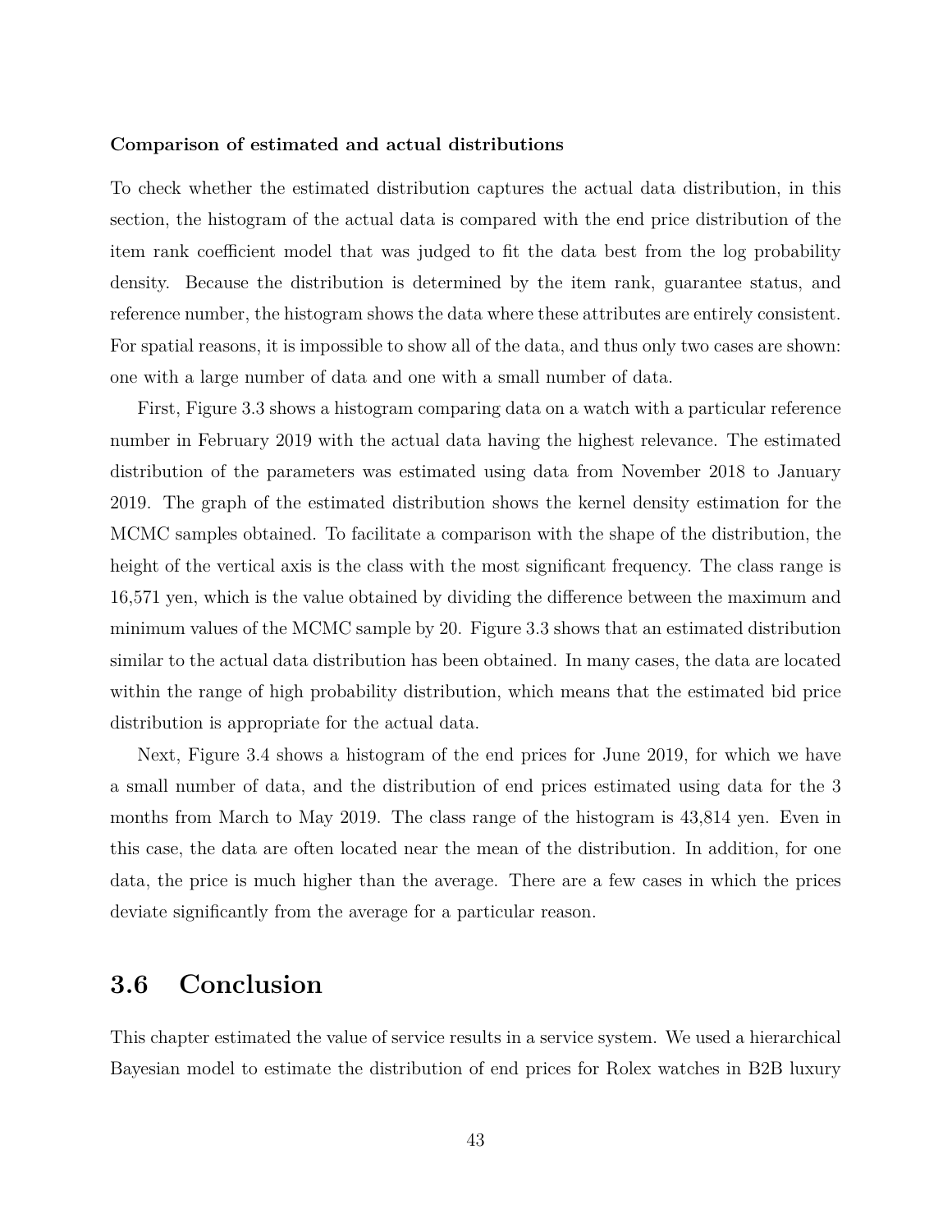**Comparison of estimated and actual distributions**

To check whether the estimated distribution captures the actual data distribution, in this section, the histogram of the actual data is compared with the end price distribution of the item rank coefficient model that was judged to fit the data best from the log probability density. Because the distribution is determined by the item rank, guarantee status, and reference number, the histogram shows the data where these attributes are entirely consistent. For spatial reasons, it is impossible to show all of the data, and thus only two cases are shown: one with a large number of data and one with a small number of data.

First, Figure 3.3 shows a histogram comparing data on a watch with a particular reference number in February 2019 with the actual data having the highest relevance. The estimated distribution of the parameters was estimated using data from November 2018 to January 2019. The graph of the estimated distribution shows the kernel density estimation for the MCMC samples obtained. To facilitate a comparison with the shape of the distribution, the height of the vertical axis is the class with the most significant frequency. The class range is 16,571 yen, which is the value obtained by dividing the difference between the maximum and minimum values of the MCMC sample by 20. Figure 3.3 shows that an estimated distribution similar to the actual data distribution has been obtained. In many cases, the data are located within the range of high probability distribution, which means that the estimated bid price distribution is appropriate for the actual data.

Next, Figure 3.4 shows a histogram of the end prices for June 2019, for which we have a small number of data, and the distribution of end prices estimated using data for the 3 months from March to May 2019. The class range of the histogram is 43,814 yen. Even in this case, the data are often located near the mean of the distribution. In addition, for one data, the price is much higher than the average. There are a few cases in which the prices deviate significantly from the average for a particular reason.

## 3.6 Conclusion

This chapter estimated the value of service results in a service system. We used a hierarchical Bayesian model to estimate the distribution of end prices for Rolex watches in B2B luxury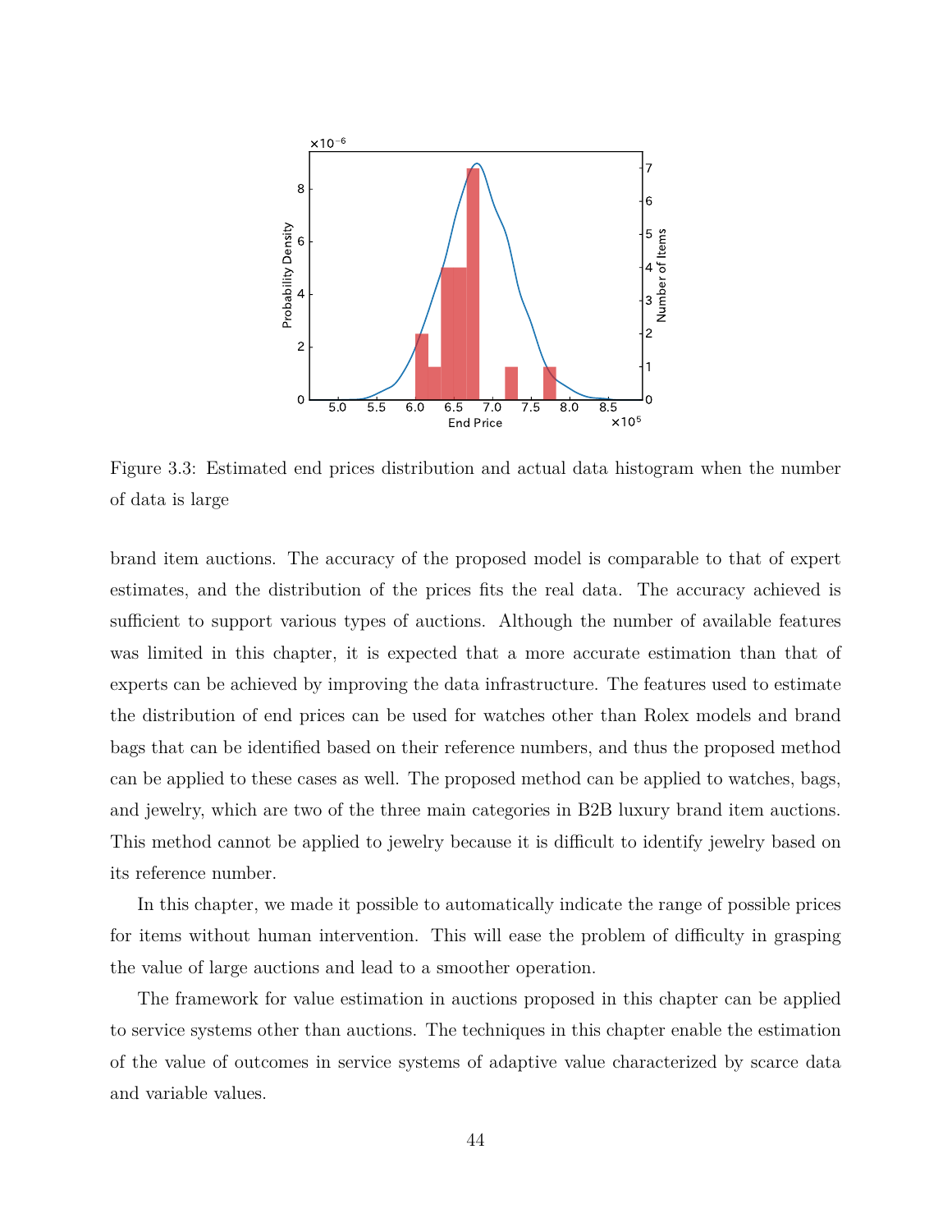Figure 3.3: Estimated end prices distribution and actual data histogram when the number of data is large

brand item auctions. The accuracy of the proposed model is comparable to that of expert estimates, and the distribution of the prices fits the real data. The accuracy achieved is sufficient to support various types of auctions. Although the number of available features was limited in this chapter, it is expected that a more accurate estimation than that of experts can be achieved by improving the data infrastructure. The features used to estimate the distribution of end prices can be used for watches other than Rolex models and brand bags that can be identified based on their reference numbers, and thus the proposed method can be applied to these cases as well. The proposed method can be applied to watches, bags, and jewelry, which are two of the three main categories in B2B luxury brand item auctions. This method cannot be applied to jewelry because it is difficult to identify jewelry based on its reference number.

In this chapter, we made it possible to automatically indicate the range of possible prices for items without human intervention. This will ease the problem of difficulty in grasping the value of large auctions and lead to a smoother operation.

The framework for value estimation in auctions proposed in this chapter can be applied to service systems other than auctions. The techniques in this chapter enable the estimation of the value of outcomes in service systems of adaptive value characterized by scarce data and variable values.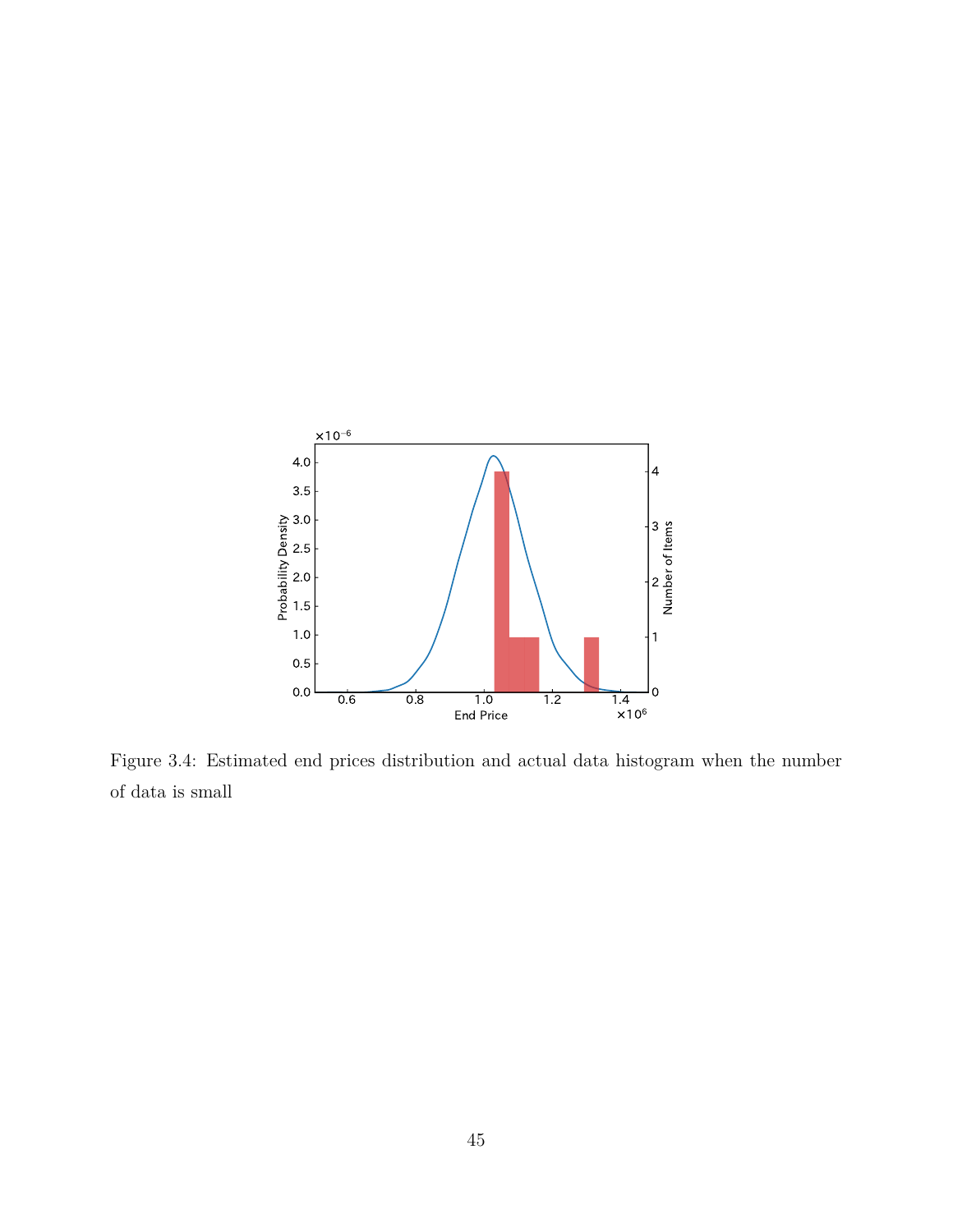Figure 3.4: Estimated end prices distribution and actual data histogram when the number of data is small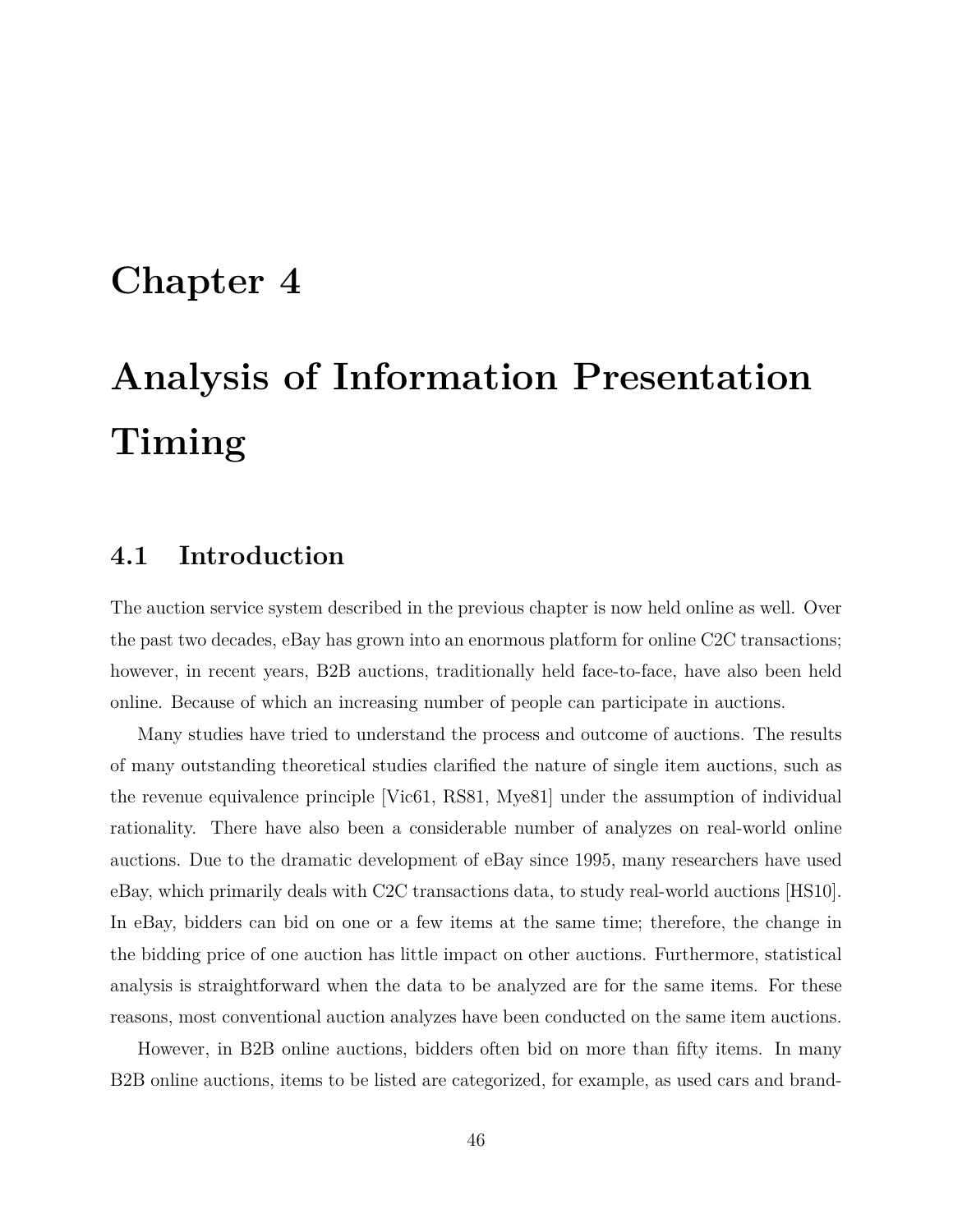# Chapter 4

# Analysis of Information Presentation Timing

## 4.1 Introduction

The auction service system described in the previous chapter is now held online as well. Over the past two decades, eBay has grown into an enormous platform for online C2C transactions; however, in recent years, B2B auctions, traditionally held face-to-face, have also been held online. Because of which an increasing number of people can participate in auctions.

Many studies have tried to understand the process and outcome of auctions. The results of many outstanding theoretical studies clarified the nature of single item auctions, such as the revenue equivalence principle [Vic61, RS81, Mye81] under the assumption of individual rationality. There have also been a considerable number of analyzes on real-world online auctions. Due to the dramatic development of eBay since 1995, many researchers have used eBay, which primarily deals with C2C transactions data, to study real-world auctions [HS10]. In eBay, bidders can bid on one or a few items at the same time; therefore, the change in the bidding price of one auction has little impact on other auctions. Furthermore, statistical analysis is straightforward when the data to be analyzed are for the same items. For these reasons, most conventional auction analyzes have been conducted on the same item auctions.

However, in B2B online auctions, bidders often bid on more than fifty items. In many B2B online auctions, items to be listed are categorized, for example, as used cars and brand-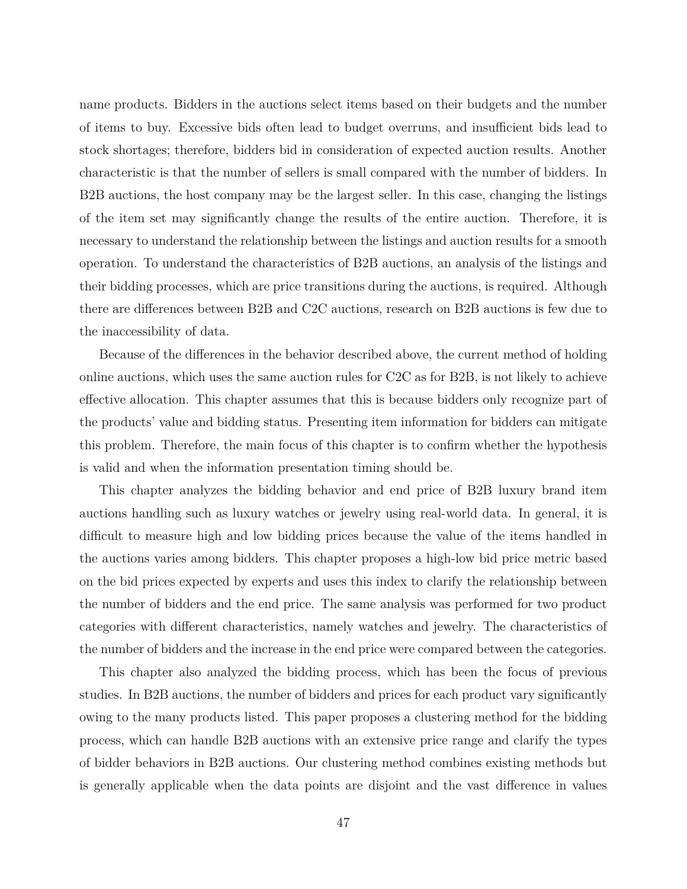name products. Bidders in the auctions select items based on their budgets and the number of items to buy. Excessive bids often lead to budget overruns, and insufficient bids lead to stock shortages; therefore, bidders bid in consideration of expected auction results. Another characteristic is that the number of sellers is small compared with the number of bidders. In B2B auctions, the host company may be the largest seller. In this case, changing the listings of the item set may significantly change the results of the entire auction. Therefore, it is necessary to understand the relationship between the listings and auction results for a smooth operation. To understand the characteristics of B2B auctions, an analysis of the listings and their bidding processes, which are price transitions during the auctions, is required. Although there are differences between B2B and C2C auctions, research on B2B auctions is few due to the inaccessibility of data.

Because of the differences in the behavior described above, the current method of holding online auctions, which uses the same auction rules for C2C as for B2B, is not likely to achieve effective allocation. This chapter assumes that this is because bidders only recognize part of the products' value and bidding status. Presenting item information for bidders can mitigate this problem. Therefore, the main focus of this chapter is to confirm whether the hypothesis is valid and when the information presentation timing should be.

This chapter analyzes the bidding behavior and end price of B2B luxury brand item auctions handling such as luxury watches or jewelry using real-world data. In general, it is difficult to measure high and low bidding prices because the value of the items handled in the auctions varies among bidders. This chapter proposes a high-low bid price metric based on the bid prices expected by experts and uses this index to clarify the relationship between the number of bidders and the end price. The same analysis was performed for two product categories with different characteristics, namely watches and jewelry. The characteristics of the number of bidders and the increase in the end price were compared between the categories.

This chapter also analyzed the bidding process, which has been the focus of previous studies. In B2B auctions, the number of bidders and prices for each product vary significantly owing to the many products listed. This paper proposes a clustering method for the bidding process, which can handle B2B auctions with an extensive price range and clarify the types of bidder behaviors in B2B auctions. Our clustering method combines existing methods but is generally applicable when the data points are disjoint and the vast difference in values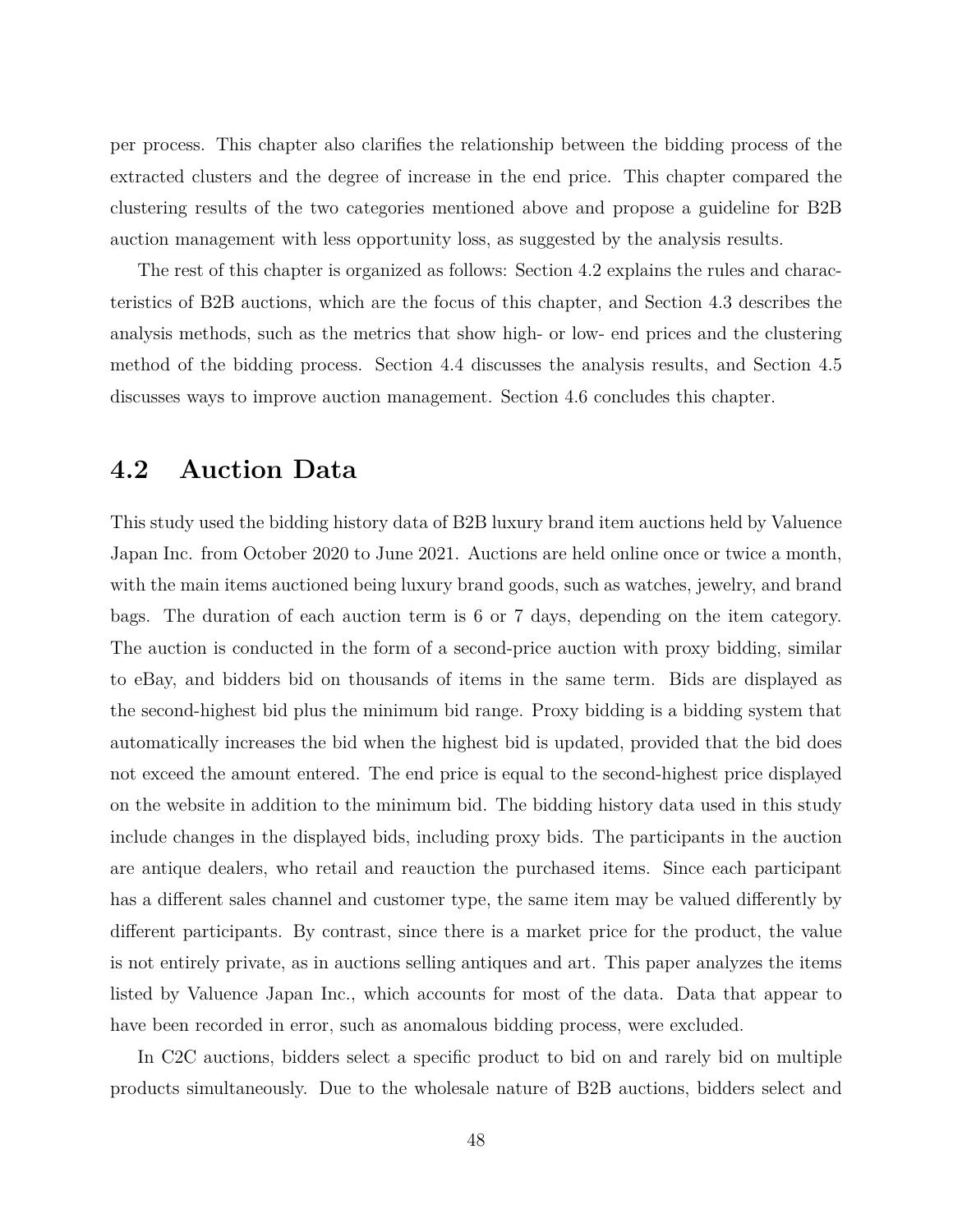per process. This chapter also clarifies the relationship between the bidding process of the extracted clusters and the degree of increase in the end price. This chapter compared the clustering results of the two categories mentioned above and propose a guideline for B2B auction management with less opportunity loss, as suggested by the analysis results.

The rest of this chapter is organized as follows: Section 4.2 explains the rules and characteristics of B2B auctions, which are the focus of this chapter, and Section 4.3 describes the analysis methods, such as the metrics that show high- or low- end prices and the clustering method of the bidding process. Section 4.4 discusses the analysis results, and Section 4.5 discusses ways to improve auction management. Section 4.6 concludes this chapter.

## 4.2 Auction Data

This study used the bidding history data of B2B luxury brand item auctions held by Valuence Japan Inc. from October 2020 to June 2021. Auctions are held online once or twice a month, with the main items auctioned being luxury brand goods, such as watches, jewelry, and brand bags. The duration of each auction term is 6 or 7 days, depending on the item category. The auction is conducted in the form of a second-price auction with proxy bidding, similar to eBay, and bidders bid on thousands of items in the same term. Bids are displayed as the second-highest bid plus the minimum bid range. Proxy bidding is a bidding system that automatically increases the bid when the highest bid is updated, provided that the bid does not exceed the amount entered. The end price is equal to the second-highest price displayed on the website in addition to the minimum bid. The bidding history data used in this study include changes in the displayed bids, including proxy bids. The participants in the auction are antique dealers, who retail and reauction the purchased items. Since each participant has a different sales channel and customer type, the same item may be valued differently by different participants. By contrast, since there is a market price for the product, the value is not entirely private, as in auctions selling antiques and art. This paper analyzes the items listed by Valuence Japan Inc., which accounts for most of the data. Data that appear to have been recorded in error, such as anomalous bidding process, were excluded.

In C2C auctions, bidders select a specific product to bid on and rarely bid on multiple products simultaneously. Due to the wholesale nature of B2B auctions, bidders select and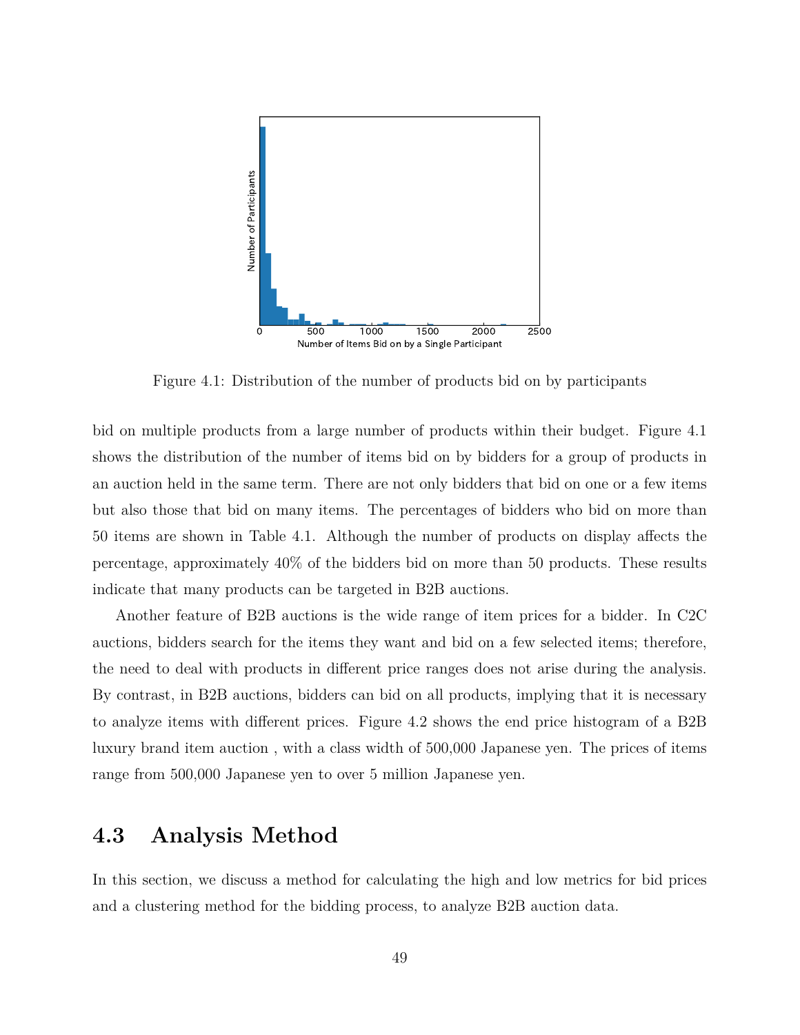Figure 4.1: Distribution of the number of products bid on by participants

bid on multiple products from a large number of products within their budget. Figure 4.1 shows the distribution of the number of items bid on by bidders for a group of products in an auction held in the same term. There are not only bidders that bid on one or a few items but also those that bid on many items. The percentages of bidders who bid on more than 50 items are shown in Table 4.1. Although the number of products on display affects the percentage, approximately 40% of the bidders bid on more than 50 products. These results indicate that many products can be targeted in B2B auctions.

Another feature of B2B auctions is the wide range of item prices for a bidder. In C2C auctions, bidders search for the items they want and bid on a few selected items; therefore, the need to deal with products in different price ranges does not arise during the analysis. By contrast, in B2B auctions, bidders can bid on all products, implying that it is necessary to analyze items with different prices. Figure 4.2 shows the end price histogram of a B2B luxury brand item auction , with a class width of 500,000 Japanese yen. The prices of items range from 500,000 Japanese yen to over 5 million Japanese yen.

## 4.3 Analysis Method

In this section, we discuss a method for calculating the high and low metrics for bid prices and a clustering method for the bidding process, to analyze B2B auction data.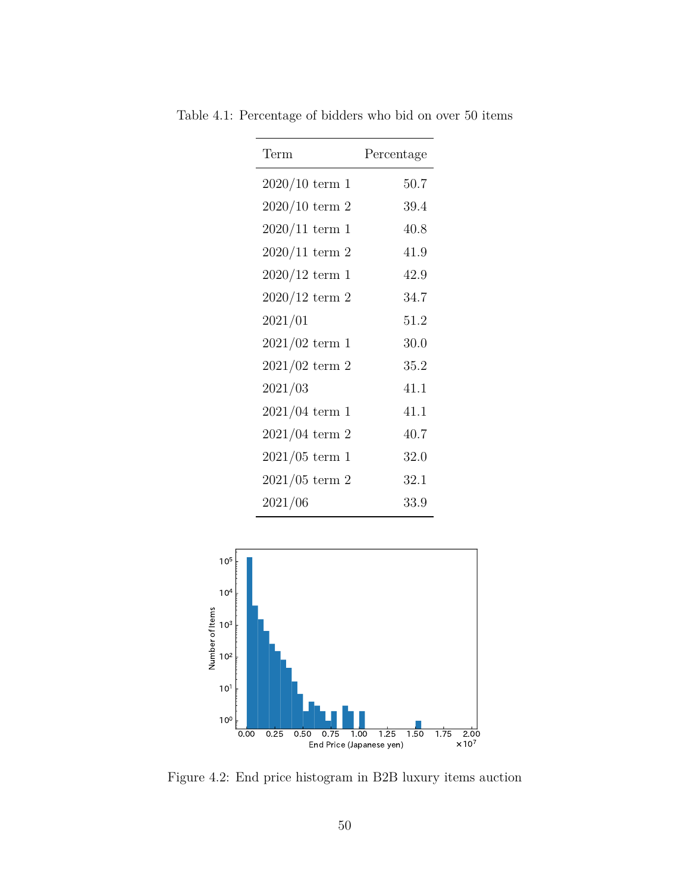Table 4.1: Percentage of bidders who bid on over 50 items

| Term | Percentage |
|---|---|
| 2020/10 term 1 | 50.7 |
| 2020/10 term 2 | 39.4 |
| 2020/11 term 1 | 40.8 |
| 2020/11 term 2 | 41.9 |
| 2020/12 term 1 | 42.9 |
| 2020/12 term 2 | 34.7 |
| 2021/01 | 51.2 |
| 2021/02 term 1 | 30.0 |
| 2021/02 term 2 | 35.2 |
| 2021/03 | 41.1 |
| 2021/04 term 1 | 41.1 |
| 2021/04 term 2 | 40.7 |
| 2021/05 term 1 | 32.0 |
| 2021/05 term 2 | 32.1 |
| 2021/06 | 33.9 |

Figure 4.2: End price histogram in B2B luxury items auction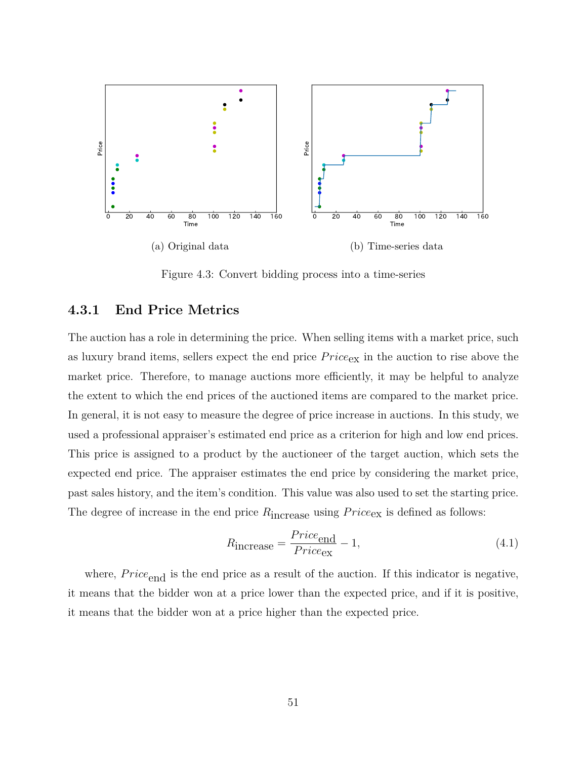(a) Original data

(b) Time-series data

Figure 4.3: Convert bidding process into a time-series

### 4.3.1 End Price Metrics

The auction has a role in determining the price. When selling items with a market price, such as luxury brand items, sellers expect the end price $Price_{\text{ex}}$ in the auction to rise above the market price. Therefore, to manage auctions more efficiently, it may be helpful to analyze the extent to which the end prices of the auctioned items are compared to the market price. In general, it is not easy to measure the degree of price increase in auctions. In this study, we used a professional appraiser's estimated end price as a criterion for high and low end prices. This price is assigned to a product by the auctioneer of the target auction, which sets the expected end price. The appraiser estimates the end price by considering the market price, past sales history, and the item's condition. This value was also used to set the starting price. The degree of increase in the end price $R_{\text{increase}}$ using $Price_{\text{ex}}$ is defined as follows:

$$R_{\text{increase}} = \frac{Price_{\text{end}}}{Price_{\text{ex}}} - 1, \tag{4.1}$$

where, $Price_{\text{end}}$ is the end price as a result of the auction. If this indicator is negative, it means that the bidder won at a price lower than the expected price, and if it is positive, it means that the bidder won at a price higher than the expected price.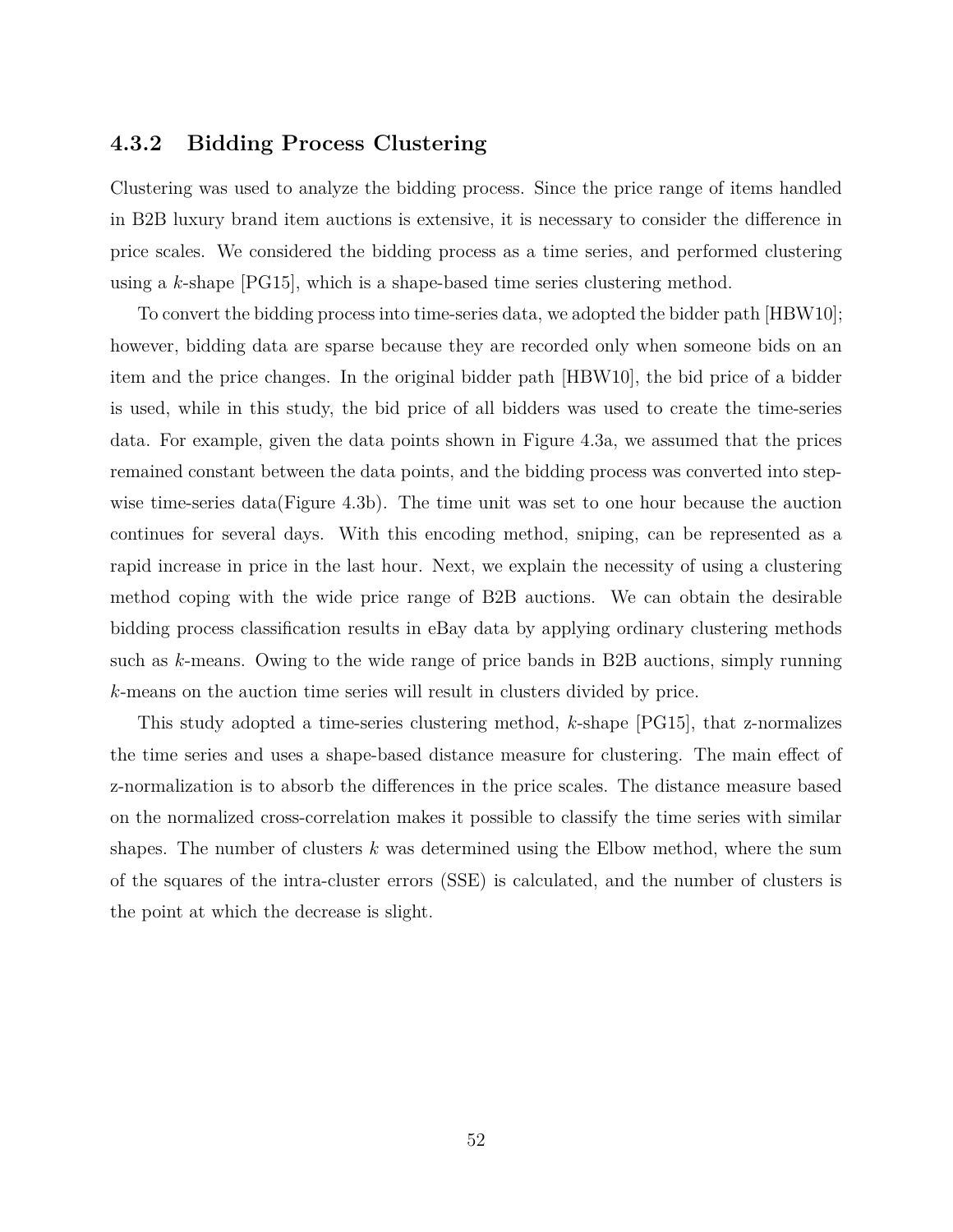### 4.3.2 Bidding Process Clustering

Clustering was used to analyze the bidding process. Since the price range of items handled in B2B luxury brand item auctions is extensive, it is necessary to consider the difference in price scales. We considered the bidding process as a time series, and performed clustering using a $k$-shape [PG15], which is a shape-based time series clustering method.

To convert the bidding process into time-series data, we adopted the bidder path [HBW10]; however, bidding data are sparse because they are recorded only when someone bids on an item and the price changes. In the original bidder path [HBW10], the bid price of a bidder is used, while in this study, the bid price of all bidders was used to create the time-series data. For example, given the data points shown in Figure 4.3a, we assumed that the prices remained constant between the data points, and the bidding process was converted into step-wise time-series data(Figure 4.3b). The time unit was set to one hour because the auction continues for several days. With this encoding method, sniping, can be represented as a rapid increase in price in the last hour. Next, we explain the necessity of using a clustering method coping with the wide price range of B2B auctions. We can obtain the desirable bidding process classification results in eBay data by applying ordinary clustering methods such as $k$-means. Owing to the wide range of price bands in B2B auctions, simply running $k$-means on the auction time series will result in clusters divided by price.

This study adopted a time-series clustering method, $k$-shape [PG15], that z-normalizes the time series and uses a shape-based distance measure for clustering. The main effect of z-normalization is to absorb the differences in the price scales. The distance measure based on the normalized cross-correlation makes it possible to classify the time series with similar shapes. The number of clusters $k$ was determined using the Elbow method, where the sum of the squares of the intra-cluster errors (SSE) is calculated, and the number of clusters is the point at which the decrease is slight.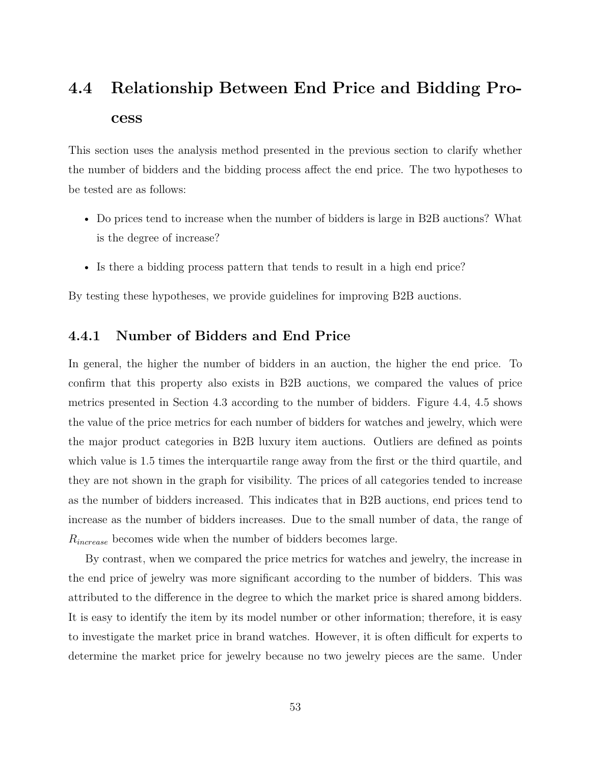## 4.4 Relationship Between End Price and Bidding Process

This section uses the analysis method presented in the previous section to clarify whether the number of bidders and the bidding process affect the end price. The two hypotheses to be tested are as follows:

- Do prices tend to increase when the number of bidders is large in B2B auctions? What is the degree of increase?
- Is there a bidding process pattern that tends to result in a high end price?

By testing these hypotheses, we provide guidelines for improving B2B auctions.

### 4.4.1 Number of Bidders and End Price

In general, the higher the number of bidders in an auction, the higher the end price. To confirm that this property also exists in B2B auctions, we compared the values of price metrics presented in Section 4.3 according to the number of bidders. Figure 4.4, 4.5 shows the value of the price metrics for each number of bidders for watches and jewelry, which were the major product categories in B2B luxury item auctions. Outliers are defined as points which value is 1.5 times the interquartile range away from the first or the third quartile, and they are not shown in the graph for visibility. The prices of all categories tended to increase as the number of bidders increased. This indicates that in B2B auctions, end prices tend to increase as the number of bidders increases. Due to the small number of data, the range of $R_{increase}$ becomes wide when the number of bidders becomes large.

By contrast, when we compared the price metrics for watches and jewelry, the increase in the end price of jewelry was more significant according to the number of bidders. This was attributed to the difference in the degree to which the market price is shared among bidders. It is easy to identify the item by its model number or other information; therefore, it is easy to investigate the market price in brand watches. However, it is often difficult for experts to determine the market price for jewelry because no two jewelry pieces are the same. Under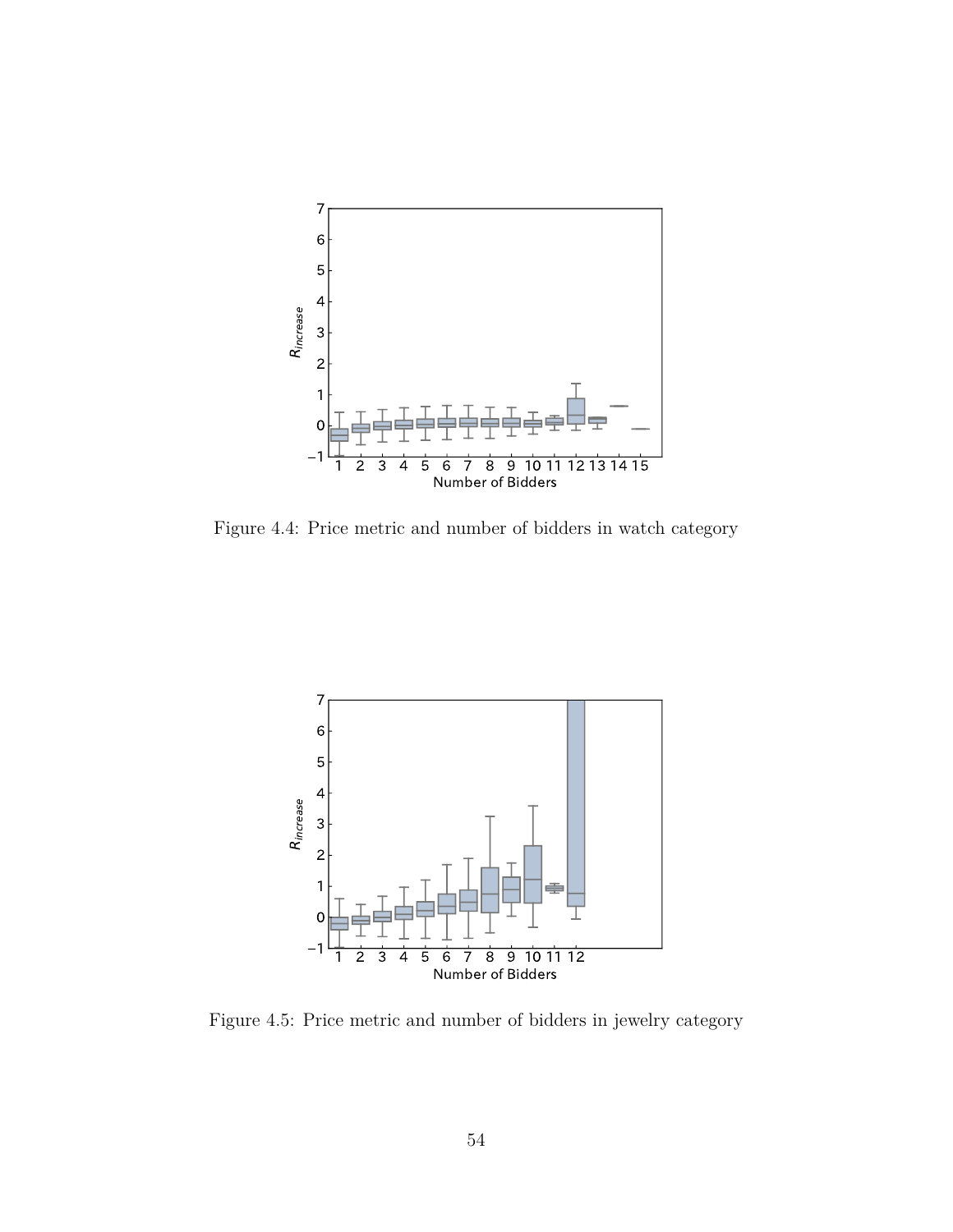Figure 4.4: Price metric and number of bidders in watch category

Figure 4.5: Price metric and number of bidders in jewelry category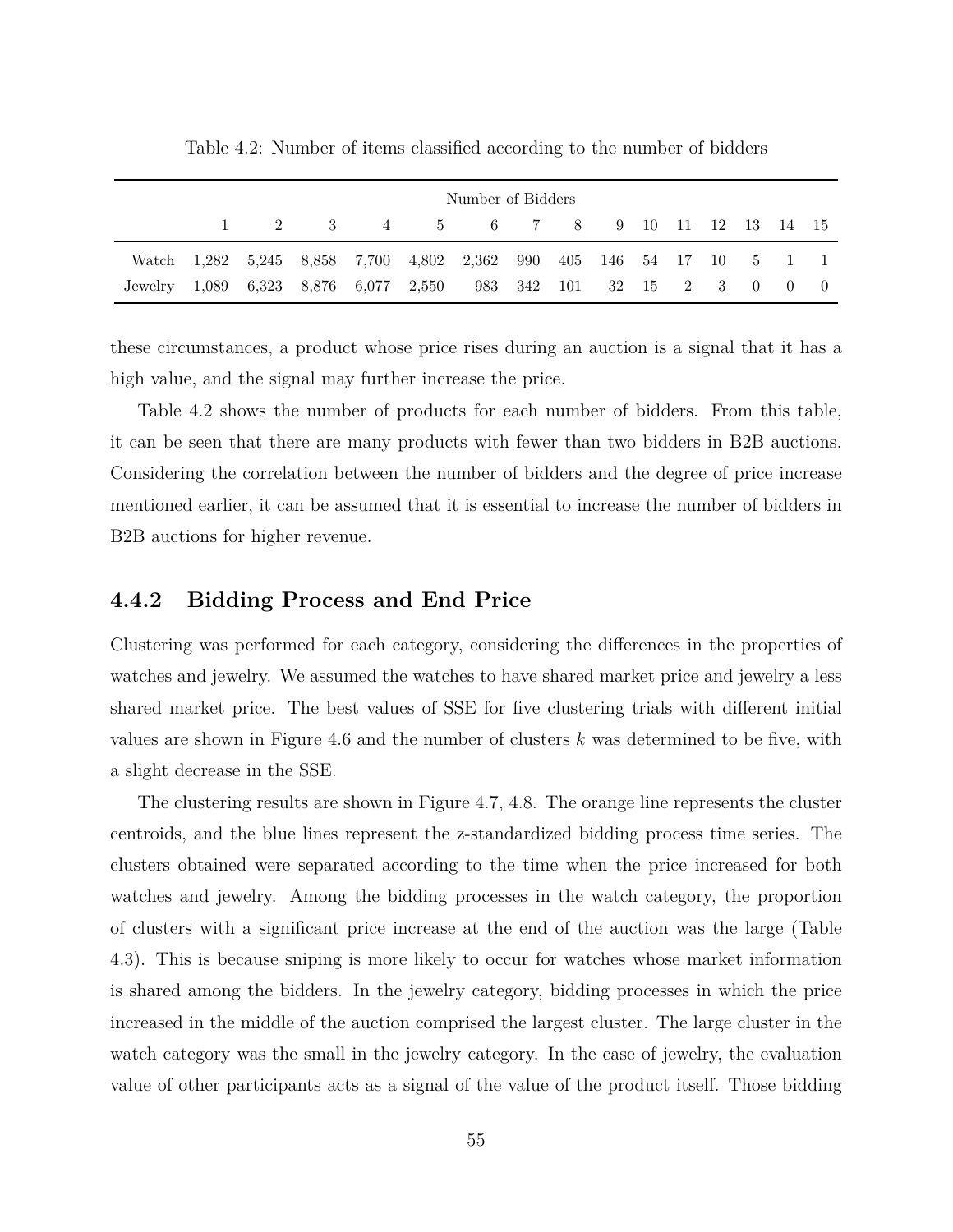Table 4.2: Number of items classified according to the number of bidders

| | Number of Bidders | | | | | | | | | | | | | | |
|---|---|---|---|---|---|---|---|---|---|---|---|---|---|---|---|
| | 1 | 2 | 3 | 4 | 5 | 6 | 7 | 8 | 9 | 10 | 11 | 12 | 13 | 14 | 15 |
| Watch | 1,282 | 5,245 | 8,858 | 7,700 | 4,802 | 2,362 | 990 | 405 | 146 | 54 | 17 | 10 | 5 | 1 | 1 |
| Jewelry | 1,089 | 6,323 | 8,876 | 6,077 | 2,550 | 983 | 342 | 101 | 32 | 15 | 2 | 3 | 0 | 0 | 0 |

these circumstances, a product whose price rises during an auction is a signal that it has a high value, and the signal may further increase the price.

Table 4.2 shows the number of products for each number of bidders. From this table, it can be seen that there are many products with fewer than two bidders in B2B auctions. Considering the correlation between the number of bidders and the degree of price increase mentioned earlier, it can be assumed that it is essential to increase the number of bidders in B2B auctions for higher revenue.

### 4.4.2 Bidding Process and End Price

Clustering was performed for each category, considering the differences in the properties of watches and jewelry. We assumed the watches to have shared market price and jewelry a less shared market price. The best values of SSE for five clustering trials with different initial values are shown in Figure 4.6 and the number of clusters $k$ was determined to be five, with a slight decrease in the SSE.

The clustering results are shown in Figure 4.7, 4.8. The orange line represents the cluster centroids, and the blue lines represent the z-standardized bidding process time series. The clusters obtained were separated according to the time when the price increased for both watches and jewelry. Among the bidding processes in the watch category, the proportion of clusters with a significant price increase at the end of the auction was the large (Table 4.3). This is because sniping is more likely to occur for watches whose market information is shared among the bidders. In the jewelry category, bidding processes in which the price increased in the middle of the auction comprised the largest cluster. The large cluster in the watch category was the small in the jewelry category. In the case of jewelry, the evaluation value of other participants acts as a signal of the value of the product itself. Those bidding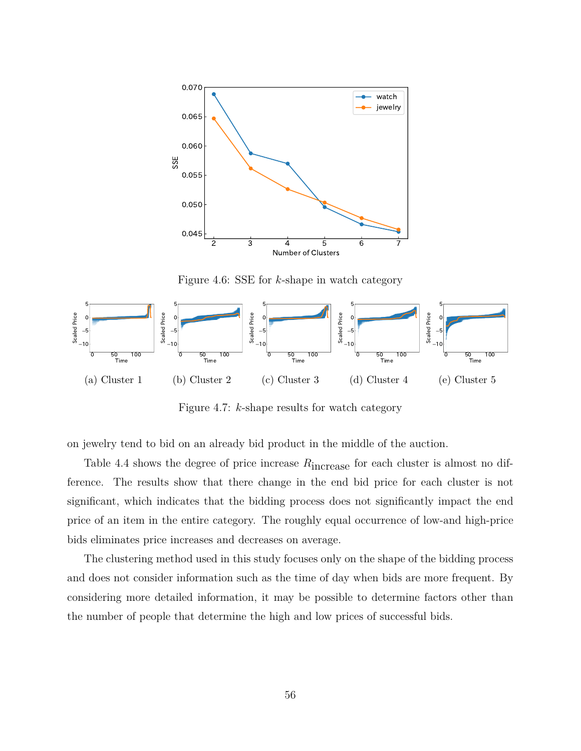Figure 4.6: SSE for $k$-shape in watch category

(a) Cluster 1

(b) Cluster 2

(c) Cluster 3

(d) Cluster 4

(e) Cluster 5

Figure 4.7: $k$-shape results for watch category

on jewelry tend to bid on an already bid product in the middle of the auction.

Table 4.4 shows the degree of price increase $R_{\text{increase}}$ for each cluster is almost no difference. The results show that there change in the end bid price for each cluster is not significant, which indicates that the bidding process does not significantly impact the end price of an item in the entire category. The roughly equal occurrence of low-and high-price bids eliminates price increases and decreases on average.

The clustering method used in this study focuses only on the shape of the bidding process and does not consider information such as the time of day when bids are more frequent. By considering more detailed information, it may be possible to determine factors other than the number of people that determine the high and low prices of successful bids.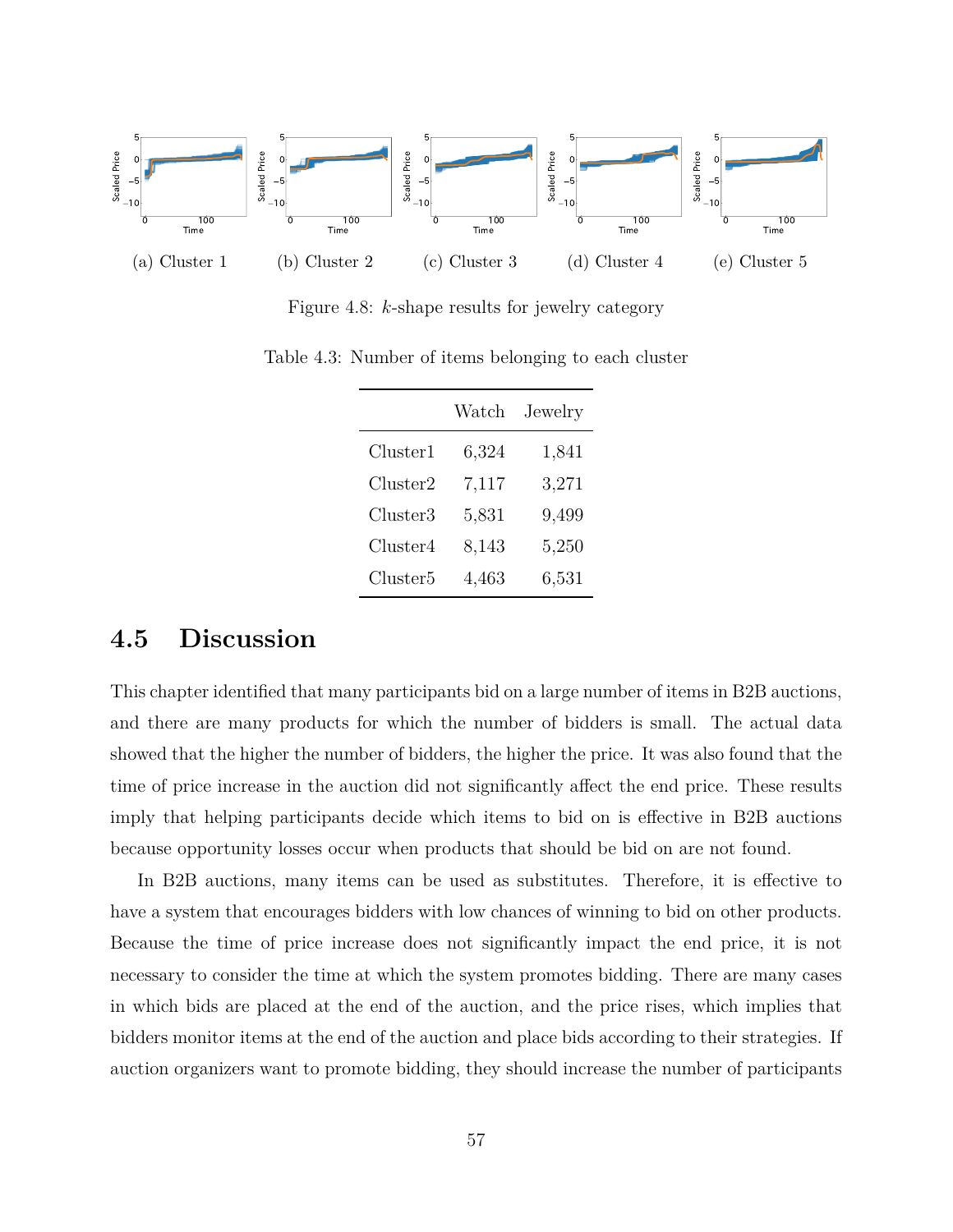(a) Cluster 1 (b) Cluster 2 (c) Cluster 3 (d) Cluster 4 (e) Cluster 5

Figure 4.8: $k$-shape results for jewelry category

Table 4.3: Number of items belonging to each cluster

| | Watch | Jewelry |
|---|---|---|
| Cluster1 | 6,324 | 1,841 |
| Cluster2 | 7,117 | 3,271 |
| Cluster3 | 5,831 | 9,499 |
| Cluster4 | 8,143 | 5,250 |
| Cluster5 | 4,463 | 6,531 |

## 4.5 Discussion

This chapter identified that many participants bid on a large number of items in B2B auctions, and there are many products for which the number of bidders is small. The actual data showed that the higher the number of bidders, the higher the price. It was also found that the time of price increase in the auction did not significantly affect the end price. These results imply that helping participants decide which items to bid on is effective in B2B auctions because opportunity losses occur when products that should be bid on are not found.

In B2B auctions, many items can be used as substitutes. Therefore, it is effective to have a system that encourages bidders with low chances of winning to bid on other products. Because the time of price increase does not significantly impact the end price, it is not necessary to consider the time at which the system promotes bidding. There are many cases in which bids are placed at the end of the auction, and the price rises, which implies that bidders monitor items at the end of the auction and place bids according to their strategies. If auction organizers want to promote bidding, they should increase the number of participants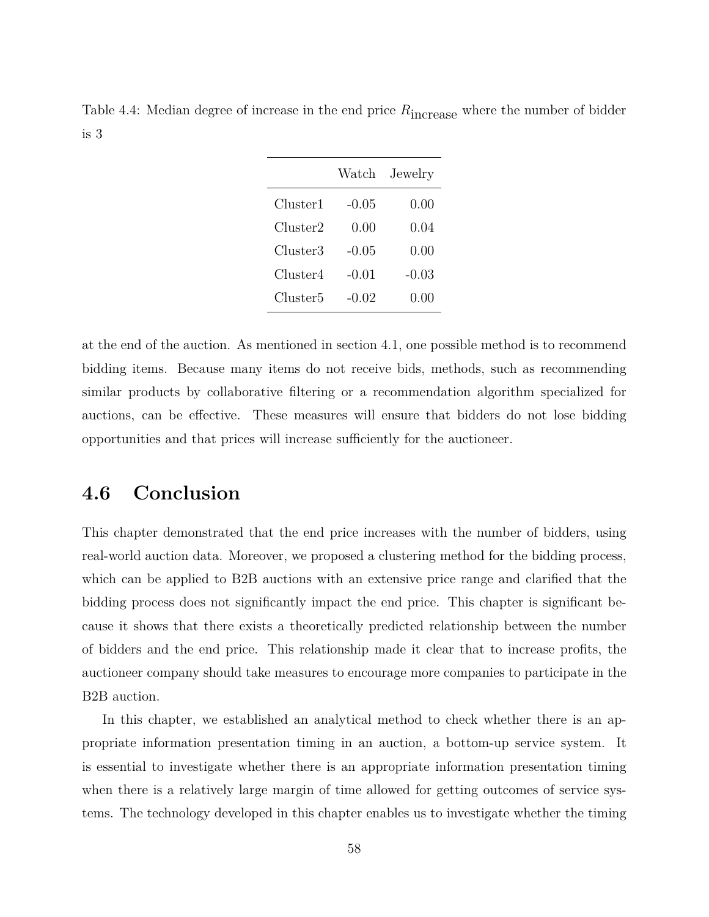Table 4.4: Median degree of increase in the end price $R_{\text{increase}}$ where the number of bidder is 3

| | Watch | Jewelry |
|---|---|---|
| Cluster1 | -0.05 | 0.00 |
| Cluster2 | 0.00 | 0.04 |
| Cluster3 | -0.05 | 0.00 |
| Cluster4 | -0.01 | -0.03 |
| Cluster5 | -0.02 | 0.00 |

at the end of the auction. As mentioned in section 4.1, one possible method is to recommend bidding items. Because many items do not receive bids, methods, such as recommending similar products by collaborative filtering or a recommendation algorithm specialized for auctions, can be effective. These measures will ensure that bidders do not lose bidding opportunities and that prices will increase sufficiently for the auctioneer.

## 4.6 Conclusion

This chapter demonstrated that the end price increases with the number of bidders, using real-world auction data. Moreover, we proposed a clustering method for the bidding process, which can be applied to B2B auctions with an extensive price range and clarified that the bidding process does not significantly impact the end price. This chapter is significant because it shows that there exists a theoretically predicted relationship between the number of bidders and the end price. This relationship made it clear that to increase profits, the auctioneer company should take measures to encourage more companies to participate in the B2B auction.

In this chapter, we established an analytical method to check whether there is an appropriate information presentation timing in an auction, a bottom-up service system. It is essential to investigate whether there is an appropriate information presentation timing when there is a relatively large margin of time allowed for getting outcomes of service systems. The technology developed in this chapter enables us to investigate whether the timing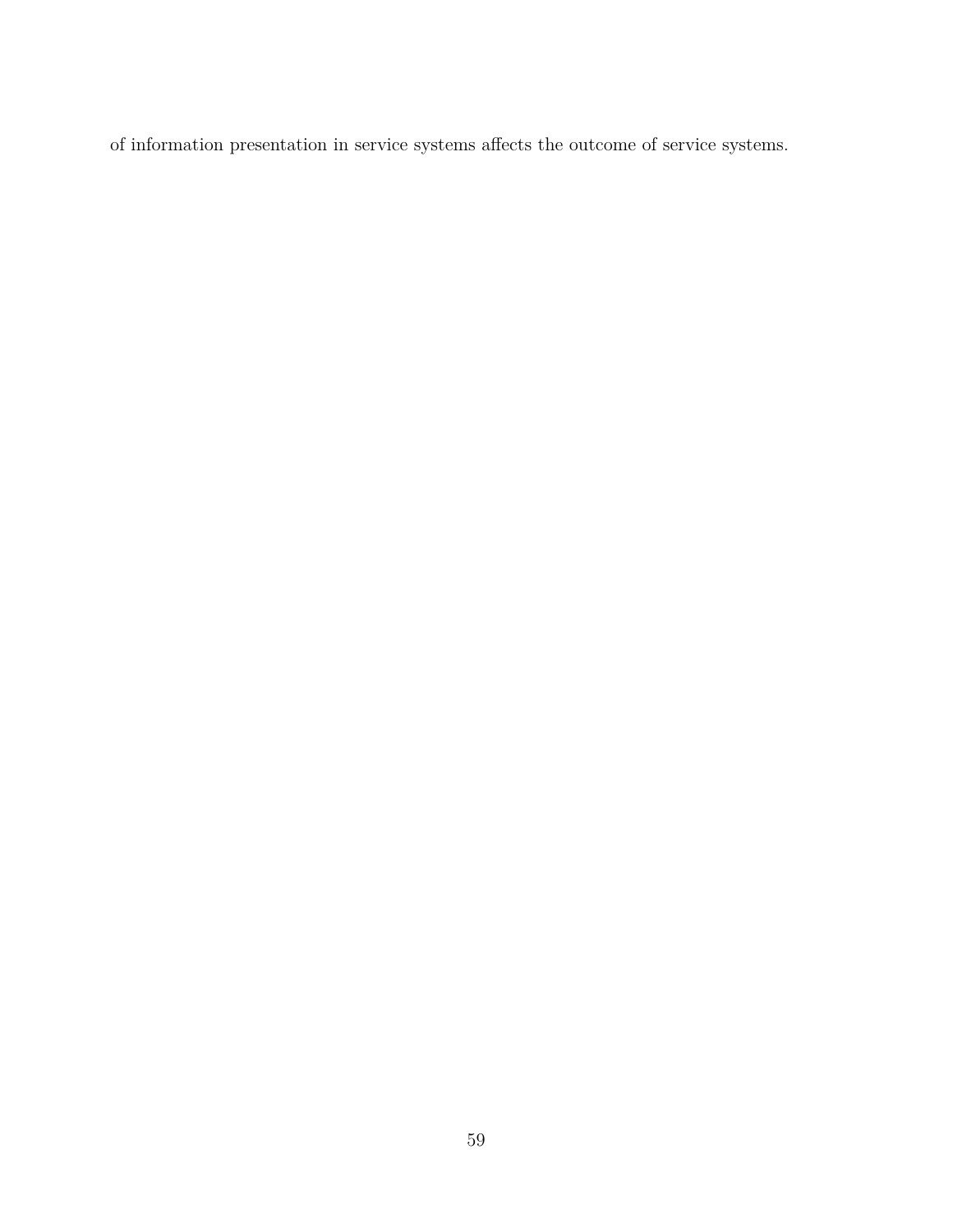of information presentation in service systems affects the outcome of service systems.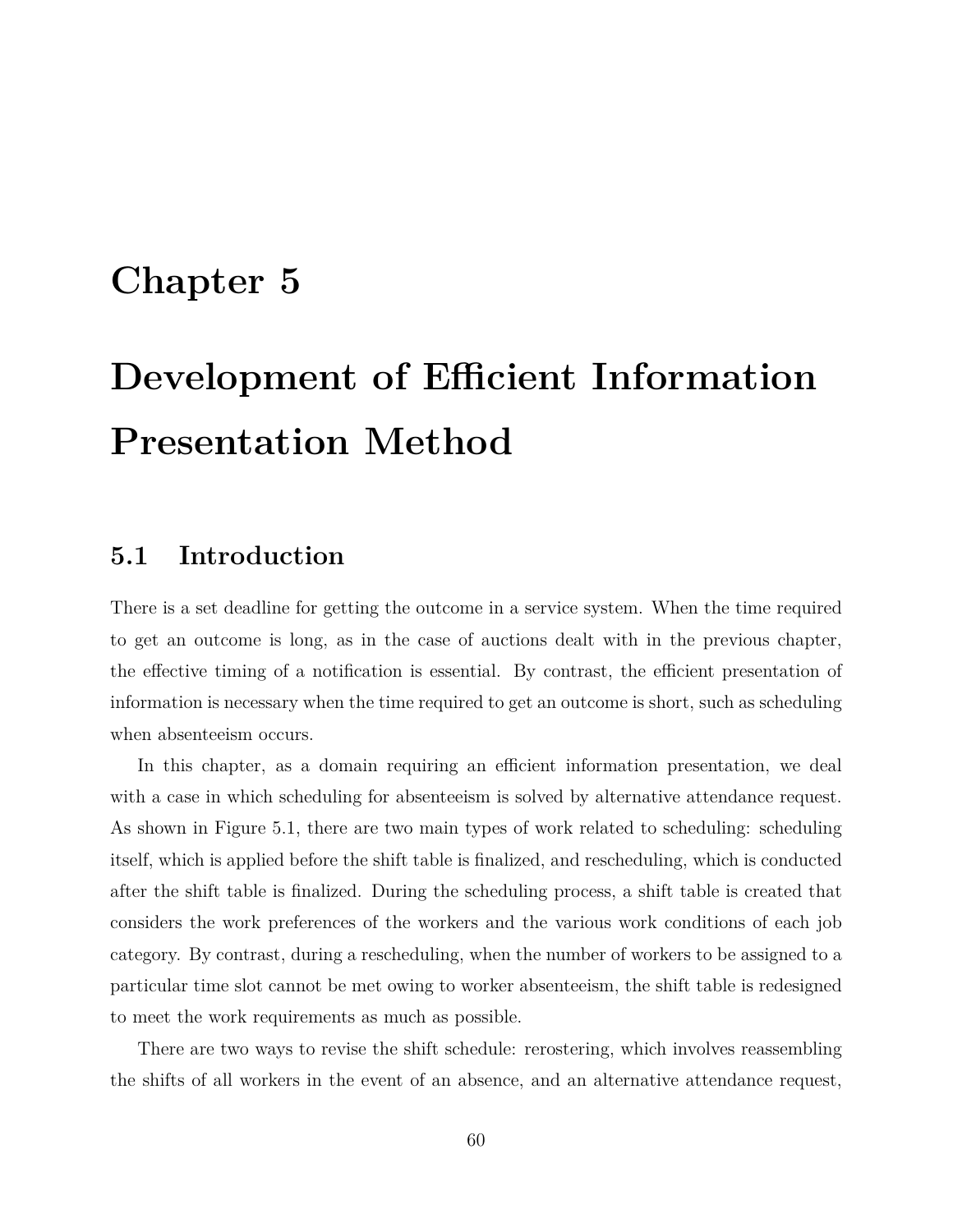# Chapter 5

# Development of Efficient Information Presentation Method

## 5.1 Introduction

There is a set deadline for getting the outcome in a service system. When the time required to get an outcome is long, as in the case of auctions dealt with in the previous chapter, the effective timing of a notification is essential. By contrast, the efficient presentation of information is necessary when the time required to get an outcome is short, such as scheduling when absenteeism occurs.

In this chapter, as a domain requiring an efficient information presentation, we deal with a case in which scheduling for absenteeism is solved by alternative attendance request. As shown in Figure 5.1, there are two main types of work related to scheduling: scheduling itself, which is applied before the shift table is finalized, and rescheduling, which is conducted after the shift table is finalized. During the scheduling process, a shift table is created that considers the work preferences of the workers and the various work conditions of each job category. By contrast, during a rescheduling, when the number of workers to be assigned to a particular time slot cannot be met owing to worker absenteeism, the shift table is redesigned to meet the work requirements as much as possible.

There are two ways to revise the shift schedule: rerostering, which involves reassembling the shifts of all workers in the event of an absence, and an alternative attendance request,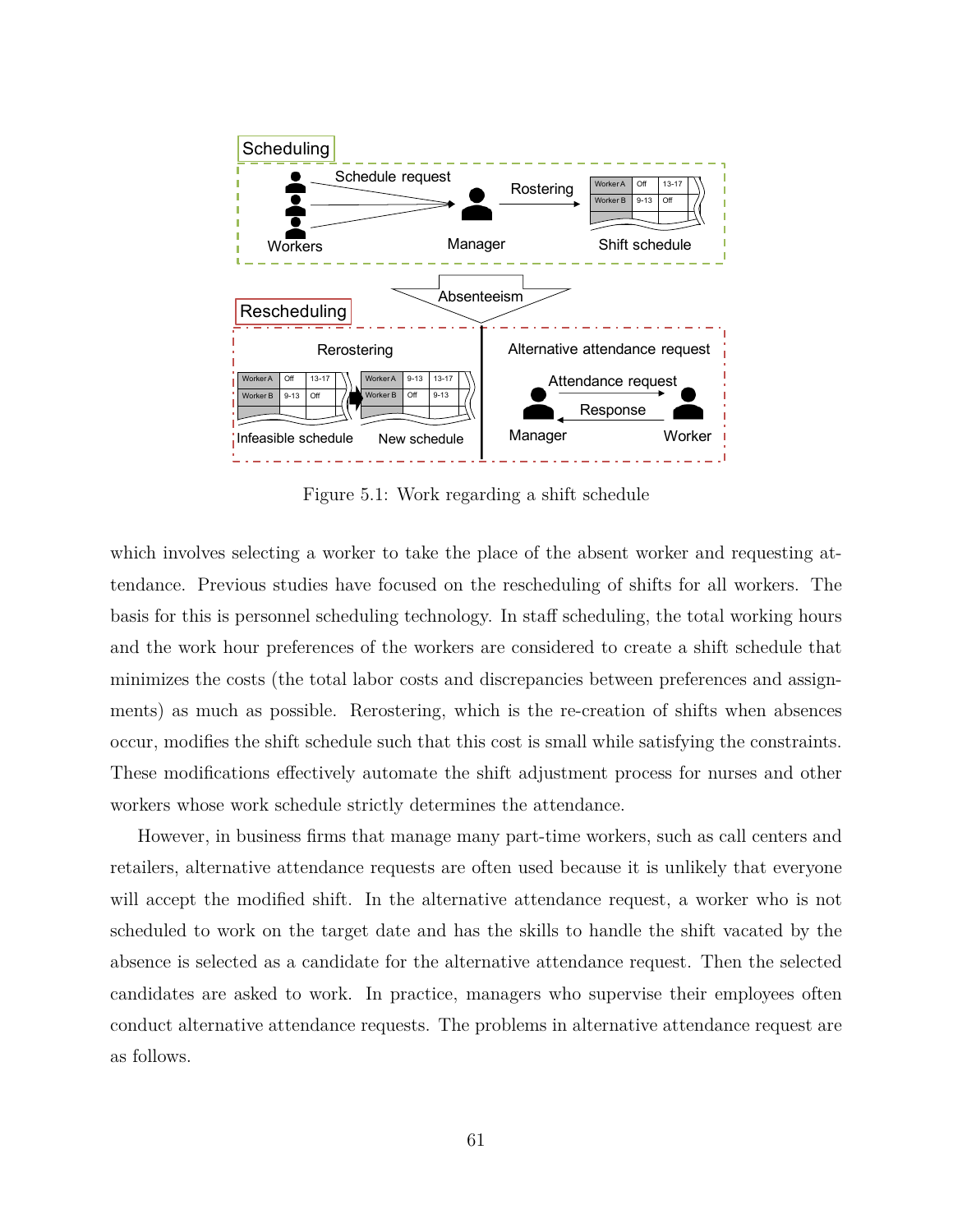Figure 5.1: Work regarding a shift schedule

which involves selecting a worker to take the place of the absent worker and requesting attendance. Previous studies have focused on the rescheduling of shifts for all workers. The basis for this is personnel scheduling technology. In staff scheduling, the total working hours and the work hour preferences of the workers are considered to create a shift schedule that minimizes the costs (the total labor costs and discrepancies between preferences and assignments) as much as possible. Rerostering, which is the re-creation of shifts when absences occur, modifies the shift schedule such that this cost is small while satisfying the constraints. These modifications effectively automate the shift adjustment process for nurses and other workers whose work schedule strictly determines the attendance.

However, in business firms that manage many part-time workers, such as call centers and retailers, alternative attendance requests are often used because it is unlikely that everyone will accept the modified shift. In the alternative attendance request, a worker who is not scheduled to work on the target date and has the skills to handle the shift vacated by the absence is selected as a candidate for the alternative attendance request. Then the selected candidates are asked to work. In practice, managers who supervise their employees often conduct alternative attendance requests. The problems in alternative attendance request are as follows.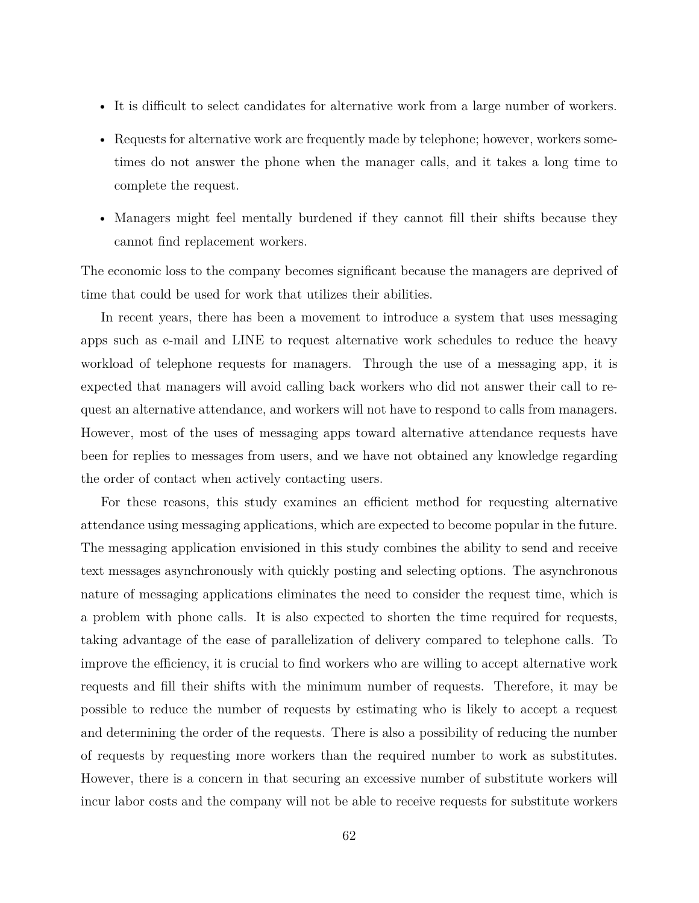- It is difficult to select candidates for alternative work from a large number of workers.
- Requests for alternative work are frequently made by telephone; however, workers sometimes do not answer the phone when the manager calls, and it takes a long time to complete the request.
- Managers might feel mentally burdened if they cannot fill their shifts because they cannot find replacement workers.

The economic loss to the company becomes significant because the managers are deprived of time that could be used for work that utilizes their abilities.

In recent years, there has been a movement to introduce a system that uses messaging apps such as e-mail and LINE to request alternative work schedules to reduce the heavy workload of telephone requests for managers. Through the use of a messaging app, it is expected that managers will avoid calling back workers who did not answer their call to request an alternative attendance, and workers will not have to respond to calls from managers. However, most of the uses of messaging apps toward alternative attendance requests have been for replies to messages from users, and we have not obtained any knowledge regarding the order of contact when actively contacting users.

For these reasons, this study examines an efficient method for requesting alternative attendance using messaging applications, which are expected to become popular in the future. The messaging application envisioned in this study combines the ability to send and receive text messages asynchronously with quickly posting and selecting options. The asynchronous nature of messaging applications eliminates the need to consider the request time, which is a problem with phone calls. It is also expected to shorten the time required for requests, taking advantage of the ease of parallelization of delivery compared to telephone calls. To improve the efficiency, it is crucial to find workers who are willing to accept alternative work requests and fill their shifts with the minimum number of requests. Therefore, it may be possible to reduce the number of requests by estimating who is likely to accept a request and determining the order of the requests. There is also a possibility of reducing the number of requests by requesting more workers than the required number to work as substitutes. However, there is a concern in that securing an excessive number of substitute workers will incur labor costs and the company will not be able to receive requests for substitute workers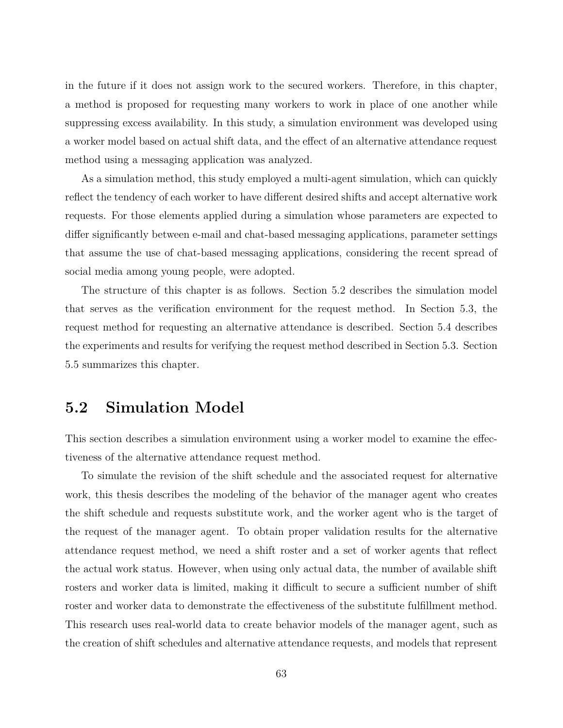in the future if it does not assign work to the secured workers. Therefore, in this chapter, a method is proposed for requesting many workers to work in place of one another while suppressing excess availability. In this study, a simulation environment was developed using a worker model based on actual shift data, and the effect of an alternative attendance request method using a messaging application was analyzed.

As a simulation method, this study employed a multi-agent simulation, which can quickly reflect the tendency of each worker to have different desired shifts and accept alternative work requests. For those elements applied during a simulation whose parameters are expected to differ significantly between e-mail and chat-based messaging applications, parameter settings that assume the use of chat-based messaging applications, considering the recent spread of social media among young people, were adopted.

The structure of this chapter is as follows. Section 5.2 describes the simulation model that serves as the verification environment for the request method. In Section 5.3, the request method for requesting an alternative attendance is described. Section 5.4 describes the experiments and results for verifying the request method described in Section 5.3. Section 5.5 summarizes this chapter.

## 5.2 Simulation Model

This section describes a simulation environment using a worker model to examine the effectiveness of the alternative attendance request method.

To simulate the revision of the shift schedule and the associated request for alternative work, this thesis describes the modeling of the behavior of the manager agent who creates the shift schedule and requests substitute work, and the worker agent who is the target of the request of the manager agent. To obtain proper validation results for the alternative attendance request method, we need a shift roster and a set of worker agents that reflect the actual work status. However, when using only actual data, the number of available shift rosters and worker data is limited, making it difficult to secure a sufficient number of shift roster and worker data to demonstrate the effectiveness of the substitute fulfillment method. This research uses real-world data to create behavior models of the manager agent, such as the creation of shift schedules and alternative attendance requests, and models that represent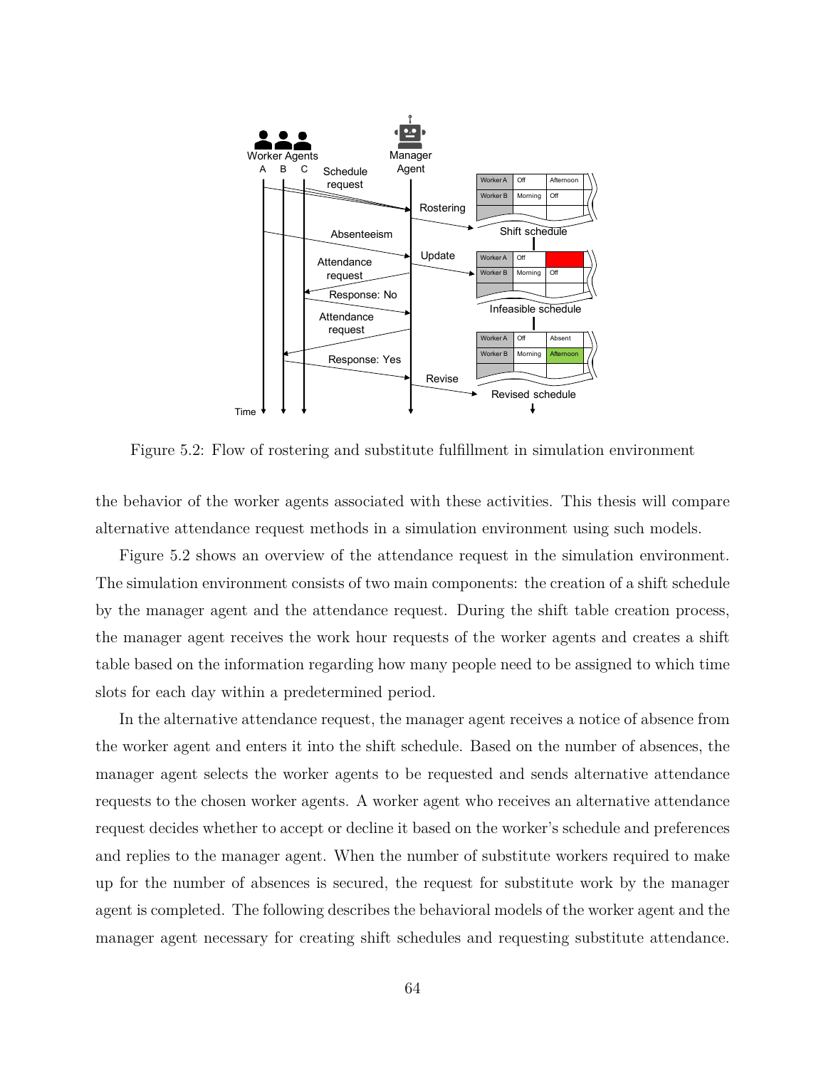Figure 5.2: Flow of rostering and substitute fulfillment in simulation environment

the behavior of the worker agents associated with these activities. This thesis will compare alternative attendance request methods in a simulation environment using such models.

Figure 5.2 shows an overview of the attendance request in the simulation environment. The simulation environment consists of two main components: the creation of a shift schedule by the manager agent and the attendance request. During the shift table creation process, the manager agent receives the work hour requests of the worker agents and creates a shift table based on the information regarding how many people need to be assigned to which time slots for each day within a predetermined period.

In the alternative attendance request, the manager agent receives a notice of absence from the worker agent and enters it into the shift schedule. Based on the number of absences, the manager agent selects the worker agents to be requested and sends alternative attendance requests to the chosen worker agents. A worker agent who receives an alternative attendance request decides whether to accept or decline it based on the worker's schedule and preferences and replies to the manager agent. When the number of substitute workers required to make up for the number of absences is secured, the request for substitute work by the manager agent is completed. The following describes the behavioral models of the worker agent and the manager agent necessary for creating shift schedules and requesting substitute attendance.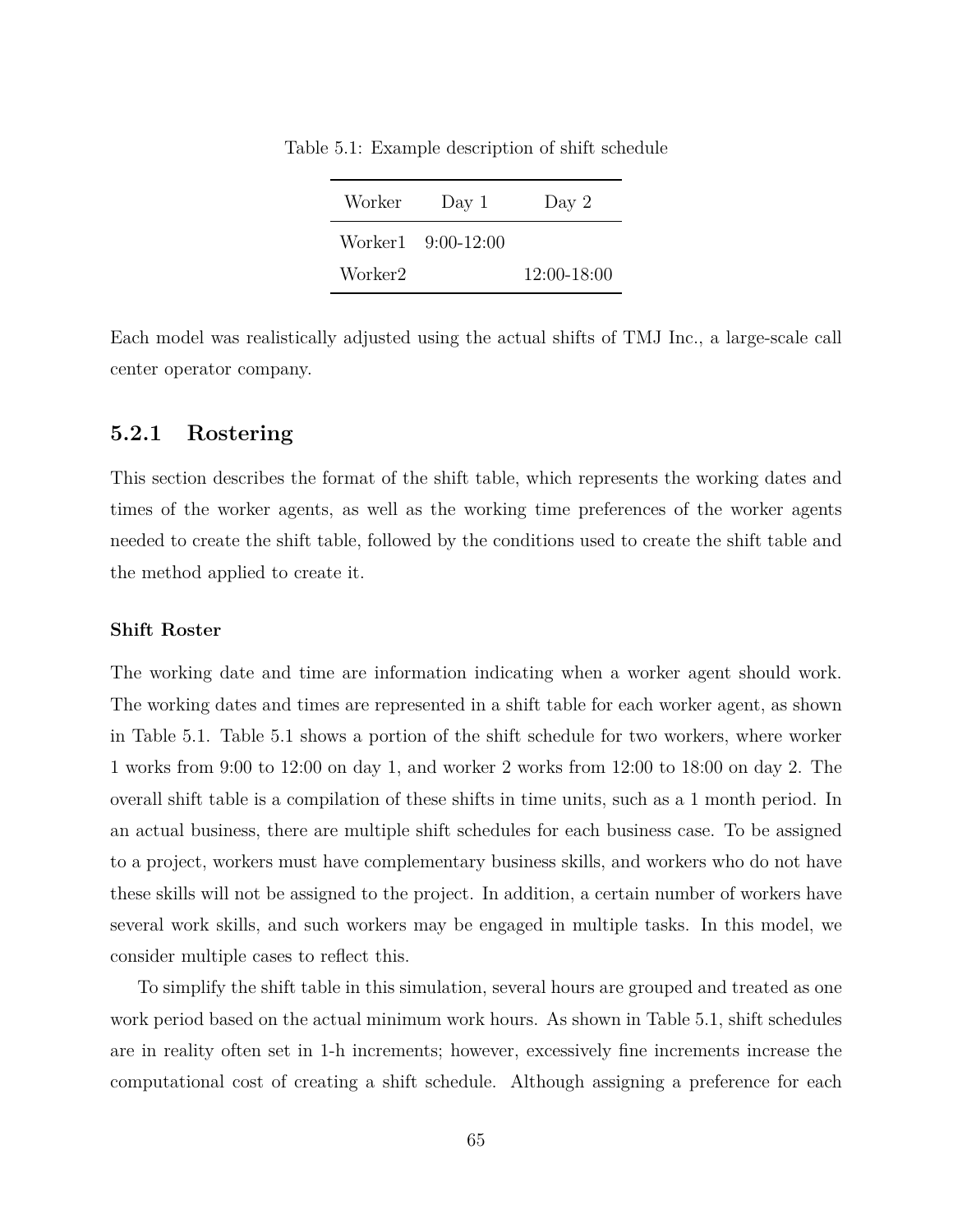Table 5.1: Example description of shift schedule

| Worker | Day 1 | Day 2 |
|---|---|---|
| Worker1 | 9:00-12:00 | |
| Worker2 | | 12:00-18:00 |

Each model was realistically adjusted using the actual shifts of TMJ Inc., a large-scale call center operator company.

### 5.2.1 Rostering

This section describes the format of the shift table, which represents the working dates and times of the worker agents, as well as the working time preferences of the worker agents needed to create the shift table, followed by the conditions used to create the shift table and the method applied to create it.

#### Shift Roster

The working date and time are information indicating when a worker agent should work. The working dates and times are represented in a shift table for each worker agent, as shown in Table 5.1. Table 5.1 shows a portion of the shift schedule for two workers, where worker 1 works from 9:00 to 12:00 on day 1, and worker 2 works from 12:00 to 18:00 on day 2. The overall shift table is a compilation of these shifts in time units, such as a 1 month period. In an actual business, there are multiple shift schedules for each business case. To be assigned to a project, workers must have complementary business skills, and workers who do not have these skills will not be assigned to the project. In addition, a certain number of workers have several work skills, and such workers may be engaged in multiple tasks. In this model, we consider multiple cases to reflect this.

To simplify the shift table in this simulation, several hours are grouped and treated as one work period based on the actual minimum work hours. As shown in Table 5.1, shift schedules are in reality often set in 1-h increments; however, excessively fine increments increase the computational cost of creating a shift schedule. Although assigning a preference for each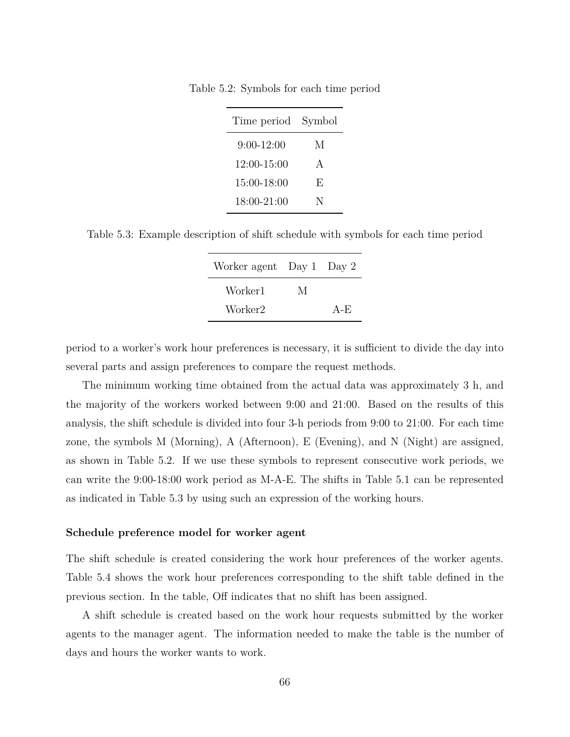Table 5.2: Symbols for each time period

| Time period | Symbol |
|---|---|
| 9:00-12:00 | M |
| 12:00-15:00 | A |
| 15:00-18:00 | E |
| 18:00-21:00 | N |

Table 5.3: Example description of shift schedule with symbols for each time period

| Worker agent | Day 1 | Day 2 |
|---|---|---|
| Worker1 | M | |
| Worker2 | | A-E |

period to a worker's work hour preferences is necessary, it is sufficient to divide the day into several parts and assign preferences to compare the request methods.

The minimum working time obtained from the actual data was approximately 3 h, and the majority of the workers worked between 9:00 and 21:00. Based on the results of this analysis, the shift schedule is divided into four 3-h periods from 9:00 to 21:00. For each time zone, the symbols M (Morning), A (Afternoon), E (Evening), and N (Night) are assigned, as shown in Table 5.2. If we use these symbols to represent consecutive work periods, we can write the 9:00-18:00 work period as M-A-E. The shifts in Table 5.1 can be represented as indicated in Table 5.3 by using such an expression of the working hours.

**Schedule preference model for worker agent**

The shift schedule is created considering the work hour preferences of the worker agents. Table 5.4 shows the work hour preferences corresponding to the shift table defined in the previous section. In the table, Off indicates that no shift has been assigned.

A shift schedule is created based on the work hour requests submitted by the worker agents to the manager agent. The information needed to make the table is the number of days and hours the worker wants to work.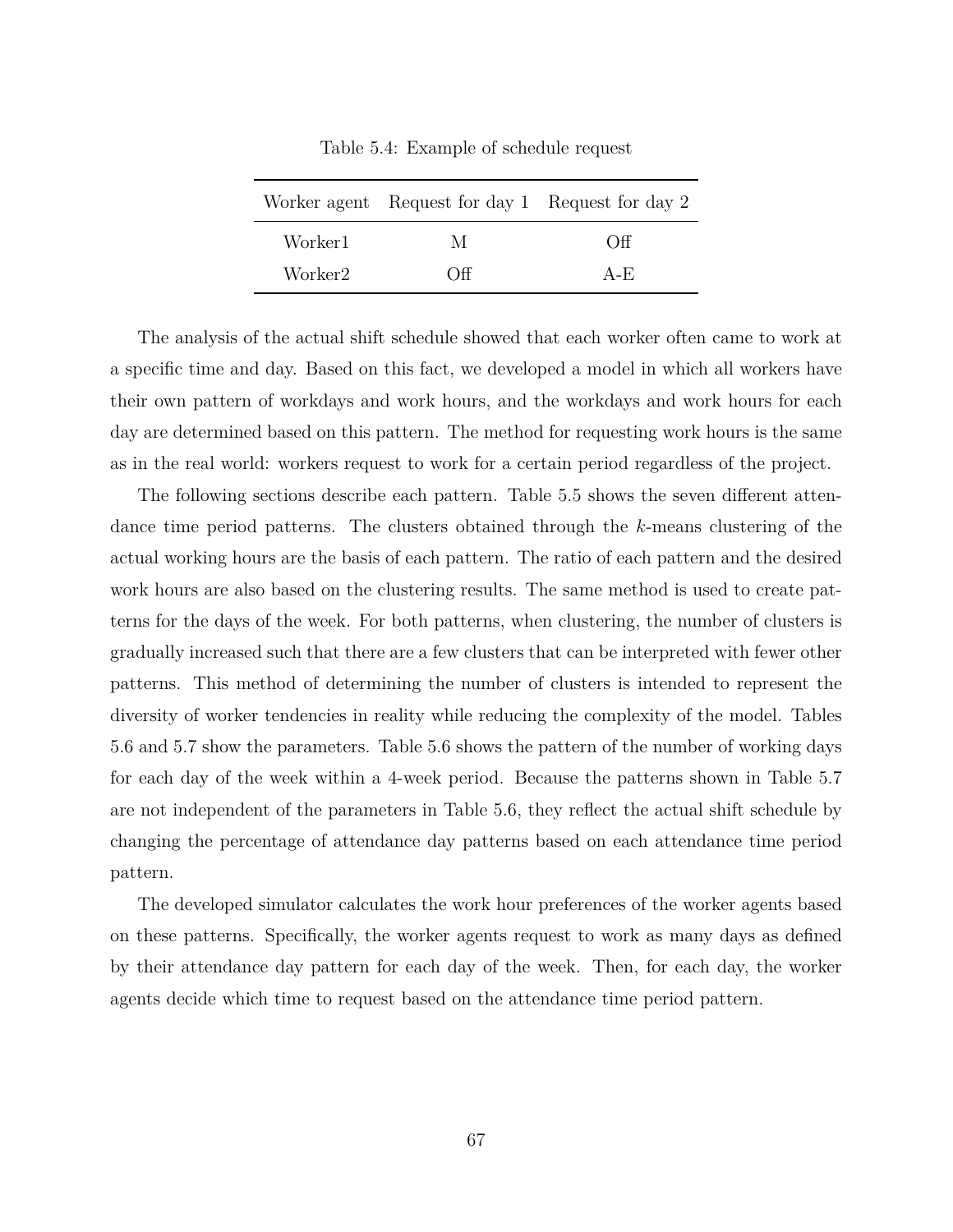Table 5.4: Example of schedule request

| Worker agent | Request for day 1 | Request for day 2 |
|---|---|---|
| Worker1 | M | Off |
| Worker2 | Off | A-E |

The analysis of the actual shift schedule showed that each worker often came to work at a specific time and day. Based on this fact, we developed a model in which all workers have their own pattern of workdays and work hours, and the workdays and work hours for each day are determined based on this pattern. The method for requesting work hours is the same as in the real world: workers request to work for a certain period regardless of the project.

The following sections describe each pattern. Table 5.5 shows the seven different attendance time period patterns. The clusters obtained through the *k*-means clustering of the actual working hours are the basis of each pattern. The ratio of each pattern and the desired work hours are also based on the clustering results. The same method is used to create patterns for the days of the week. For both patterns, when clustering, the number of clusters is gradually increased such that there are a few clusters that can be interpreted with fewer other patterns. This method of determining the number of clusters is intended to represent the diversity of worker tendencies in reality while reducing the complexity of the model. Tables 5.6 and 5.7 show the parameters. Table 5.6 shows the pattern of the number of working days for each day of the week within a 4-week period. Because the patterns shown in Table 5.7 are not independent of the parameters in Table 5.6, they reflect the actual shift schedule by changing the percentage of attendance day patterns based on each attendance time period pattern.

The developed simulator calculates the work hour preferences of the worker agents based on these patterns. Specifically, the worker agents request to work as many days as defined by their attendance day pattern for each day of the week. Then, for each day, the worker agents decide which time to request based on the attendance time period pattern.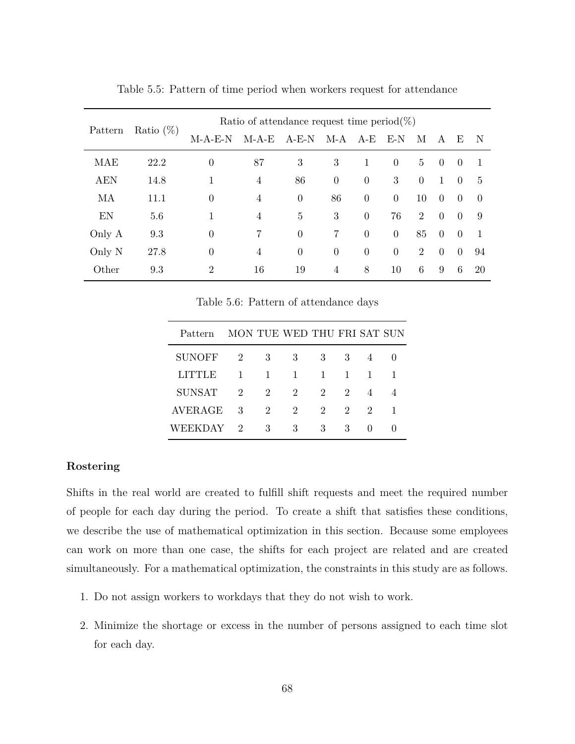Table 5.5: Pattern of time period when workers request for attendance

| Pattern | Ratio (%) | Ratio of attendance request time period(%) | | | | | | | | | |
|---|---|---|---|---|---|---|---|---|---|---|---|
| | | M-A-E-N | M-A-E | A-E-N | M-A | A-E | E-N | M | A | E | N |
| MAE | 22.2 | 0 | 87 | 3 | 3 | 1 | 0 | 5 | 0 | 0 | 1 |
| AEN | 14.8 | 1 | 4 | 86 | 0 | 0 | 3 | 0 | 1 | 0 | 5 |
| MA | 11.1 | 0 | 4 | 0 | 86 | 0 | 0 | 10 | 0 | 0 | 0 |
| EN | 5.6 | 1 | 4 | 5 | 3 | 0 | 76 | 2 | 0 | 0 | 9 |
| Only A | 9.3 | 0 | 7 | 0 | 7 | 0 | 0 | 85 | 0 | 0 | 1 |
| Only N | 27.8 | 0 | 4 | 0 | 0 | 0 | 0 | 2 | 0 | 0 | 94 |
| Other | 9.3 | 2 | 16 | 19 | 4 | 8 | 10 | 6 | 9 | 6 | 20 |

Table 5.6: Pattern of attendance days

| Pattern | MON | TUE | WED | THU | FRI | SAT | SUN |
|---|---|---|---|---|---|---|---|
| SUNOFF | 2 | 3 | 3 | 3 | 3 | 4 | 0 |
| LITTLE | 1 | 1 | 1 | 1 | 1 | 1 | 1 |
| SUNSAT | 2 | 2 | 2 | 2 | 2 | 4 | 4 |
| AVERAGE | 3 | 2 | 2 | 2 | 2 | 2 | 1 |
| WEEKDAY | 2 | 3 | 3 | 3 | 3 | 0 | 0 |

**Rostering**

Shifts in the real world are created to fulfill shift requests and meet the required number of people for each day during the period. To create a shift that satisfies these conditions, we describe the use of mathematical optimization in this section. Because some employees can work on more than one case, the shifts for each project are related and are created simultaneously. For a mathematical optimization, the constraints in this study are as follows.

1. Do not assign workers to workdays that they do not wish to work.
2. Minimize the shortage or excess in the number of persons assigned to each time slot for each day.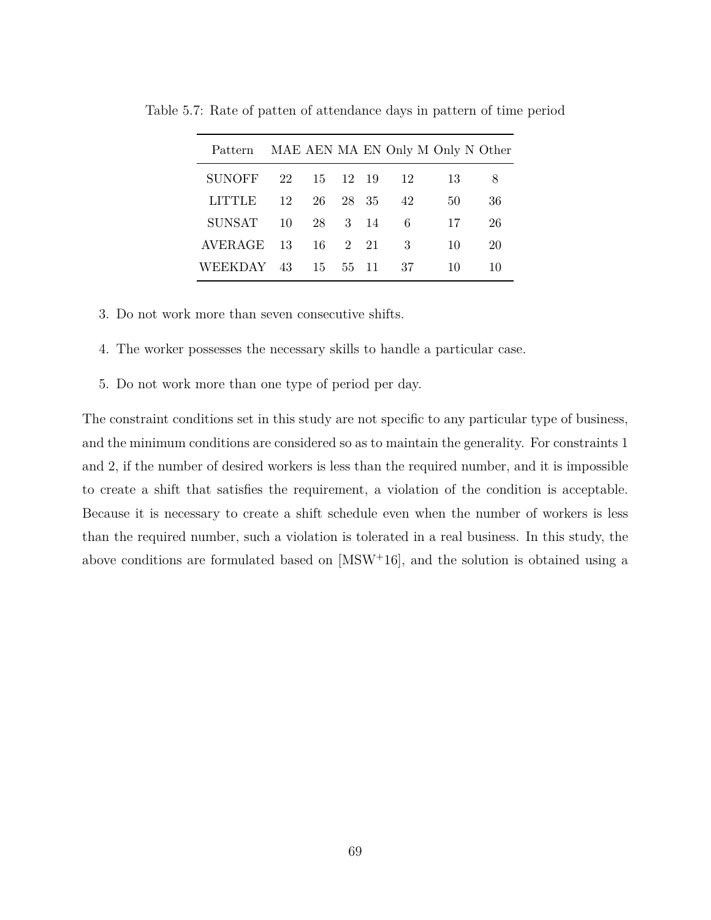Table 5.7: Rate of patten of attendance days in pattern of time period

| Pattern | MAE | AEN | MA | EN | Only M | Only N | Other |
|---|---|---|---|---|---|---|---|
| SUNOFF | 22 | 15 | 12 | 19 | 12 | 13 | 8 |
| LITTLE | 12 | 26 | 28 | 35 | 42 | 50 | 36 |
| SUNSAT | 10 | 28 | 3 | 14 | 6 | 17 | 26 |
| AVERAGE | 13 | 16 | 2 | 21 | 3 | 10 | 20 |
| WEEKDAY | 43 | 15 | 55 | 11 | 37 | 10 | 10 |

3. Do not work more than seven consecutive shifts.

4. The worker possesses the necessary skills to handle a particular case.

5. Do not work more than one type of period per day.

The constraint conditions set in this study are not specific to any particular type of business, and the minimum conditions are considered so as to maintain the generality. For constraints 1 and 2, if the number of desired workers is less than the required number, and it is impossible to create a shift that satisfies the requirement, a violation of the condition is acceptable. Because it is necessary to create a shift schedule even when the number of workers is less than the required number, such a violation is tolerated in a real business. In this study, the above conditions are formulated based on [MSW+16], and the solution is obtained using a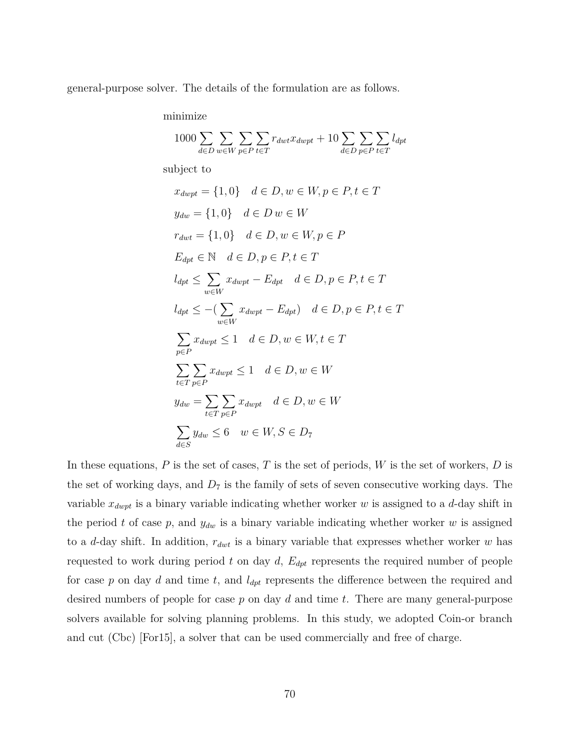general-purpose solver. The details of the formulation are as follows.

minimize

$$1000 \sum_{d \in D} \sum_{w \in W} \sum_{p \in P} \sum_{t \in T} r_{dwt} x_{dwpt} + 10 \sum_{d \in D} \sum_{p \in P} \sum_{t \in T} l_{dpt}$$

subject to

$$x_{dwpt} = \{1, 0\} \quad d \in D, w \in W, p \in P, t \in T$$

$$y_{dw} = \{1, 0\} \quad d \in D \, w \in W$$

$$r_{dwt} = \{1, 0\} \quad d \in D, w \in W, p \in P$$

$$E_{dpt} \in \mathbb{N} \quad d \in D, p \in P, t \in T$$

$$l_{dpt} \leq \sum_{w \in W} x_{dwpt} - E_{dpt} \quad d \in D, p \in P, t \in T$$

$$l_{dpt} \leq -(\sum_{w \in W} x_{dwpt} - E_{dpt}) \quad d \in D, p \in P, t \in T$$

$$\sum_{p \in P} x_{dwpt} \leq 1 \quad d \in D, w \in W, t \in T$$

$$\sum_{t \in T} \sum_{p \in P} x_{dwpt} \leq 1 \quad d \in D, w \in W$$

$$y_{dw} = \sum_{t \in T} \sum_{p \in P} x_{dwpt} \quad d \in D, w \in W$$

$$\sum_{d \in S} y_{dw} \leq 6 \quad w \in W, S \in D_7$$

In these equations, $P$ is the set of cases, $T$ is the set of periods, $W$ is the set of workers, $D$ is the set of working days, and $D_7$ is the family of sets of seven consecutive working days. The variable $x_{dwpt}$ is a binary variable indicating whether worker $w$ is assigned to a $d$-day shift in the period $t$ of case $p$, and $y_{dw}$ is a binary variable indicating whether worker $w$ is assigned to a $d$-day shift. In addition, $r_{dwt}$ is a binary variable that expresses whether worker $w$ has requested to work during period $t$ on day $d$, $E_{dpt}$ represents the required number of people for case $p$ on day $d$ and time $t$, and $l_{dpt}$ represents the difference between the required and desired numbers of people for case $p$ on day $d$ and time $t$. There are many general-purpose solvers available for solving planning problems. In this study, we adopted Coin-or branch and cut (Cbc) [For15], a solver that can be used commercially and free of charge.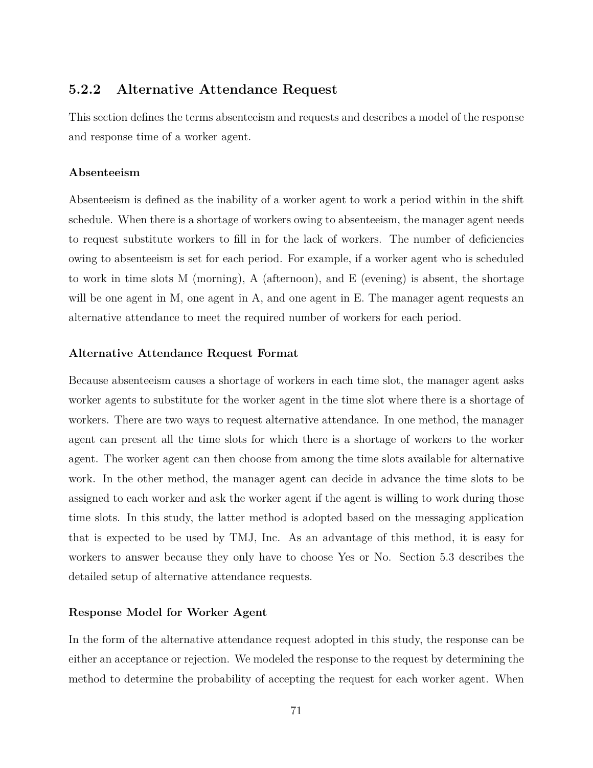### 5.2.2 Alternative Attendance Request

This section defines the terms absenteeism and requests and describes a model of the response and response time of a worker agent.

#### Absenteeism

Absenteeism is defined as the inability of a worker agent to work a period within in the shift schedule. When there is a shortage of workers owing to absenteeism, the manager agent needs to request substitute workers to fill in for the lack of workers. The number of deficiencies owing to absenteeism is set for each period. For example, if a worker agent who is scheduled to work in time slots M (morning), A (afternoon), and E (evening) is absent, the shortage will be one agent in M, one agent in A, and one agent in E. The manager agent requests an alternative attendance to meet the required number of workers for each period.

#### Alternative Attendance Request Format

Because absenteeism causes a shortage of workers in each time slot, the manager agent asks worker agents to substitute for the worker agent in the time slot where there is a shortage of workers. There are two ways to request alternative attendance. In one method, the manager agent can present all the time slots for which there is a shortage of workers to the worker agent. The worker agent can then choose from among the time slots available for alternative work. In the other method, the manager agent can decide in advance the time slots to be assigned to each worker and ask the worker agent if the agent is willing to work during those time slots. In this study, the latter method is adopted based on the messaging application that is expected to be used by TMJ, Inc. As an advantage of this method, it is easy for workers to answer because they only have to choose Yes or No. Section 5.3 describes the detailed setup of alternative attendance requests.

#### Response Model for Worker Agent

In the form of the alternative attendance request adopted in this study, the response can be either an acceptance or rejection. We modeled the response to the request by determining the method to determine the probability of accepting the request for each worker agent. When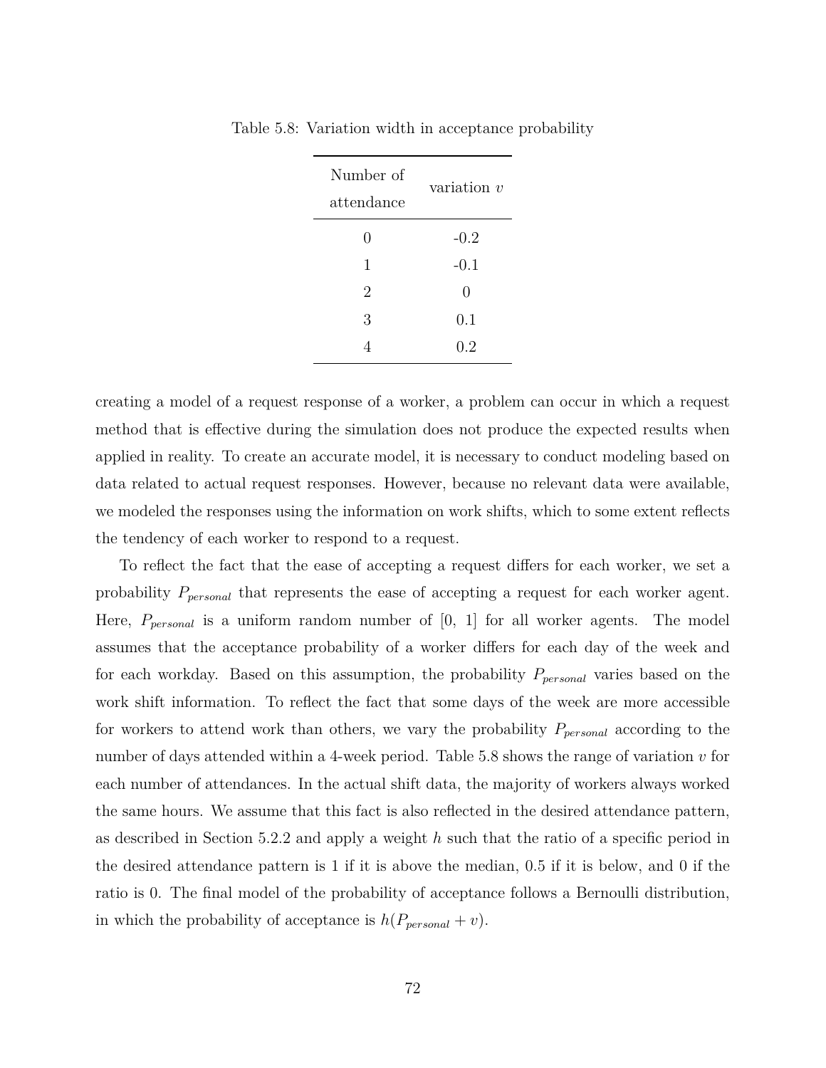Table 5.8: Variation width in acceptance probability

| Number of attendance | variation $v$ |
|---|---|
| 0 | -0.2 |
| 1 | -0.1 |
| 2 | 0 |
| 3 | 0.1 |
| 4 | 0.2 |

creating a model of a request response of a worker, a problem can occur in which a request method that is effective during the simulation does not produce the expected results when applied in reality. To create an accurate model, it is necessary to conduct modeling based on data related to actual request responses. However, because no relevant data were available, we modeled the responses using the information on work shifts, which to some extent reflects the tendency of each worker to respond to a request.

To reflect the fact that the ease of accepting a request differs for each worker, we set a probability $P_{personal}$ that represents the ease of accepting a request for each worker agent. Here, $P_{personal}$ is a uniform random number of [0, 1] for all worker agents. The model assumes that the acceptance probability of a worker differs for each day of the week and for each workday. Based on this assumption, the probability $P_{personal}$ varies based on the work shift information. To reflect the fact that some days of the week are more accessible for workers to attend work than others, we vary the probability $P_{personal}$ according to the number of days attended within a 4-week period. Table 5.8 shows the range of variation $v$ for each number of attendances. In the actual shift data, the majority of workers always worked the same hours. We assume that this fact is also reflected in the desired attendance pattern, as described in Section 5.2.2 and apply a weight $h$ such that the ratio of a specific period in the desired attendance pattern is 1 if it is above the median, 0.5 if it is below, and 0 if the ratio is 0. The final model of the probability of acceptance follows a Bernoulli distribution, in which the probability of acceptance is $h(P_{personal} + v)$.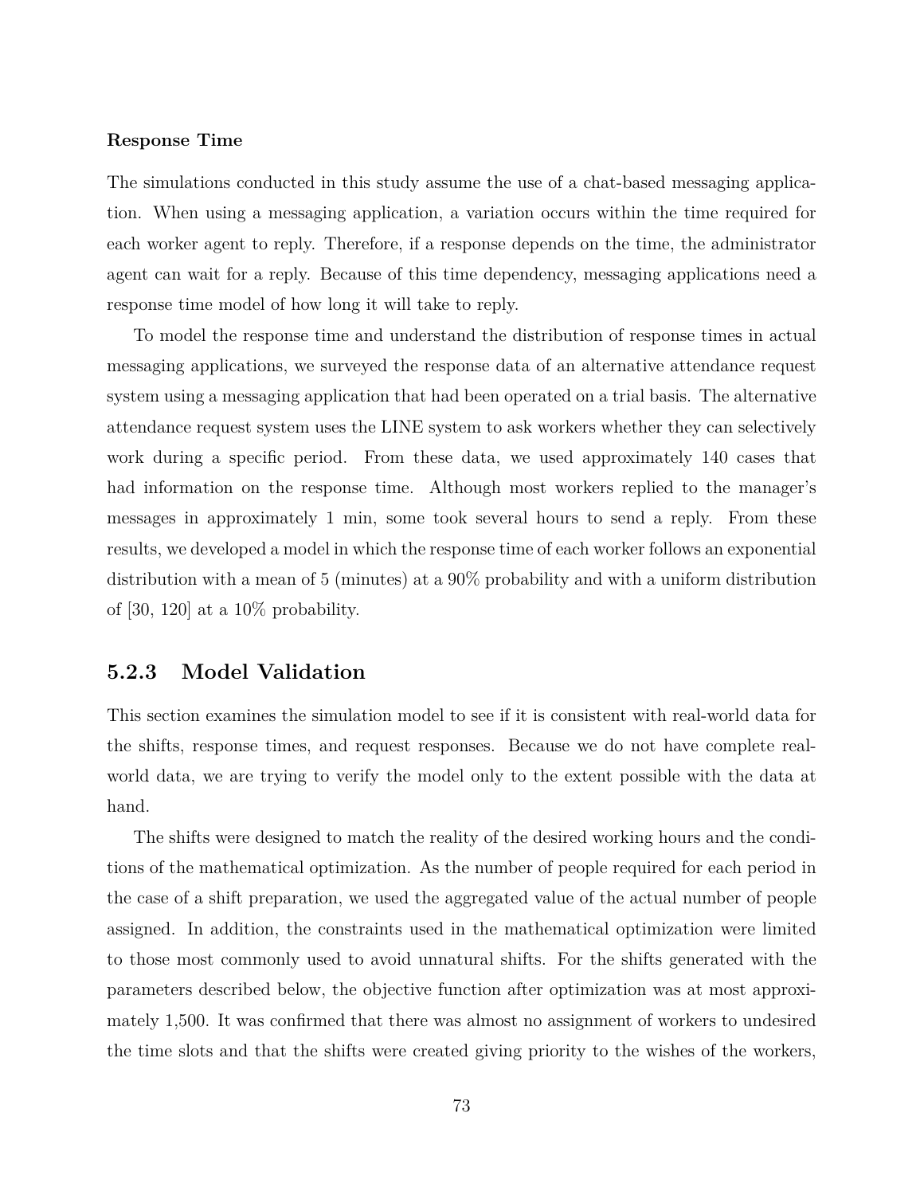**Response Time**

The simulations conducted in this study assume the use of a chat-based messaging application. When using a messaging application, a variation occurs within the time required for each worker agent to reply. Therefore, if a response depends on the time, the administrator agent can wait for a reply. Because of this time dependency, messaging applications need a response time model of how long it will take to reply.

To model the response time and understand the distribution of response times in actual messaging applications, we surveyed the response data of an alternative attendance request system using a messaging application that had been operated on a trial basis. The alternative attendance request system uses the LINE system to ask workers whether they can selectively work during a specific period. From these data, we used approximately 140 cases that had information on the response time. Although most workers replied to the manager's messages in approximately 1 min, some took several hours to send a reply. From these results, we developed a model in which the response time of each worker follows an exponential distribution with a mean of 5 (minutes) at a 90% probability and with a uniform distribution of [30, 120] at a 10% probability.

### 5.2.3 Model Validation

This section examines the simulation model to see if it is consistent with real-world data for the shifts, response times, and request responses. Because we do not have complete real-world data, we are trying to verify the model only to the extent possible with the data at hand.

The shifts were designed to match the reality of the desired working hours and the conditions of the mathematical optimization. As the number of people required for each period in the case of a shift preparation, we used the aggregated value of the actual number of people assigned. In addition, the constraints used in the mathematical optimization were limited to those most commonly used to avoid unnatural shifts. For the shifts generated with the parameters described below, the objective function after optimization was at most approximately 1,500. It was confirmed that there was almost no assignment of workers to undesired the time slots and that the shifts were created giving priority to the wishes of the workers,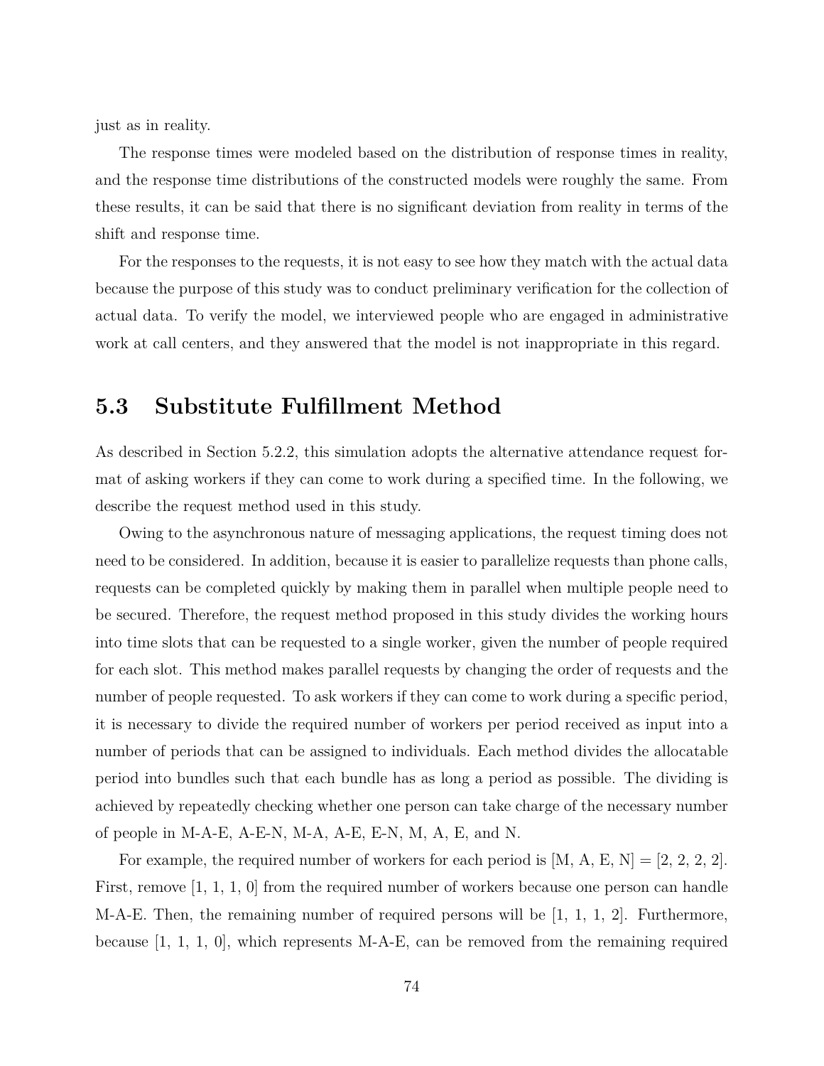just as in reality.

The response times were modeled based on the distribution of response times in reality, and the response time distributions of the constructed models were roughly the same. From these results, it can be said that there is no significant deviation from reality in terms of the shift and response time.

For the responses to the requests, it is not easy to see how they match with the actual data because the purpose of this study was to conduct preliminary verification for the collection of actual data. To verify the model, we interviewed people who are engaged in administrative work at call centers, and they answered that the model is not inappropriate in this regard.

## 5.3 Substitute Fulfillment Method

As described in Section 5.2.2, this simulation adopts the alternative attendance request format of asking workers if they can come to work during a specified time. In the following, we describe the request method used in this study.

Owing to the asynchronous nature of messaging applications, the request timing does not need to be considered. In addition, because it is easier to parallelize requests than phone calls, requests can be completed quickly by making them in parallel when multiple people need to be secured. Therefore, the request method proposed in this study divides the working hours into time slots that can be requested to a single worker, given the number of people required for each slot. This method makes parallel requests by changing the order of requests and the number of people requested. To ask workers if they can come to work during a specific period, it is necessary to divide the required number of workers per period received as input into a number of periods that can be assigned to individuals. Each method divides the allocatable period into bundles such that each bundle has as long a period as possible. The dividing is achieved by repeatedly checking whether one person can take charge of the necessary number of people in M-A-E, A-E-N, M-A, A-E, E-N, M, A, E, and N.

For example, the required number of workers for each period is [M, A, E, N] = [2, 2, 2, 2]. First, remove [1, 1, 1, 0] from the required number of workers because one person can handle M-A-E. Then, the remaining number of required persons will be [1, 1, 1, 2]. Furthermore, because [1, 1, 1, 0], which represents M-A-E, can be removed from the remaining required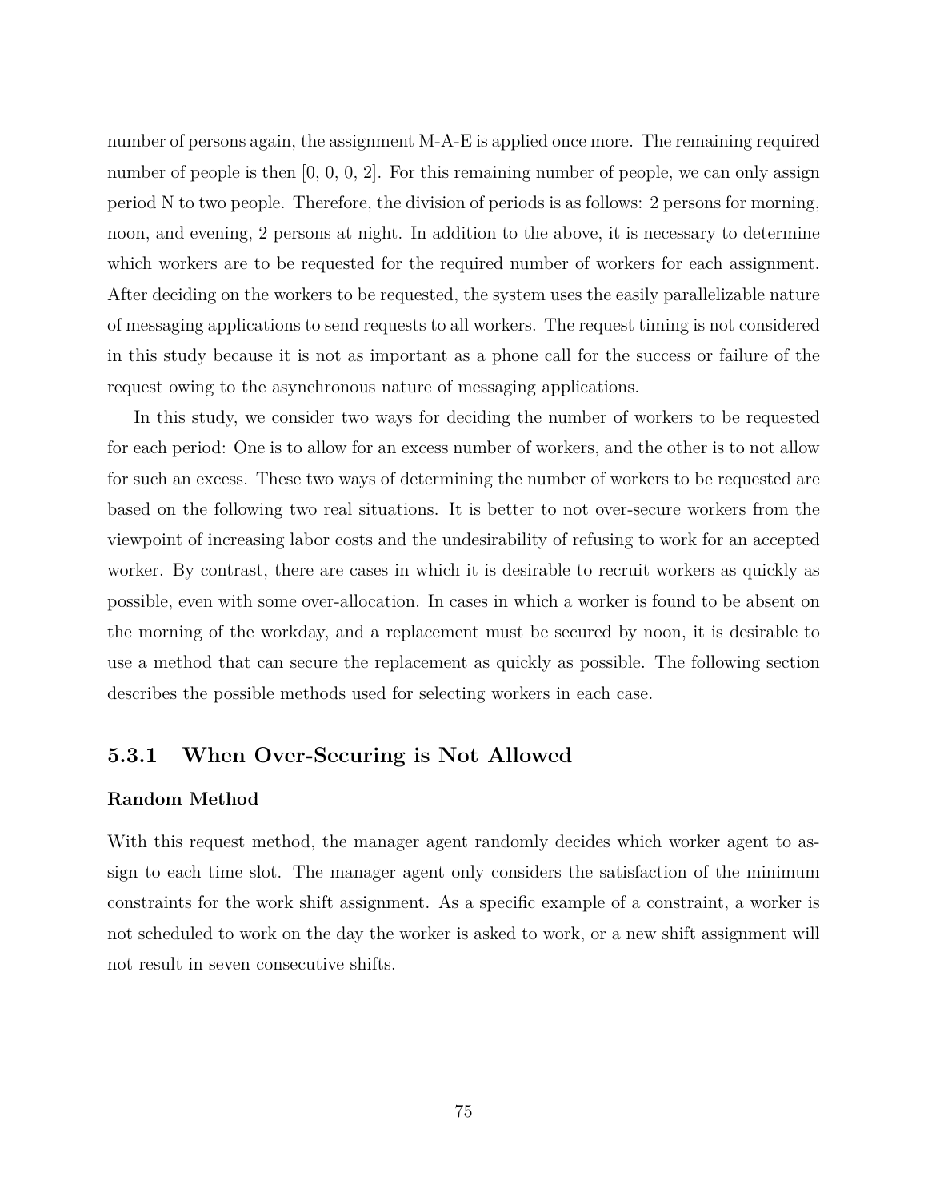number of persons again, the assignment M-A-E is applied once more. The remaining required number of people is then [0, 0, 0, 2]. For this remaining number of people, we can only assign period N to two people. Therefore, the division of periods is as follows: 2 persons for morning, noon, and evening, 2 persons at night. In addition to the above, it is necessary to determine which workers are to be requested for the required number of workers for each assignment. After deciding on the workers to be requested, the system uses the easily parallelizable nature of messaging applications to send requests to all workers. The request timing is not considered in this study because it is not as important as a phone call for the success or failure of the request owing to the asynchronous nature of messaging applications.

In this study, we consider two ways for deciding the number of workers to be requested for each period: One is to allow for an excess number of workers, and the other is to not allow for such an excess. These two ways of determining the number of workers to be requested are based on the following two real situations. It is better to not over-secure workers from the viewpoint of increasing labor costs and the undesirability of refusing to work for an accepted worker. By contrast, there are cases in which it is desirable to recruit workers as quickly as possible, even with some over-allocation. In cases in which a worker is found to be absent on the morning of the workday, and a replacement must be secured by noon, it is desirable to use a method that can secure the replacement as quickly as possible. The following section describes the possible methods used for selecting workers in each case.

### 5.3.1 When Over-Securing is Not Allowed

**Random Method**

With this request method, the manager agent randomly decides which worker agent to assign to each time slot. The manager agent only considers the satisfaction of the minimum constraints for the work shift assignment. As a specific example of a constraint, a worker is not scheduled to work on the day the worker is asked to work, or a new shift assignment will not result in seven consecutive shifts.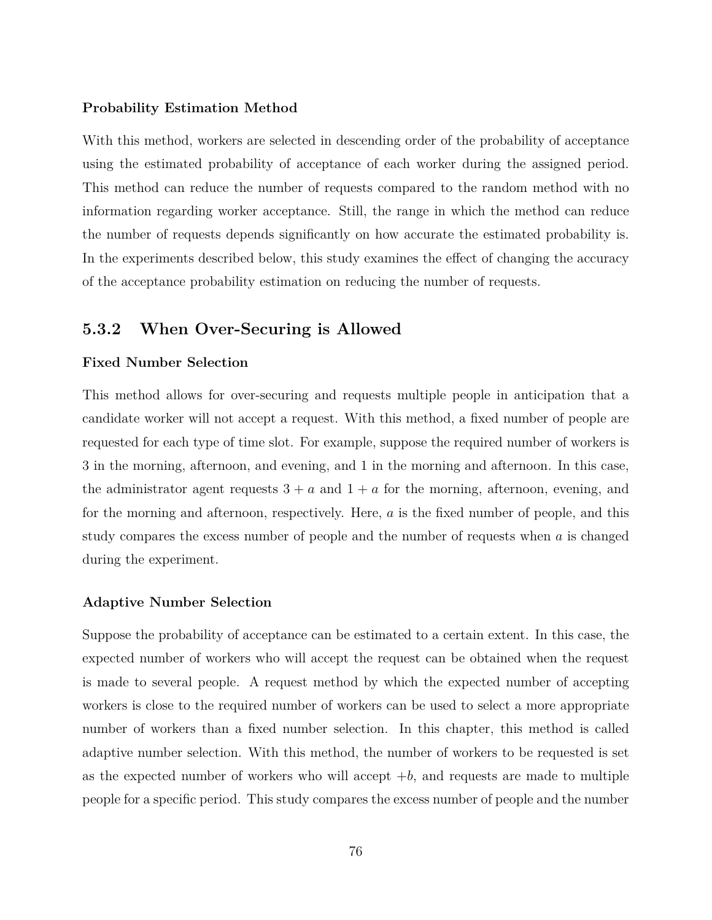**Probability Estimation Method**

With this method, workers are selected in descending order of the probability of acceptance using the estimated probability of acceptance of each worker during the assigned period. This method can reduce the number of requests compared to the random method with no information regarding worker acceptance. Still, the range in which the method can reduce the number of requests depends significantly on how accurate the estimated probability is. In the experiments described below, this study examines the effect of changing the accuracy of the acceptance probability estimation on reducing the number of requests.

### 5.3.2 When Over-Securing is Allowed

**Fixed Number Selection**

This method allows for over-securing and requests multiple people in anticipation that a candidate worker will not accept a request. With this method, a fixed number of people are requested for each type of time slot. For example, suppose the required number of workers is 3 in the morning, afternoon, and evening, and 1 in the morning and afternoon. In this case, the administrator agent requests $3 + a$ and $1 + a$ for the morning, afternoon, evening, and for the morning and afternoon, respectively. Here, $a$ is the fixed number of people, and this study compares the excess number of people and the number of requests when $a$ is changed during the experiment.

**Adaptive Number Selection**

Suppose the probability of acceptance can be estimated to a certain extent. In this case, the expected number of workers who will accept the request can be obtained when the request is made to several people. A request method by which the expected number of accepting workers is close to the required number of workers can be used to select a more appropriate number of workers than a fixed number selection. In this chapter, this method is called adaptive number selection. With this method, the number of workers to be requested is set as the expected number of workers who will accept $+b$, and requests are made to multiple people for a specific period. This study compares the excess number of people and the number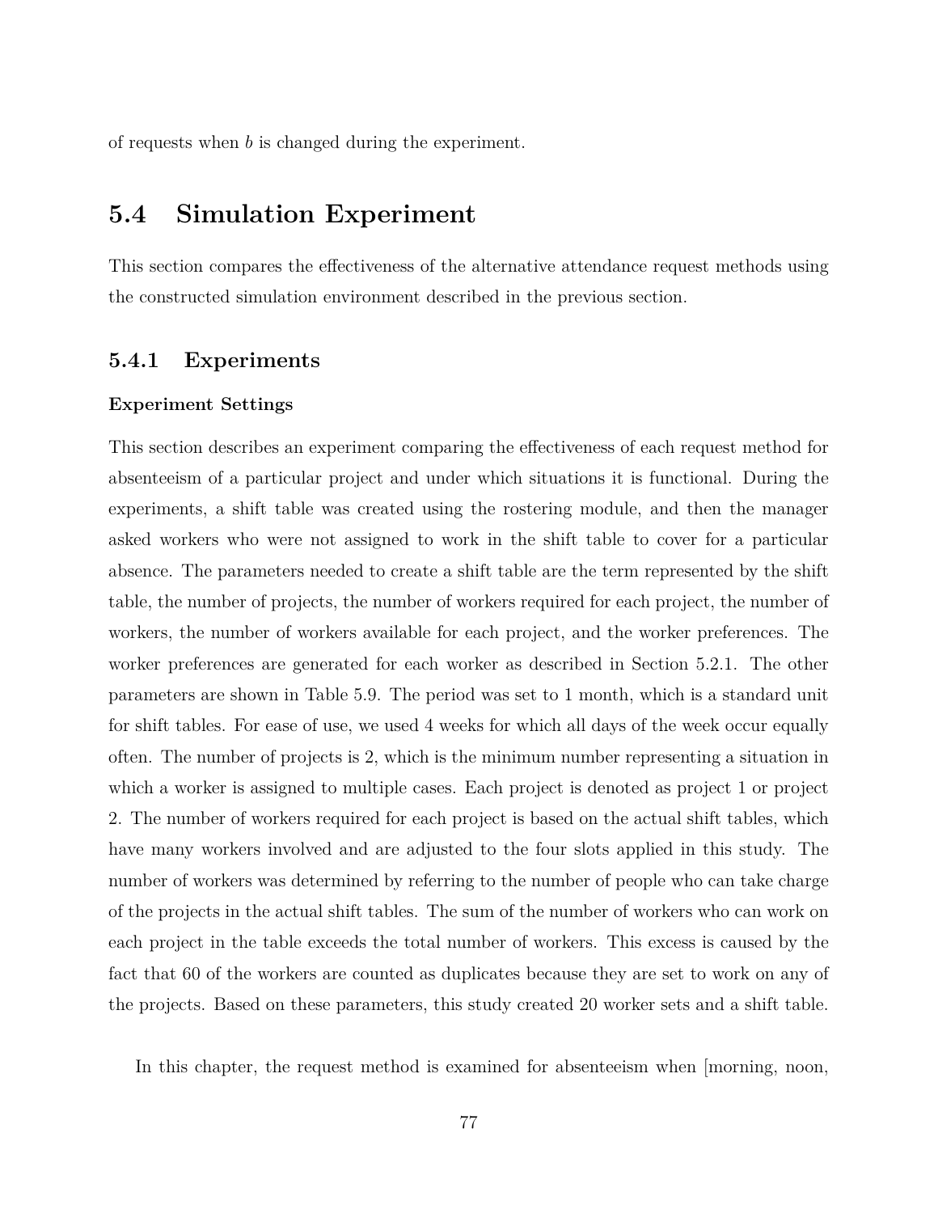of requests when $b$ is changed during the experiment.

## 5.4 Simulation Experiment

This section compares the effectiveness of the alternative attendance request methods using the constructed simulation environment described in the previous section.

### 5.4.1 Experiments

#### Experiment Settings

This section describes an experiment comparing the effectiveness of each request method for absenteeism of a particular project and under which situations it is functional. During the experiments, a shift table was created using the rostering module, and then the manager asked workers who were not assigned to work in the shift table to cover for a particular absence. The parameters needed to create a shift table are the term represented by the shift table, the number of projects, the number of workers required for each project, the number of workers, the number of workers available for each project, and the worker preferences. The worker preferences are generated for each worker as described in Section 5.2.1. The other parameters are shown in Table 5.9. The period was set to 1 month, which is a standard unit for shift tables. For ease of use, we used 4 weeks for which all days of the week occur equally often. The number of projects is 2, which is the minimum number representing a situation in which a worker is assigned to multiple cases. Each project is denoted as project 1 or project 2. The number of workers required for each project is based on the actual shift tables, which have many workers involved and are adjusted to the four slots applied in this study. The number of workers was determined by referring to the number of people who can take charge of the projects in the actual shift tables. The sum of the number of workers who can work on each project in the table exceeds the total number of workers. This excess is caused by the fact that 60 of the workers are counted as duplicates because they are set to work on any of the projects. Based on these parameters, this study created 20 worker sets and a shift table.

In this chapter, the request method is examined for absenteeism when [morning, noon,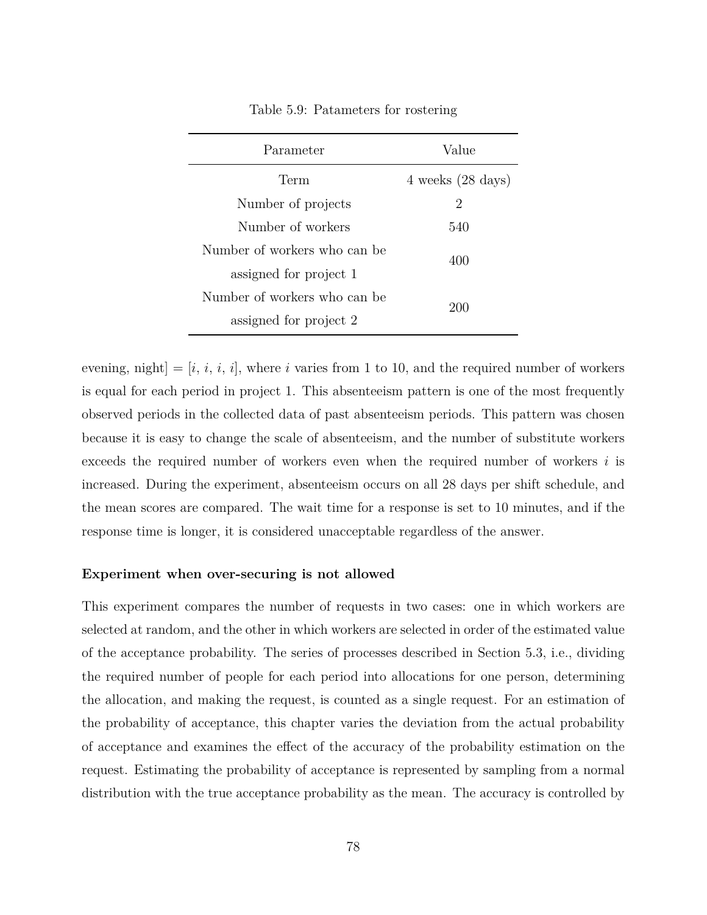Table 5.9: Patameters for rostering

| Parameter | Value |
|---|---|
| Term | 4 weeks (28 days) |
| Number of projects | 2 |
| Number of workers | 540 |
| Number of workers who can be assigned for project 1 | 400 |
| Number of workers who can be assigned for project 2 | 200 |

evening, night] = [$i$, $i$, $i$, $i$], where $i$ varies from 1 to 10, and the required number of workers is equal for each period in project 1. This absenteeism pattern is one of the most frequently observed periods in the collected data of past absenteeism periods. This pattern was chosen because it is easy to change the scale of absenteeism, and the number of substitute workers exceeds the required number of workers even when the required number of workers $i$ is increased. During the experiment, absenteeism occurs on all 28 days per shift schedule, and the mean scores are compared. The wait time for a response is set to 10 minutes, and if the response time is longer, it is considered unacceptable regardless of the answer.

**Experiment when over-securing is not allowed**

This experiment compares the number of requests in two cases: one in which workers are selected at random, and the other in which workers are selected in order of the estimated value of the acceptance probability. The series of processes described in Section 5.3, i.e., dividing the required number of people for each period into allocations for one person, determining the allocation, and making the request, is counted as a single request. For an estimation of the probability of acceptance, this chapter varies the deviation from the actual probability of acceptance and examines the effect of the accuracy of the probability estimation on the request. Estimating the probability of acceptance is represented by sampling from a normal distribution with the true acceptance probability as the mean. The accuracy is controlled by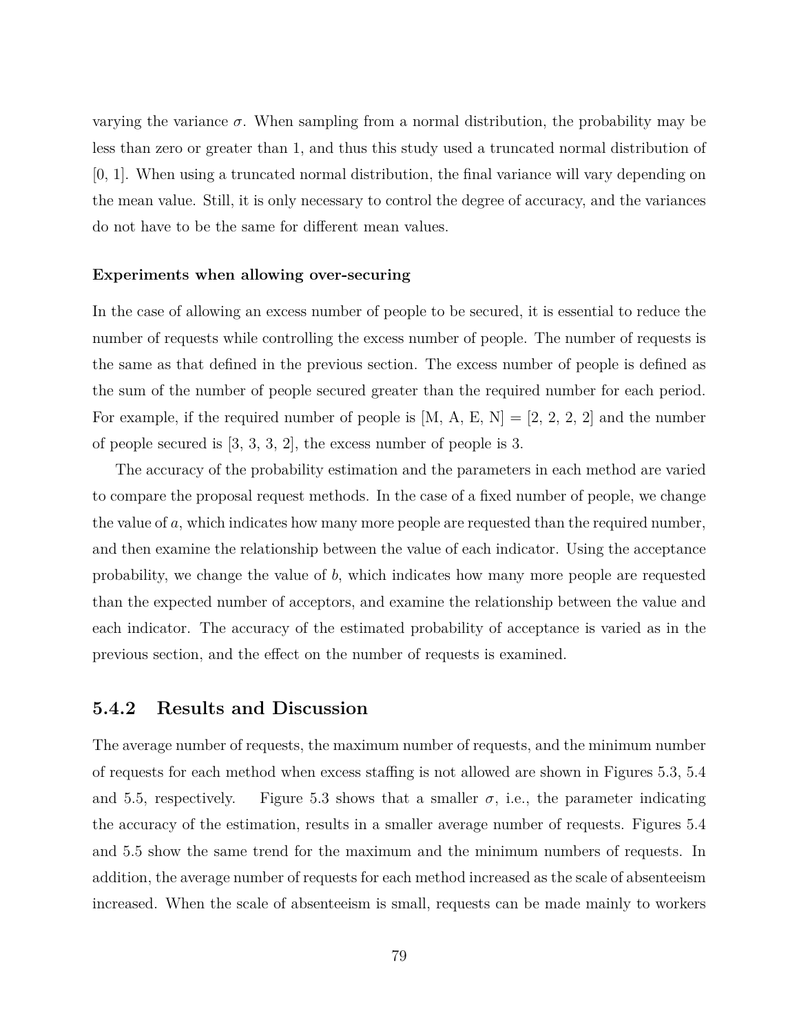varying the variance $\sigma$. When sampling from a normal distribution, the probability may be less than zero or greater than 1, and thus this study used a truncated normal distribution of [0, 1]. When using a truncated normal distribution, the final variance will vary depending on the mean value. Still, it is only necessary to control the degree of accuracy, and the variances do not have to be the same for different mean values.

**Experiments when allowing over-securing**

In the case of allowing an excess number of people to be secured, it is essential to reduce the number of requests while controlling the excess number of people. The number of requests is the same as that defined in the previous section. The excess number of people is defined as the sum of the number of people secured greater than the required number for each period. For example, if the required number of people is [M, A, E, N] = [2, 2, 2, 2] and the number of people secured is [3, 3, 3, 2], the excess number of people is 3.

The accuracy of the probability estimation and the parameters in each method are varied to compare the proposal request methods. In the case of a fixed number of people, we change the value of $a$, which indicates how many more people are requested than the required number, and then examine the relationship between the value of each indicator. Using the acceptance probability, we change the value of $b$, which indicates how many more people are requested than the expected number of acceptors, and examine the relationship between the value and each indicator. The accuracy of the estimated probability of acceptance is varied as in the previous section, and the effect on the number of requests is examined.

### 5.4.2 Results and Discussion

The average number of requests, the maximum number of requests, and the minimum number of requests for each method when excess staffing is not allowed are shown in Figures 5.3, 5.4 and 5.5, respectively. Figure 5.3 shows that a smaller $\sigma$, i.e., the parameter indicating the accuracy of the estimation, results in a smaller average number of requests. Figures 5.4 and 5.5 show the same trend for the maximum and the minimum numbers of requests. In addition, the average number of requests for each method increased as the scale of absenteeism increased. When the scale of absenteeism is small, requests can be made mainly to workers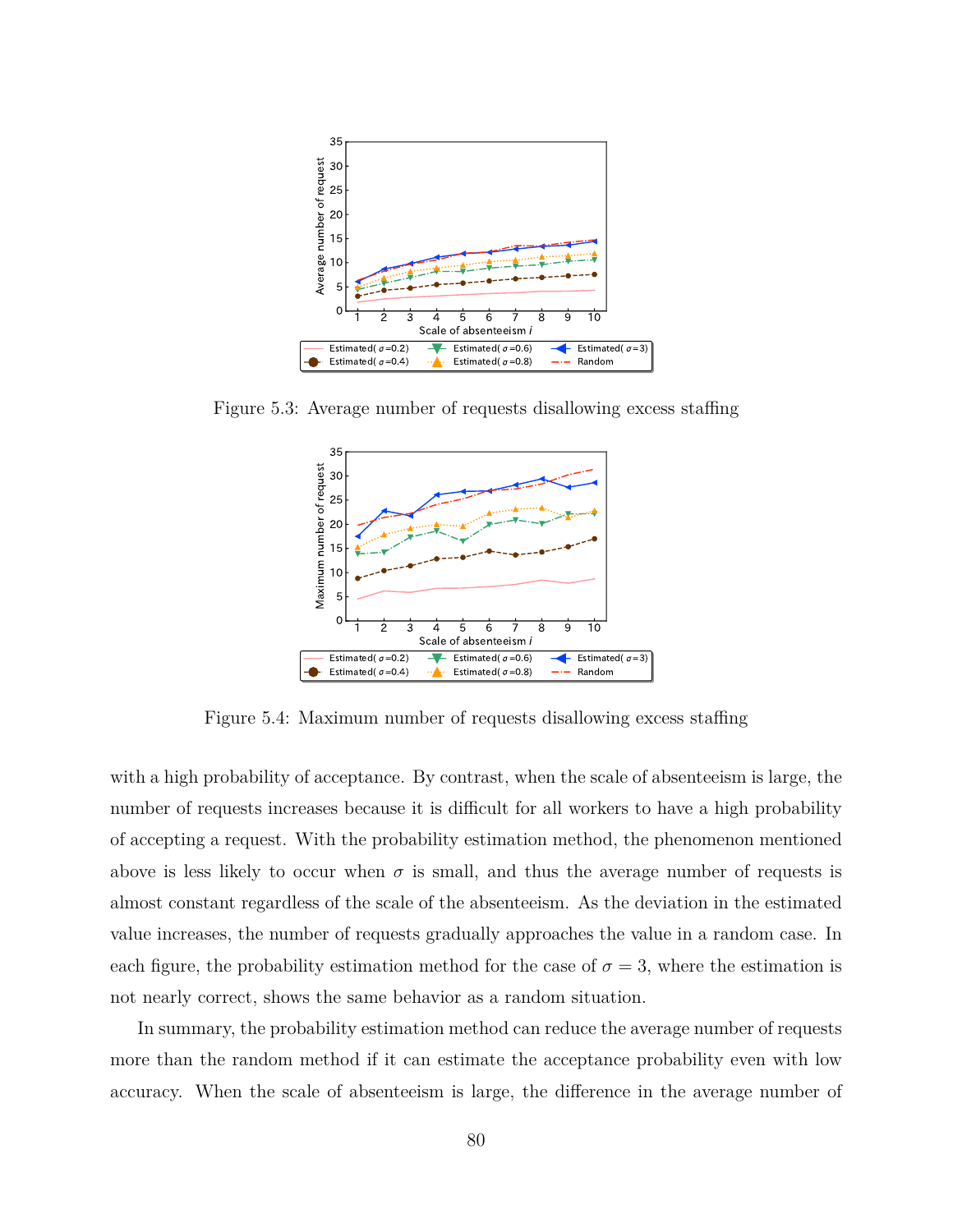Figure 5.3: Average number of requests disallowing excess staffing

Figure 5.4: Maximum number of requests disallowing excess staffing

with a high probability of acceptance. By contrast, when the scale of absenteeism is large, the number of requests increases because it is difficult for all workers to have a high probability of accepting a request. With the probability estimation method, the phenomenon mentioned above is less likely to occur when $\sigma$ is small, and thus the average number of requests is almost constant regardless of the scale of the absenteeism. As the deviation in the estimated value increases, the number of requests gradually approaches the value in a random case. In each figure, the probability estimation method for the case of $\sigma = 3$, where the estimation is not nearly correct, shows the same behavior as a random situation.

In summary, the probability estimation method can reduce the average number of requests more than the random method if it can estimate the acceptance probability even with low accuracy. When the scale of absenteeism is large, the difference in the average number of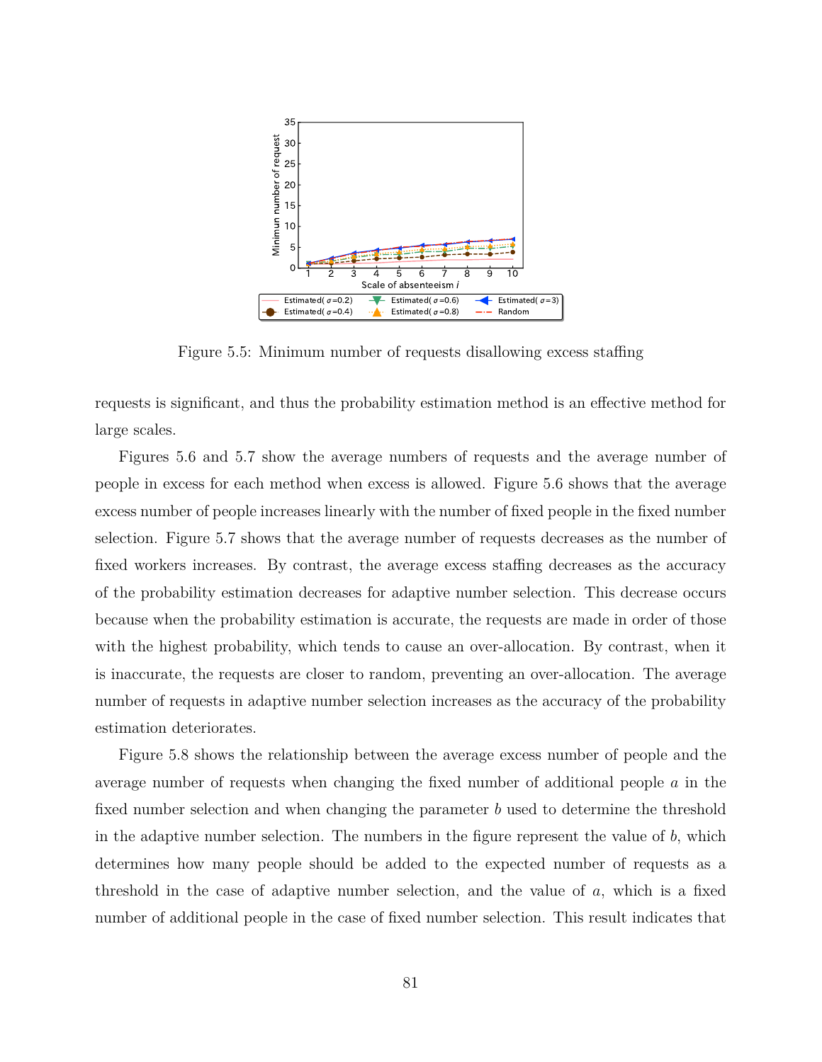Figure 5.5: Minimum number of requests disallowing excess staffing

requests is significant, and thus the probability estimation method is an effective method for large scales.

Figures 5.6 and 5.7 show the average numbers of requests and the average number of people in excess for each method when excess is allowed. Figure 5.6 shows that the average excess number of people increases linearly with the number of fixed people in the fixed number selection. Figure 5.7 shows that the average number of requests decreases as the number of fixed workers increases. By contrast, the average excess staffing decreases as the accuracy of the probability estimation decreases for adaptive number selection. This decrease occurs because when the probability estimation is accurate, the requests are made in order of those with the highest probability, which tends to cause an over-allocation. By contrast, when it is inaccurate, the requests are closer to random, preventing an over-allocation. The average number of requests in adaptive number selection increases as the accuracy of the probability estimation deteriorates.

Figure 5.8 shows the relationship between the average excess number of people and the average number of requests when changing the fixed number of additional people $a$ in the fixed number selection and when changing the parameter $b$ used to determine the threshold in the adaptive number selection. The numbers in the figure represent the value of $b$, which determines how many people should be added to the expected number of requests as a threshold in the case of adaptive number selection, and the value of $a$, which is a fixed number of additional people in the case of fixed number selection. This result indicates that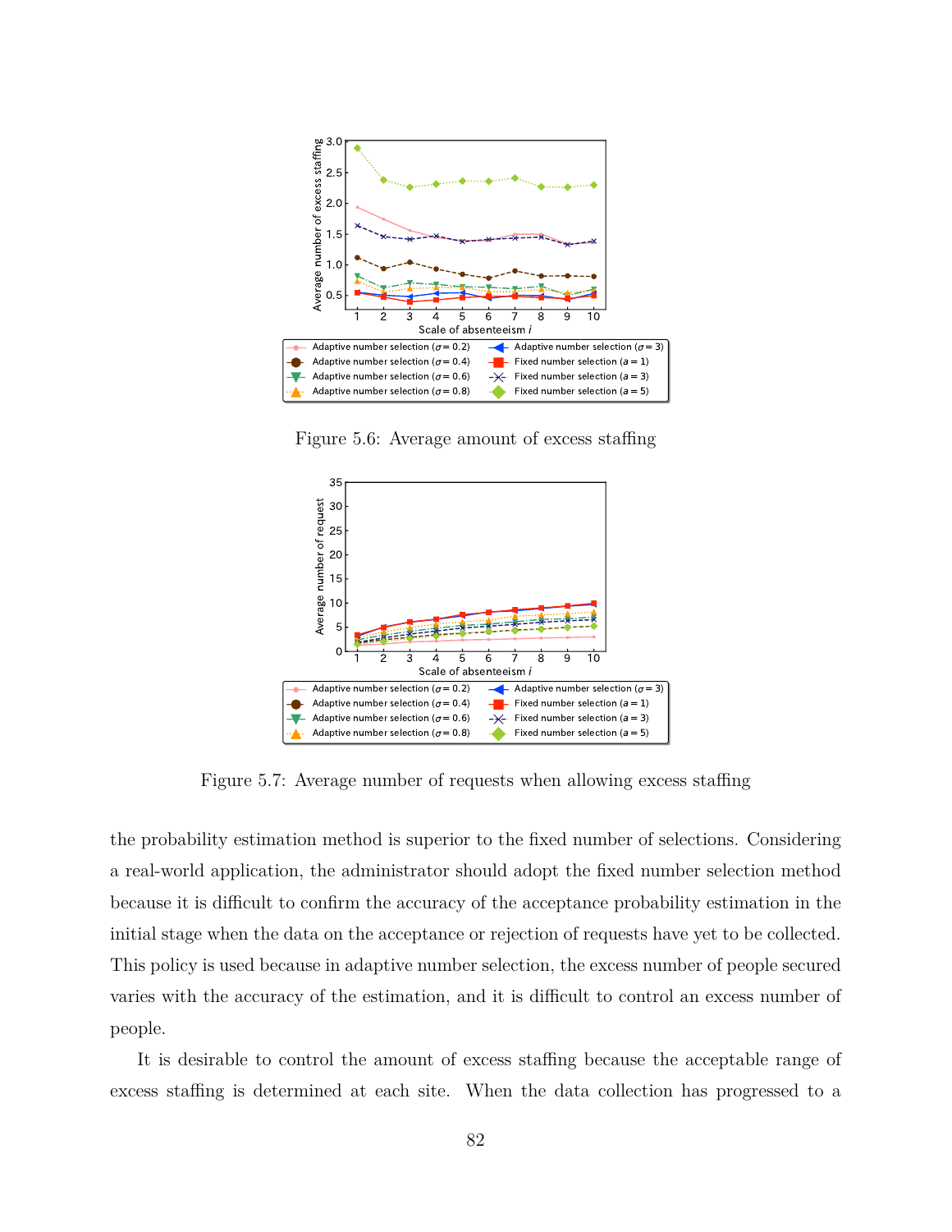Figure 5.6: Average amount of excess staffing

Figure 5.7: Average number of requests when allowing excess staffing

the probability estimation method is superior to the fixed number of selections. Considering a real-world application, the administrator should adopt the fixed number selection method because it is difficult to confirm the accuracy of the acceptance probability estimation in the initial stage when the data on the acceptance or rejection of requests have yet to be collected. This policy is used because in adaptive number selection, the excess number of people secured varies with the accuracy of the estimation, and it is difficult to control an excess number of people.

It is desirable to control the amount of excess staffing because the acceptable range of excess staffing is determined at each site. When the data collection has progressed to a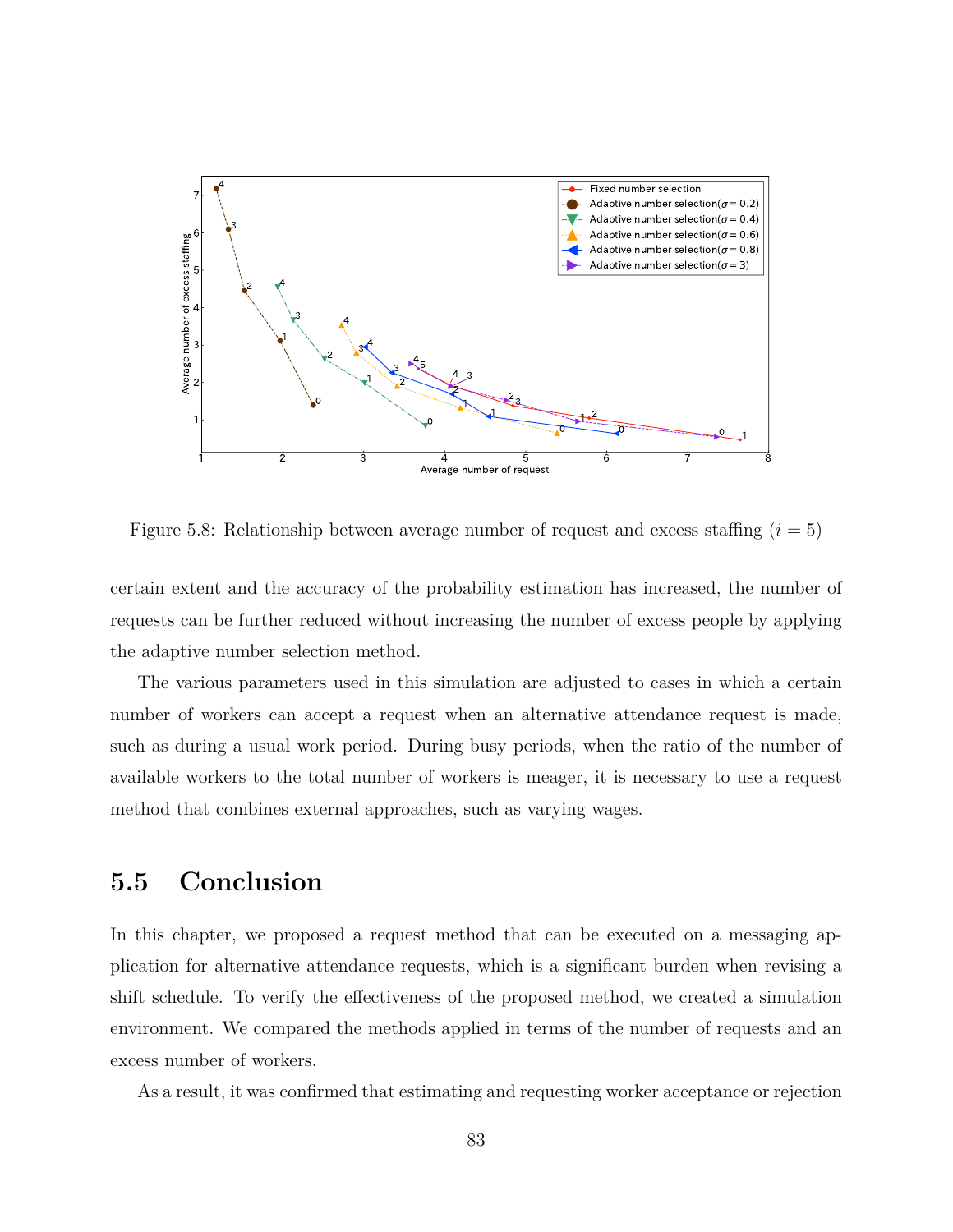Figure 5.8: Relationship between average number of request and excess staffing ($i = 5$)

certain extent and the accuracy of the probability estimation has increased, the number of requests can be further reduced without increasing the number of excess people by applying the adaptive number selection method.

The various parameters used in this simulation are adjusted to cases in which a certain number of workers can accept a request when an alternative attendance request is made, such as during a usual work period. During busy periods, when the ratio of the number of available workers to the total number of workers is meager, it is necessary to use a request method that combines external approaches, such as varying wages.

## 5.5 Conclusion

In this chapter, we proposed a request method that can be executed on a messaging application for alternative attendance requests, which is a significant burden when revising a shift schedule. To verify the effectiveness of the proposed method, we created a simulation environment. We compared the methods applied in terms of the number of requests and an excess number of workers.

As a result, it was confirmed that estimating and requesting worker acceptance or rejection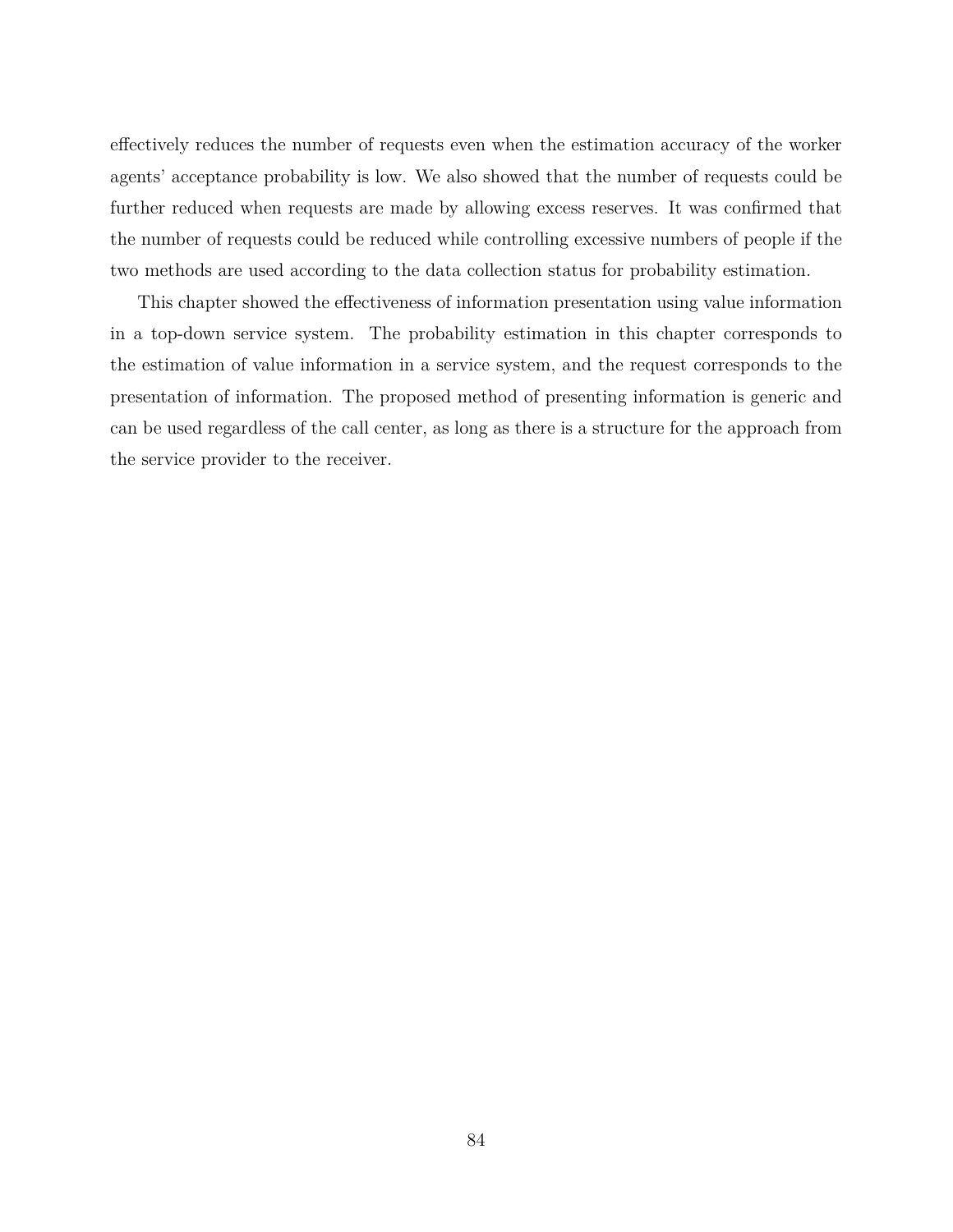effectively reduces the number of requests even when the estimation accuracy of the worker agents' acceptance probability is low. We also showed that the number of requests could be further reduced when requests are made by allowing excess reserves. It was confirmed that the number of requests could be reduced while controlling excessive numbers of people if the two methods are used according to the data collection status for probability estimation.

This chapter showed the effectiveness of information presentation using value information in a top-down service system. The probability estimation in this chapter corresponds to the estimation of value information in a service system, and the request corresponds to the presentation of information. The proposed method of presenting information is generic and can be used regardless of the call center, as long as there is a structure for the approach from the service provider to the receiver.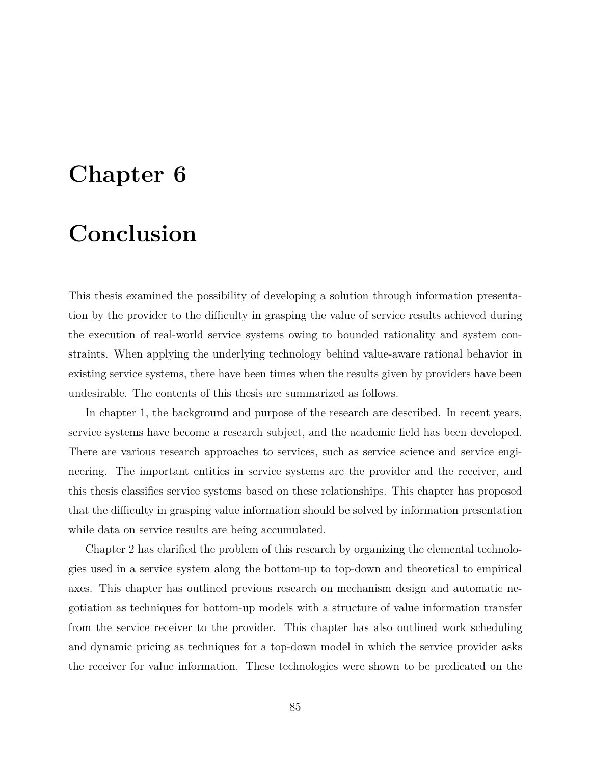# Chapter 6

# Conclusion

This thesis examined the possibility of developing a solution through information presentation by the provider to the difficulty in grasping the value of service results achieved during the execution of real-world service systems owing to bounded rationality and system constraints. When applying the underlying technology behind value-aware rational behavior in existing service systems, there have been times when the results given by providers have been undesirable. The contents of this thesis are summarized as follows.

In chapter 1, the background and purpose of the research are described. In recent years, service systems have become a research subject, and the academic field has been developed. There are various research approaches to services, such as service science and service engineering. The important entities in service systems are the provider and the receiver, and this thesis classifies service systems based on these relationships. This chapter has proposed that the difficulty in grasping value information should be solved by information presentation while data on service results are being accumulated.

Chapter 2 has clarified the problem of this research by organizing the elemental technologies used in a service system along the bottom-up to top-down and theoretical to empirical axes. This chapter has outlined previous research on mechanism design and automatic negotiation as techniques for bottom-up models with a structure of value information transfer from the service receiver to the provider. This chapter has also outlined work scheduling and dynamic pricing as techniques for a top-down model in which the service provider asks the receiver for value information. These technologies were shown to be predicated on the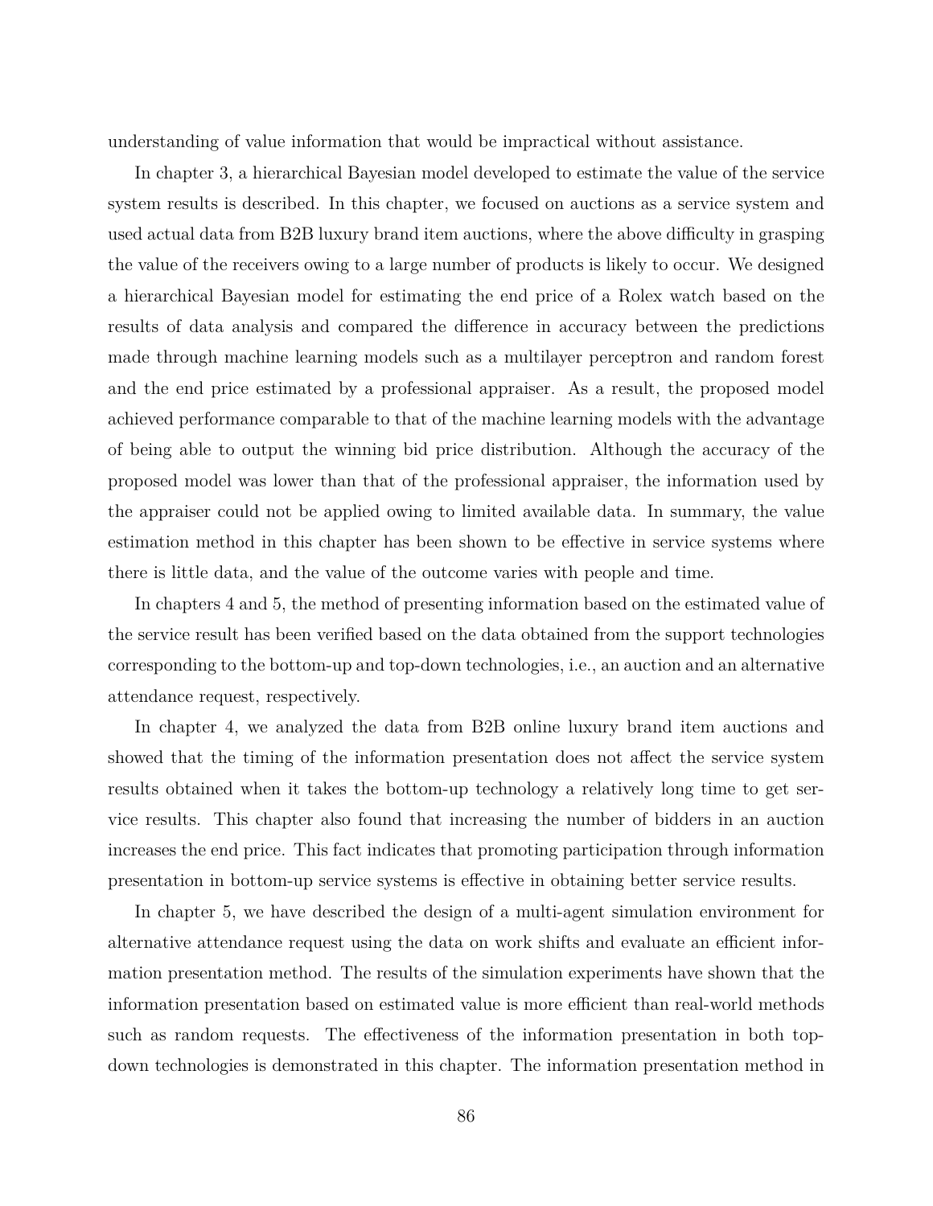understanding of value information that would be impractical without assistance.

In chapter 3, a hierarchical Bayesian model developed to estimate the value of the service system results is described. In this chapter, we focused on auctions as a service system and used actual data from B2B luxury brand item auctions, where the above difficulty in grasping the value of the receivers owing to a large number of products is likely to occur. We designed a hierarchical Bayesian model for estimating the end price of a Rolex watch based on the results of data analysis and compared the difference in accuracy between the predictions made through machine learning models such as a multilayer perceptron and random forest and the end price estimated by a professional appraiser. As a result, the proposed model achieved performance comparable to that of the machine learning models with the advantage of being able to output the winning bid price distribution. Although the accuracy of the proposed model was lower than that of the professional appraiser, the information used by the appraiser could not be applied owing to limited available data. In summary, the value estimation method in this chapter has been shown to be effective in service systems where there is little data, and the value of the outcome varies with people and time.

In chapters 4 and 5, the method of presenting information based on the estimated value of the service result has been verified based on the data obtained from the support technologies corresponding to the bottom-up and top-down technologies, i.e., an auction and an alternative attendance request, respectively.

In chapter 4, we analyzed the data from B2B online luxury brand item auctions and showed that the timing of the information presentation does not affect the service system results obtained when it takes the bottom-up technology a relatively long time to get service results. This chapter also found that increasing the number of bidders in an auction increases the end price. This fact indicates that promoting participation through information presentation in bottom-up service systems is effective in obtaining better service results.

In chapter 5, we have described the design of a multi-agent simulation environment for alternative attendance request using the data on work shifts and evaluate an efficient information presentation method. The results of the simulation experiments have shown that the information presentation based on estimated value is more efficient than real-world methods such as random requests. The effectiveness of the information presentation in both top-down technologies is demonstrated in this chapter. The information presentation method in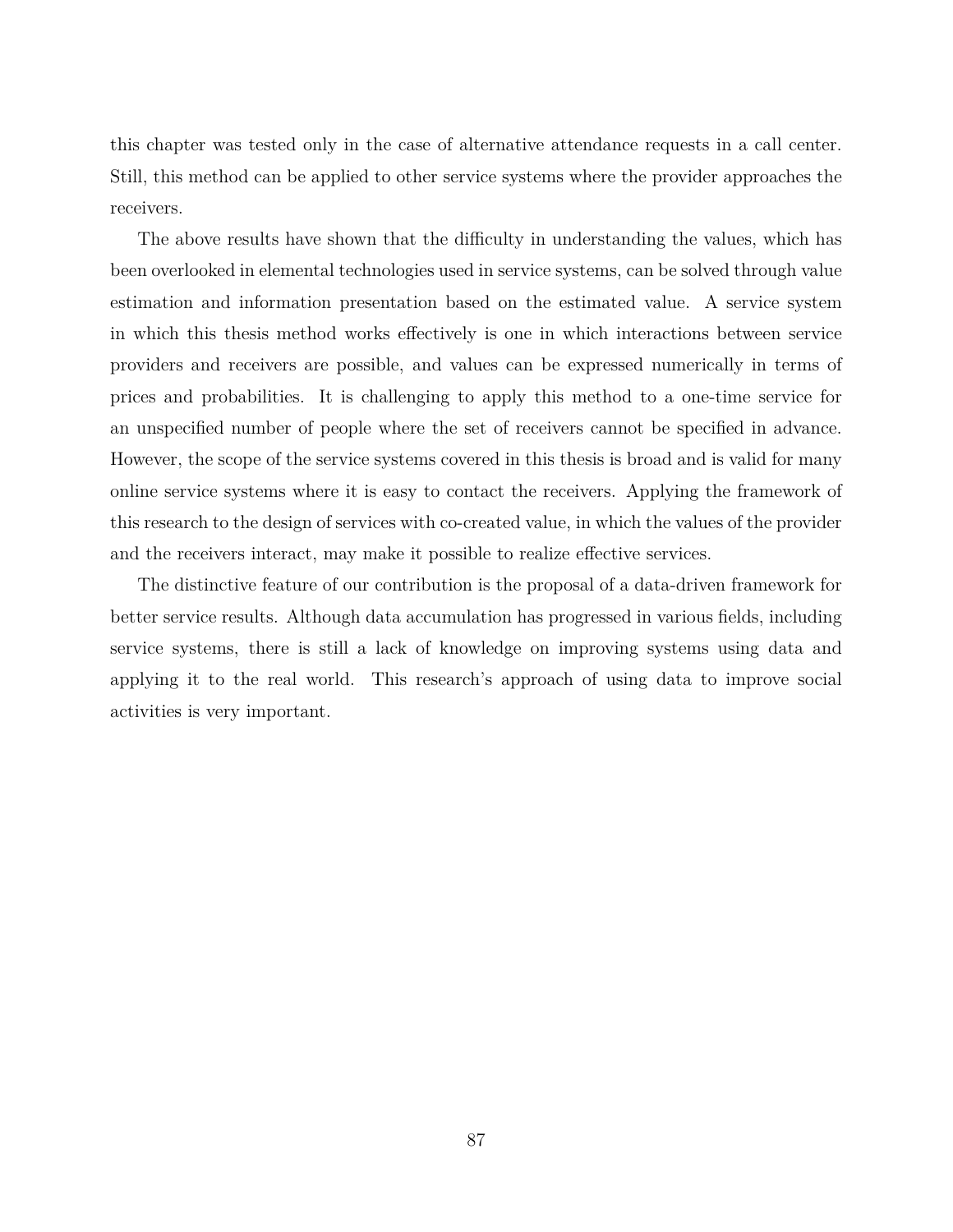this chapter was tested only in the case of alternative attendance requests in a call center. Still, this method can be applied to other service systems where the provider approaches the receivers.

The above results have shown that the difficulty in understanding the values, which has been overlooked in elemental technologies used in service systems, can be solved through value estimation and information presentation based on the estimated value. A service system in which this thesis method works effectively is one in which interactions between service providers and receivers are possible, and values can be expressed numerically in terms of prices and probabilities. It is challenging to apply this method to a one-time service for an unspecified number of people where the set of receivers cannot be specified in advance. However, the scope of the service systems covered in this thesis is broad and is valid for many online service systems where it is easy to contact the receivers. Applying the framework of this research to the design of services with co-created value, in which the values of the provider and the receivers interact, may make it possible to realize effective services.

The distinctive feature of our contribution is the proposal of a data-driven framework for better service results. Although data accumulation has progressed in various fields, including service systems, there is still a lack of knowledge on improving systems using data and applying it to the real world. This research's approach of using data to improve social activities is very important.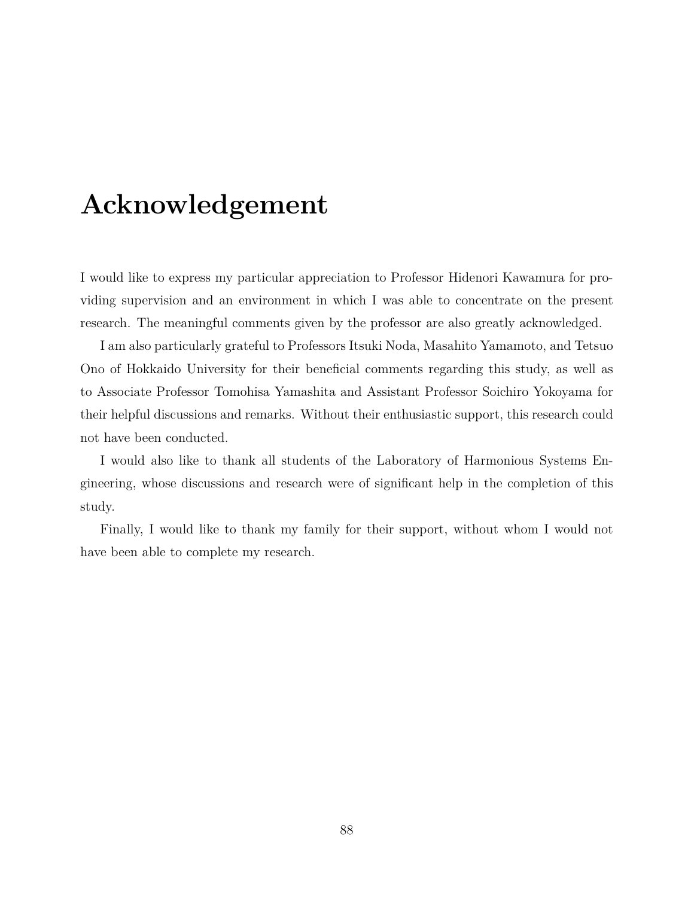# Acknowledgement

I would like to express my particular appreciation to Professor Hidenori Kawamura for providing supervision and an environment in which I was able to concentrate on the present research. The meaningful comments given by the professor are also greatly acknowledged.

I am also particularly grateful to Professors Itsuki Noda, Masahito Yamamoto, and Tetsuo Ono of Hokkaido University for their beneficial comments regarding this study, as well as to Associate Professor Tomohisa Yamashita and Assistant Professor Soichiro Yokoyama for their helpful discussions and remarks. Without their enthusiastic support, this research could not have been conducted.

I would also like to thank all students of the Laboratory of Harmonious Systems Engineering, whose discussions and research were of significant help in the completion of this study.

Finally, I would like to thank my family for their support, without whom I would not have been able to complete my research.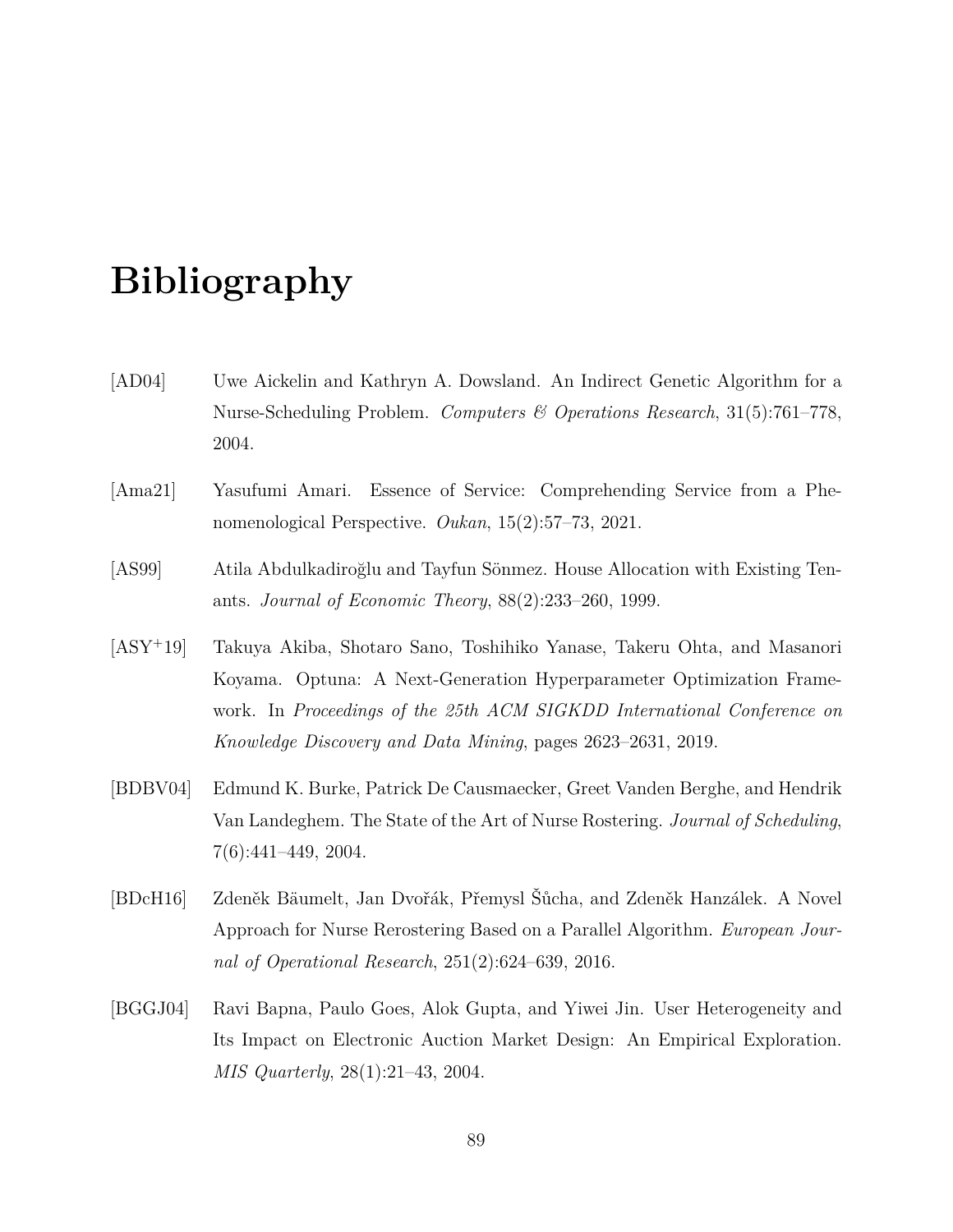# Bibliography

[AD04] Uwe Aickelin and Kathryn A. Dowsland. An Indirect Genetic Algorithm for a Nurse-Scheduling Problem. *Computers & Operations Research*, 31(5):761–778, 2004.

[Ama21] Yasufumi Amari. Essence of Service: Comprehending Service from a Phenomenological Perspective. *Oukan*, 15(2):57–73, 2021.

[AS99] Atila Abdulkadiroğlu and Tayfun Sönmez. House Allocation with Existing Tenants. *Journal of Economic Theory*, 88(2):233–260, 1999.

[ASY+19] Takuya Akiba, Shotaro Sano, Toshihiko Yanase, Takeru Ohta, and Masanori Koyama. Optuna: A Next-Generation Hyperparameter Optimization Framework. In *Proceedings of the 25th ACM SIGKDD International Conference on Knowledge Discovery and Data Mining*, pages 2623–2631, 2019.

[BDBV04] Edmund K. Burke, Patrick De Causmaecker, Greet Vanden Berghe, and Hendrik Van Landeghem. The State of the Art of Nurse Rostering. *Journal of Scheduling*, 7(6):441–449, 2004.

[BDcH16] Zdeněk Bäumelt, Jan Dvořák, Přemysl Šůcha, and Zdeněk Hanzálek. A Novel Approach for Nurse Rerostering Based on a Parallel Algorithm. *European Journal of Operational Research*, 251(2):624–639, 2016.

[BGGJ04] Ravi Bapna, Paulo Goes, Alok Gupta, and Yiwei Jin. User Heterogeneity and Its Impact on Electronic Auction Market Design: An Empirical Exploration. *MIS Quarterly*, 28(1):21–43, 2004.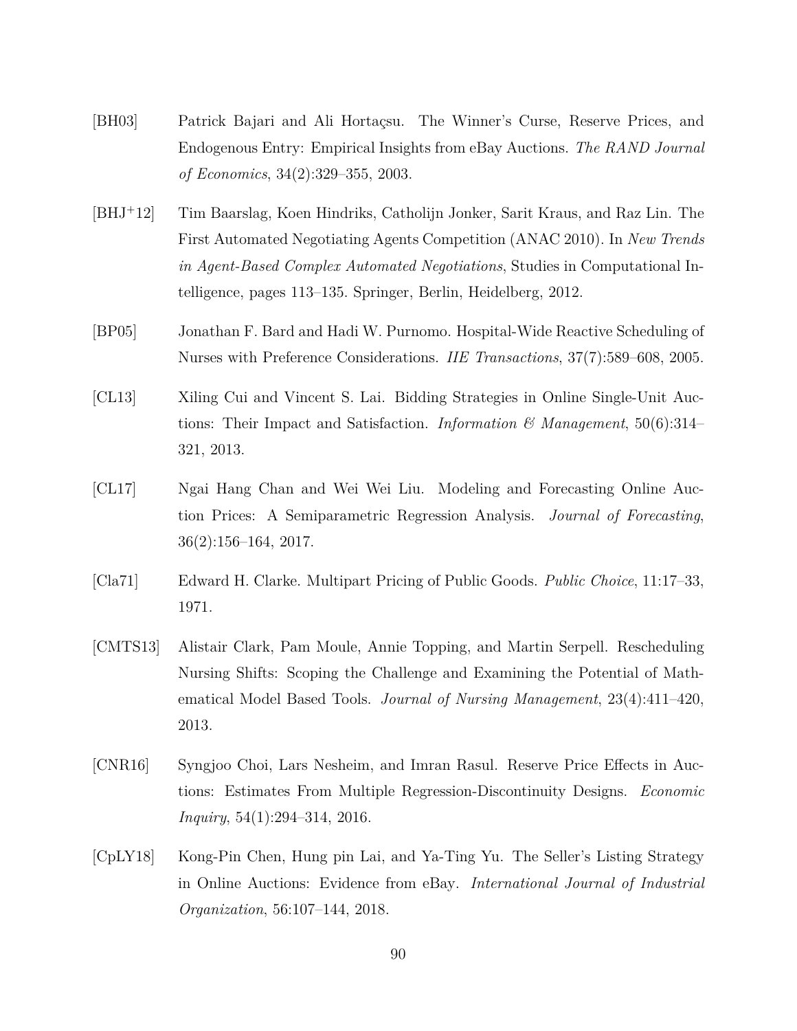[BH03] Patrick Bajari and Ali Hortaçsu. The Winner's Curse, Reserve Prices, and Endogenous Entry: Empirical Insights from eBay Auctions. *The RAND Journal of Economics*, 34(2):329–355, 2003.

[BHJ+12] Tim Baarslag, Koen Hindriks, Catholijn Jonker, Sarit Kraus, and Raz Lin. The First Automated Negotiating Agents Competition (ANAC 2010). In *New Trends in Agent-Based Complex Automated Negotiations*, Studies in Computational Intelligence, pages 113–135. Springer, Berlin, Heidelberg, 2012.

[BP05] Jonathan F. Bard and Hadi W. Purnomo. Hospital-Wide Reactive Scheduling of Nurses with Preference Considerations. *IIE Transactions*, 37(7):589–608, 2005.

[CL13] Xiling Cui and Vincent S. Lai. Bidding Strategies in Online Single-Unit Auctions: Their Impact and Satisfaction. *Information & Management*, 50(6):314–321, 2013.

[CL17] Ngai Hang Chan and Wei Wei Liu. Modeling and Forecasting Online Auction Prices: A Semiparametric Regression Analysis. *Journal of Forecasting*, 36(2):156–164, 2017.

[Cla71] Edward H. Clarke. Multipart Pricing of Public Goods. *Public Choice*, 11:17–33, 1971.

[CMTS13] Alistair Clark, Pam Moule, Annie Topping, and Martin Serpell. Rescheduling Nursing Shifts: Scoping the Challenge and Examining the Potential of Mathematical Model Based Tools. *Journal of Nursing Management*, 23(4):411–420, 2013.

[CNR16] Syngjoo Choi, Lars Nesheim, and Imran Rasul. Reserve Price Effects in Auctions: Estimates From Multiple Regression-Discontinuity Designs. *Economic Inquiry*, 54(1):294–314, 2016.

[CpLY18] Kong-Pin Chen, Hung pin Lai, and Ya-Ting Yu. The Seller's Listing Strategy in Online Auctions: Evidence from eBay. *International Journal of Industrial Organization*, 56:107–144, 2018.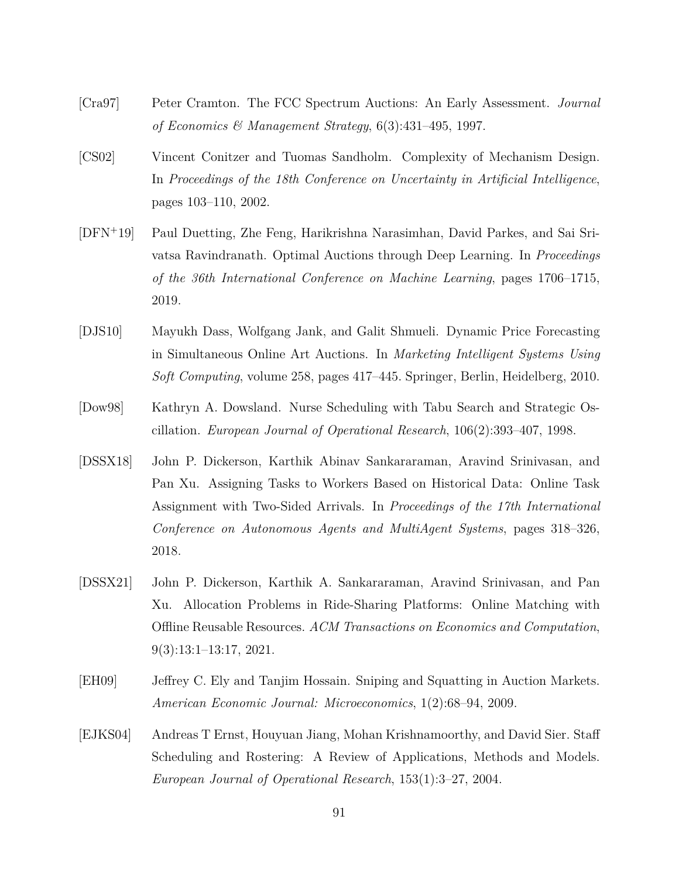[Cra97] Peter Cramton. The FCC Spectrum Auctions: An Early Assessment. *Journal of Economics & Management Strategy*, 6(3):431–495, 1997.

[CS02] Vincent Conitzer and Tuomas Sandholm. Complexity of Mechanism Design. In *Proceedings of the 18th Conference on Uncertainty in Artificial Intelligence*, pages 103–110, 2002.

[DFN+19] Paul Duetting, Zhe Feng, Harikrishna Narasimhan, David Parkes, and Sai Srivatsa Ravindranath. Optimal Auctions through Deep Learning. In *Proceedings of the 36th International Conference on Machine Learning*, pages 1706–1715, 2019.

[DJS10] Mayukh Dass, Wolfgang Jank, and Galit Shmueli. Dynamic Price Forecasting in Simultaneous Online Art Auctions. In *Marketing Intelligent Systems Using Soft Computing*, volume 258, pages 417–445. Springer, Berlin, Heidelberg, 2010.

[Dow98] Kathryn A. Dowsland. Nurse Scheduling with Tabu Search and Strategic Oscillation. *European Journal of Operational Research*, 106(2):393–407, 1998.

[DSSX18] John P. Dickerson, Karthik Abinav Sankararaman, Aravind Srinivasan, and Pan Xu. Assigning Tasks to Workers Based on Historical Data: Online Task Assignment with Two-Sided Arrivals. In *Proceedings of the 17th International Conference on Autonomous Agents and MultiAgent Systems*, pages 318–326, 2018.

[DSSX21] John P. Dickerson, Karthik A. Sankararaman, Aravind Srinivasan, and Pan Xu. Allocation Problems in Ride-Sharing Platforms: Online Matching with Offline Reusable Resources. *ACM Transactions on Economics and Computation*, 9(3):13:1–13:17, 2021.

[EH09] Jeffrey C. Ely and Tanjim Hossain. Sniping and Squatting in Auction Markets. *American Economic Journal: Microeconomics*, 1(2):68–94, 2009.

[EJKS04] Andreas T Ernst, Houyuan Jiang, Mohan Krishnamoorthy, and David Sier. Staff Scheduling and Rostering: A Review of Applications, Methods and Models. *European Journal of Operational Research*, 153(1):3–27, 2004.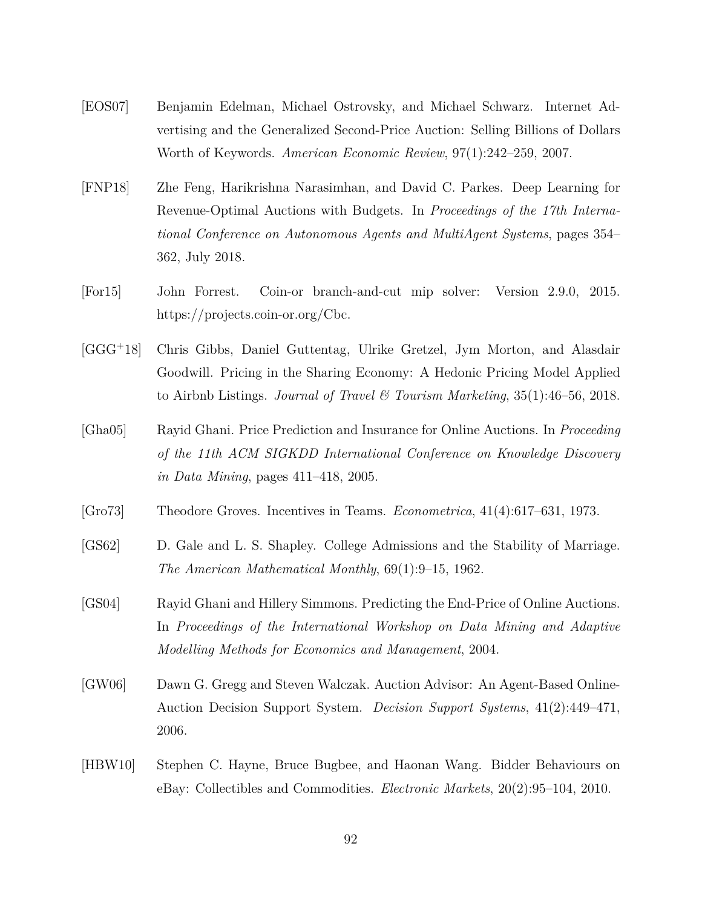[EOS07] Benjamin Edelman, Michael Ostrovsky, and Michael Schwarz. Internet Advertising and the Generalized Second-Price Auction: Selling Billions of Dollars Worth of Keywords. *American Economic Review*, 97(1):242–259, 2007.

[FNP18] Zhe Feng, Harikrishna Narasimhan, and David C. Parkes. Deep Learning for Revenue-Optimal Auctions with Budgets. In *Proceedings of the 17th International Conference on Autonomous Agents and MultiAgent Systems*, pages 354–362, July 2018.

[For15] John Forrest. Coin-or branch-and-cut mip solver: Version 2.9.0, 2015. https://projects.coin-or.org/Cbc.

[GGG+18] Chris Gibbs, Daniel Guttentag, Ulrike Gretzel, Jym Morton, and Alasdair Goodwill. Pricing in the Sharing Economy: A Hedonic Pricing Model Applied to Airbnb Listings. *Journal of Travel & Tourism Marketing*, 35(1):46–56, 2018.

[Gha05] Rayid Ghani. Price Prediction and Insurance for Online Auctions. In *Proceeding of the 11th ACM SIGKDD International Conference on Knowledge Discovery in Data Mining*, pages 411–418, 2005.

[Gro73] Theodore Groves. Incentives in Teams. *Econometrica*, 41(4):617–631, 1973.

[GS62] D. Gale and L. S. Shapley. College Admissions and the Stability of Marriage. *The American Mathematical Monthly*, 69(1):9–15, 1962.

[GS04] Rayid Ghani and Hillery Simmons. Predicting the End-Price of Online Auctions. In *Proceedings of the International Workshop on Data Mining and Adaptive Modelling Methods for Economics and Management*, 2004.

[GW06] Dawn G. Gregg and Steven Walczak. Auction Advisor: An Agent-Based Online-Auction Decision Support System. *Decision Support Systems*, 41(2):449–471, 2006.

[HBW10] Stephen C. Hayne, Bruce Bugbee, and Haonan Wang. Bidder Behaviours on eBay: Collectibles and Commodities. *Electronic Markets*, 20(2):95–104, 2010.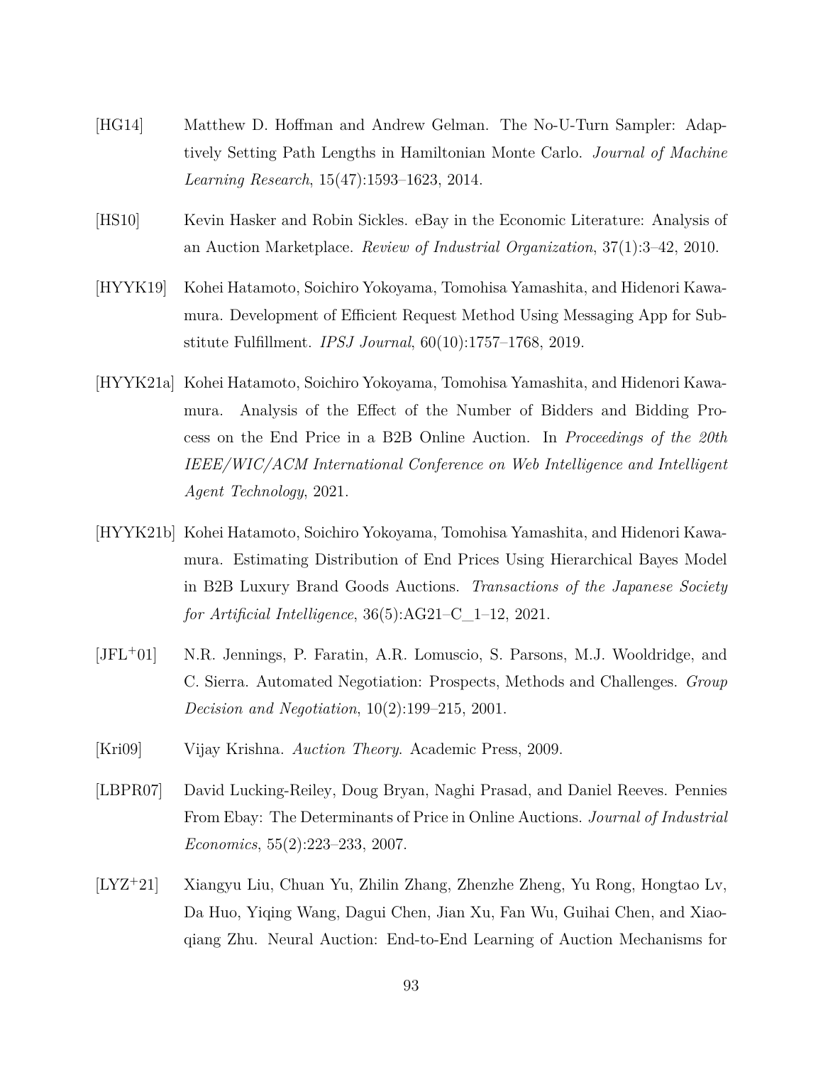[HG14] Matthew D. Hoffman and Andrew Gelman. The No-U-Turn Sampler: Adaptively Setting Path Lengths in Hamiltonian Monte Carlo. *Journal of Machine Learning Research*, 15(47):1593–1623, 2014.

[HS10] Kevin Hasker and Robin Sickles. eBay in the Economic Literature: Analysis of an Auction Marketplace. *Review of Industrial Organization*, 37(1):3–42, 2010.

[HYYK19] Kohei Hatamoto, Soichiro Yokoyama, Tomohisa Yamashita, and Hidenori Kawamura. Development of Efficient Request Method Using Messaging App for Substitute Fulfillment. *IPSJ Journal*, 60(10):1757–1768, 2019.

[HYYK21a] Kohei Hatamoto, Soichiro Yokoyama, Tomohisa Yamashita, and Hidenori Kawamura. Analysis of the Effect of the Number of Bidders and Bidding Process on the End Price in a B2B Online Auction. In *Proceedings of the 20th IEEE/WIC/ACM International Conference on Web Intelligence and Intelligent Agent Technology*, 2021.

[HYYK21b] Kohei Hatamoto, Soichiro Yokoyama, Tomohisa Yamashita, and Hidenori Kawamura. Estimating Distribution of End Prices Using Hierarchical Bayes Model in B2B Luxury Brand Goods Auctions. *Transactions of the Japanese Society for Artificial Intelligence*, 36(5):AG21–C_1–12, 2021.

[JFL+01] N.R. Jennings, P. Faratin, A.R. Lomuscio, S. Parsons, M.J. Wooldridge, and C. Sierra. Automated Negotiation: Prospects, Methods and Challenges. *Group Decision and Negotiation*, 10(2):199–215, 2001.

[Kri09] Vijay Krishna. *Auction Theory*. Academic Press, 2009.

[LBPR07] David Lucking-Reiley, Doug Bryan, Naghi Prasad, and Daniel Reeves. Pennies From Ebay: The Determinants of Price in Online Auctions. *Journal of Industrial Economics*, 55(2):223–233, 2007.

[LYZ+21] Xiangyu Liu, Chuan Yu, Zhilin Zhang, Zhenzhe Zheng, Yu Rong, Hongtao Lv, Da Huo, Yiqing Wang, Dagui Chen, Jian Xu, Fan Wu, Guihai Chen, and Xiaoqiang Zhu. Neural Auction: End-to-End Learning of Auction Mechanisms for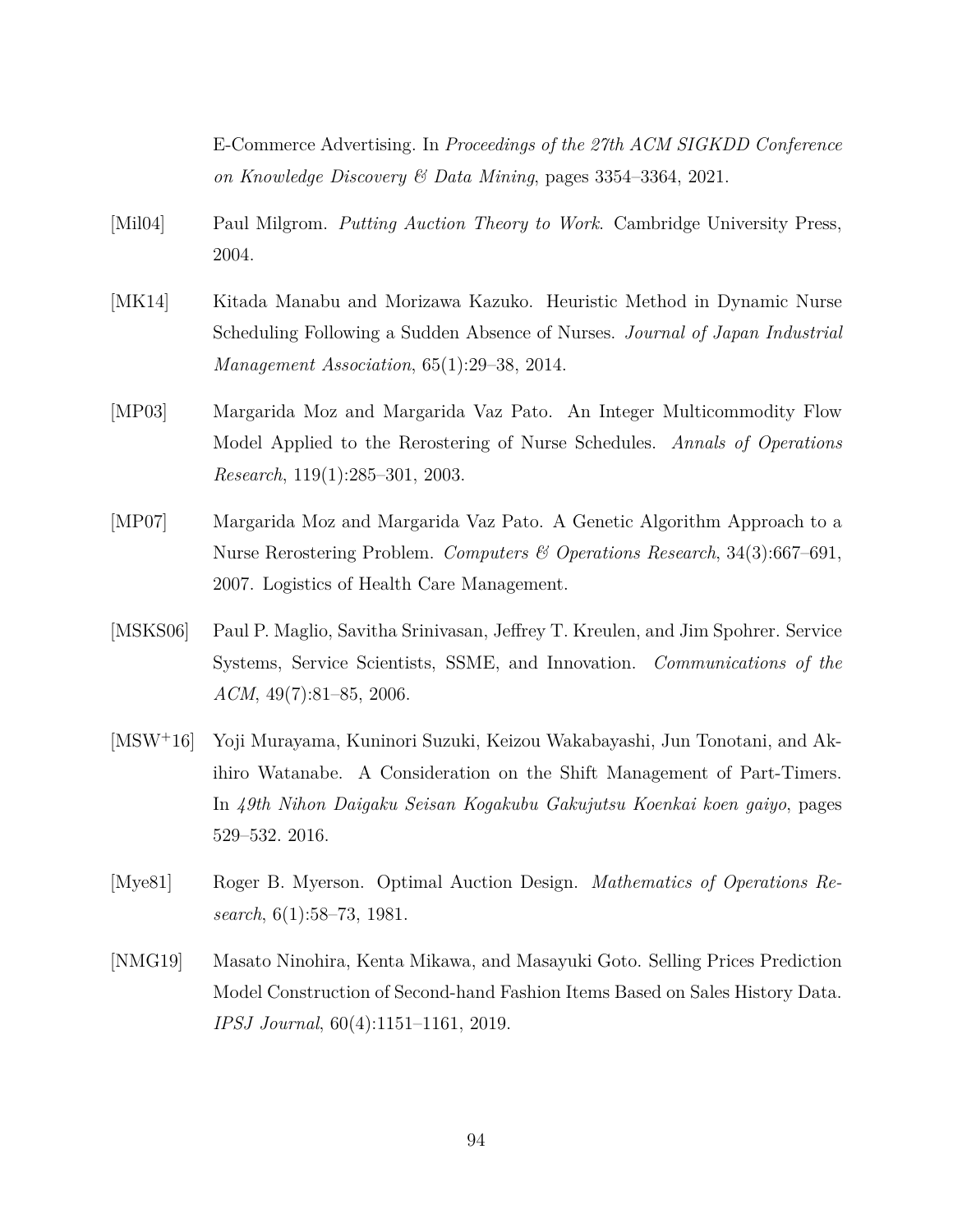E-Commerce Advertising. In *Proceedings of the 27th ACM SIGKDD Conference on Knowledge Discovery & Data Mining*, pages 3354–3364, 2021.

[Mil04] Paul Milgrom. *Putting Auction Theory to Work*. Cambridge University Press, 2004.

[MK14] Kitada Manabu and Morizawa Kazuko. Heuristic Method in Dynamic Nurse Scheduling Following a Sudden Absence of Nurses. *Journal of Japan Industrial Management Association*, 65(1):29–38, 2014.

[MP03] Margarida Moz and Margarida Vaz Pato. An Integer Multicommodity Flow Model Applied to the Rerostering of Nurse Schedules. *Annals of Operations Research*, 119(1):285–301, 2003.

[MP07] Margarida Moz and Margarida Vaz Pato. A Genetic Algorithm Approach to a Nurse Rerostering Problem. *Computers & Operations Research*, 34(3):667–691, 2007. Logistics of Health Care Management.

[MSKS06] Paul P. Maglio, Savitha Srinivasan, Jeffrey T. Kreulen, and Jim Spohrer. Service Systems, Service Scientists, SSME, and Innovation. *Communications of the ACM*, 49(7):81–85, 2006.

[MSW+16] Yoji Murayama, Kuninori Suzuki, Keizou Wakabayashi, Jun Tonotani, and Akihiro Watanabe. A Consideration on the Shift Management of Part-Timers. In *49th Nihon Daigaku Seisan Kogakubu Gakujutsu Koenkai koen gaiyo*, pages 529–532. 2016.

[Mye81] Roger B. Myerson. Optimal Auction Design. *Mathematics of Operations Research*, 6(1):58–73, 1981.

[NMG19] Masato Ninohira, Kenta Mikawa, and Masayuki Goto. Selling Prices Prediction Model Construction of Second-hand Fashion Items Based on Sales History Data. *IPSJ Journal*, 60(4):1151–1161, 2019.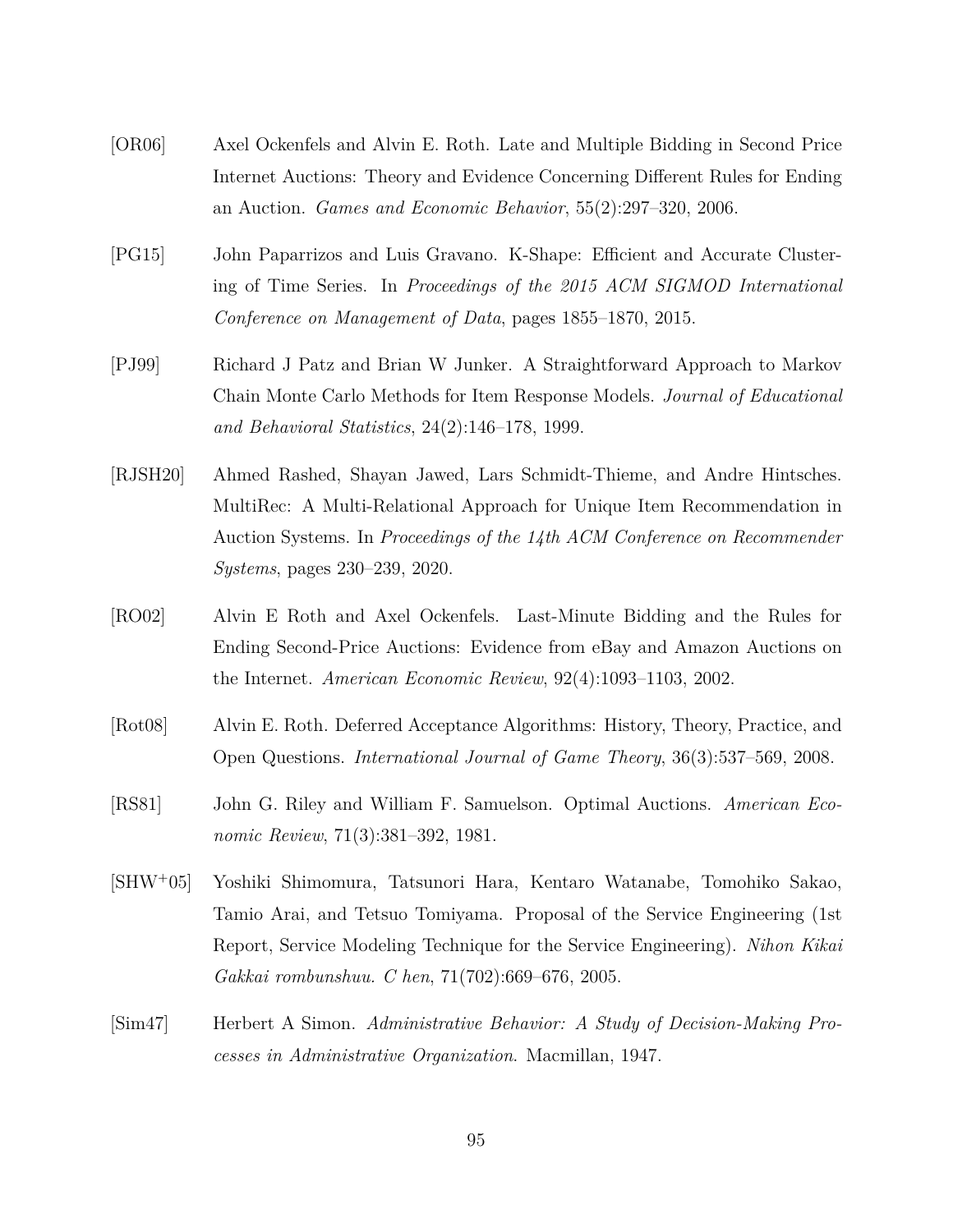[OR06] Axel Ockenfels and Alvin E. Roth. Late and Multiple Bidding in Second Price Internet Auctions: Theory and Evidence Concerning Different Rules for Ending an Auction. *Games and Economic Behavior*, 55(2):297–320, 2006.

[PG15] John Paparrizos and Luis Gravano. K-Shape: Efficient and Accurate Clustering of Time Series. In *Proceedings of the 2015 ACM SIGMOD International Conference on Management of Data*, pages 1855–1870, 2015.

[PJ99] Richard J Patz and Brian W Junker. A Straightforward Approach to Markov Chain Monte Carlo Methods for Item Response Models. *Journal of Educational and Behavioral Statistics*, 24(2):146–178, 1999.

[RJSH20] Ahmed Rashed, Shayan Jawed, Lars Schmidt-Thieme, and Andre Hintsches. MultiRec: A Multi-Relational Approach for Unique Item Recommendation in Auction Systems. In *Proceedings of the 14th ACM Conference on Recommender Systems*, pages 230–239, 2020.

[RO02] Alvin E Roth and Axel Ockenfels. Last-Minute Bidding and the Rules for Ending Second-Price Auctions: Evidence from eBay and Amazon Auctions on the Internet. *American Economic Review*, 92(4):1093–1103, 2002.

[Rot08] Alvin E. Roth. Deferred Acceptance Algorithms: History, Theory, Practice, and Open Questions. *International Journal of Game Theory*, 36(3):537–569, 2008.

[RS81] John G. Riley and William F. Samuelson. Optimal Auctions. *American Economic Review*, 71(3):381–392, 1981.

[SHW+05] Yoshiki Shimomura, Tatsunori Hara, Kentaro Watanabe, Tomohiko Sakao, Tamio Arai, and Tetsuo Tomiyama. Proposal of the Service Engineering (1st Report, Service Modeling Technique for the Service Engineering). *Nihon Kikai Gakkai rombunshuu. C hen*, 71(702):669–676, 2005.

[Sim47] Herbert A Simon. *Administrative Behavior: A Study of Decision-Making Processes in Administrative Organization*. Macmillan, 1947.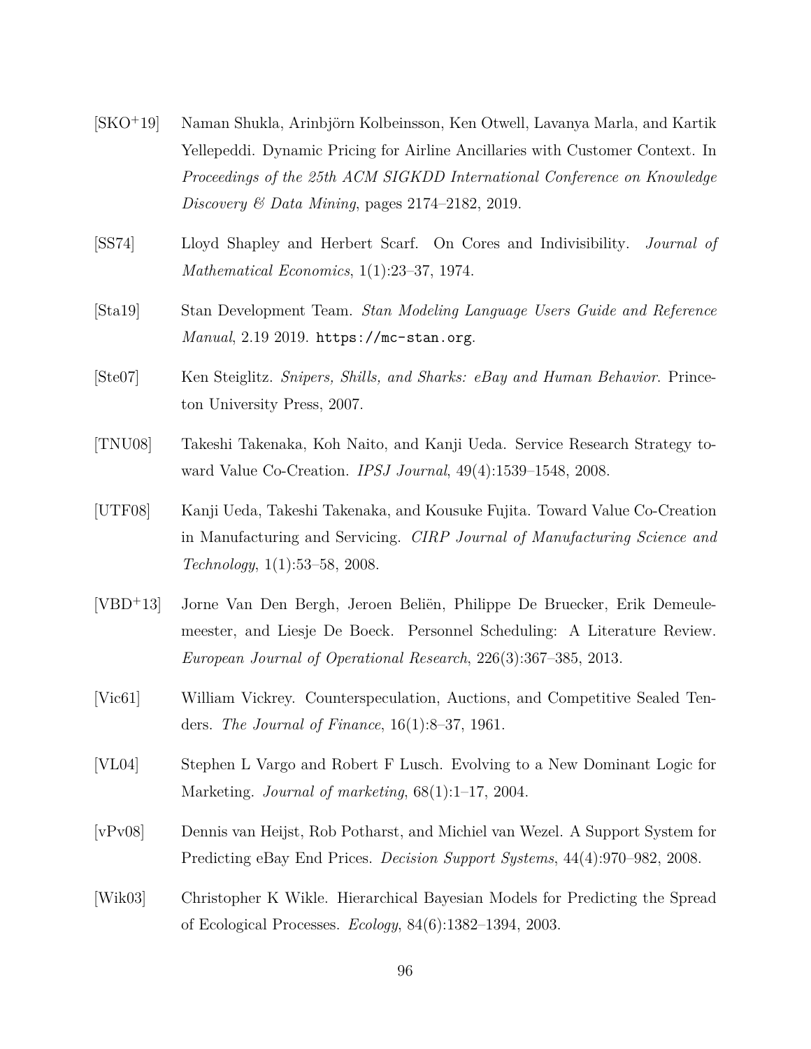[SKO+19] Naman Shukla, Arinbjörn Kolbeinsson, Ken Otwell, Lavanya Marla, and Kartik Yellepeddi. Dynamic Pricing for Airline Ancillaries with Customer Context. In *Proceedings of the 25th ACM SIGKDD International Conference on Knowledge Discovery & Data Mining*, pages 2174–2182, 2019.

[SS74] Lloyd Shapley and Herbert Scarf. On Cores and Indivisibility. *Journal of Mathematical Economics*, 1(1):23–37, 1974.

[Sta19] Stan Development Team. *Stan Modeling Language Users Guide and Reference Manual*, 2.19 2019. `https://mc-stan.org`.

[Ste07] Ken Steiglitz. *Snipers, Shills, and Sharks: eBay and Human Behavior*. Princeton University Press, 2007.

[TNU08] Takeshi Takenaka, Koh Naito, and Kanji Ueda. Service Research Strategy toward Value Co-Creation. *IPSJ Journal*, 49(4):1539–1548, 2008.

[UTF08] Kanji Ueda, Takeshi Takenaka, and Kousuke Fujita. Toward Value Co-Creation in Manufacturing and Servicing. *CIRP Journal of Manufacturing Science and Technology*, 1(1):53–58, 2008.

[VBD+13] Jorne Van Den Bergh, Jeroen Beliën, Philippe De Bruecker, Erik Demeulemeester, and Liesje De Boeck. Personnel Scheduling: A Literature Review. *European Journal of Operational Research*, 226(3):367–385, 2013.

[Vic61] William Vickrey. Counterspeculation, Auctions, and Competitive Sealed Tenders. *The Journal of Finance*, 16(1):8–37, 1961.

[VL04] Stephen L Vargo and Robert F Lusch. Evolving to a New Dominant Logic for Marketing. *Journal of marketing*, 68(1):1–17, 2004.

[vPv08] Dennis van Heijst, Rob Potharst, and Michiel van Wezel. A Support System for Predicting eBay End Prices. *Decision Support Systems*, 44(4):970–982, 2008.

[Wik03] Christopher K Wikle. Hierarchical Bayesian Models for Predicting the Spread of Ecological Processes. *Ecology*, 84(6):1382–1394, 2003.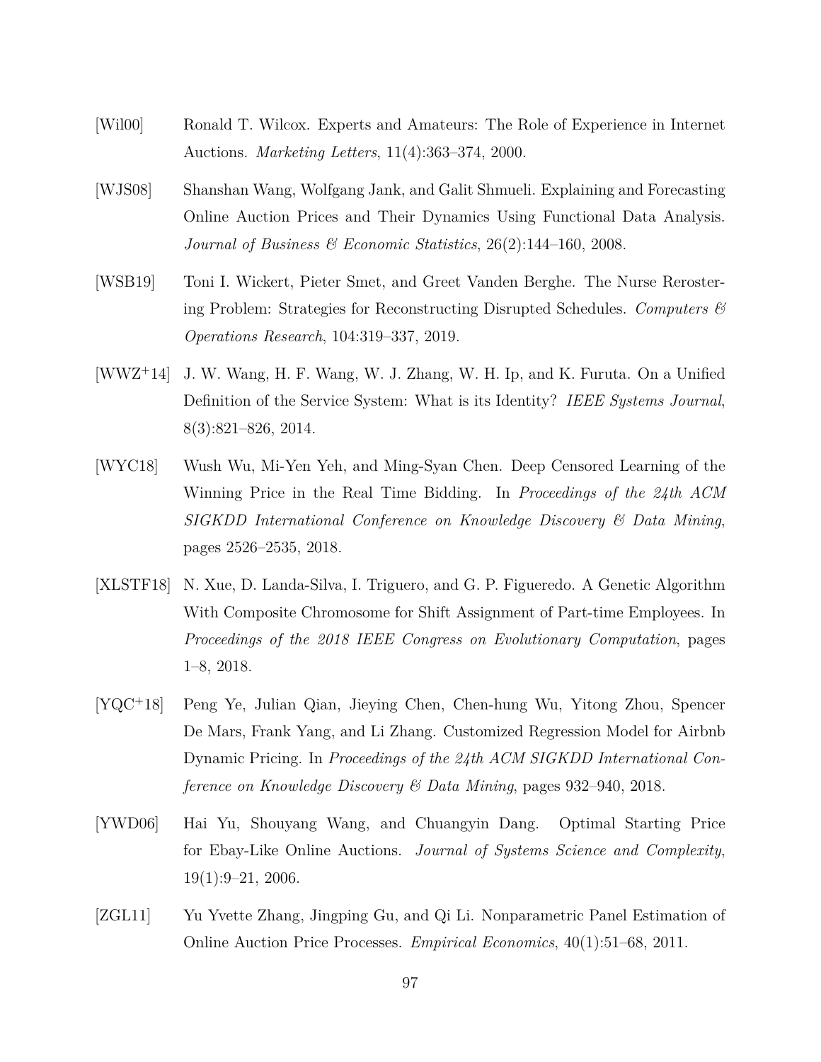[Wil00] Ronald T. Wilcox. Experts and Amateurs: The Role of Experience in Internet Auctions. *Marketing Letters*, 11(4):363–374, 2000.

[WJS08] Shanshan Wang, Wolfgang Jank, and Galit Shmueli. Explaining and Forecasting Online Auction Prices and Their Dynamics Using Functional Data Analysis. *Journal of Business & Economic Statistics*, 26(2):144–160, 2008.

[WSB19] Toni I. Wickert, Pieter Smet, and Greet Vanden Berghe. The Nurse Rerostering Problem: Strategies for Reconstructing Disrupted Schedules. *Computers & Operations Research*, 104:319–337, 2019.

[WWZ+14] J. W. Wang, H. F. Wang, W. J. Zhang, W. H. Ip, and K. Furuta. On a Unified Definition of the Service System: What is its Identity? *IEEE Systems Journal*, 8(3):821–826, 2014.

[WYC18] Wush Wu, Mi-Yen Yeh, and Ming-Syan Chen. Deep Censored Learning of the Winning Price in the Real Time Bidding. In *Proceedings of the 24th ACM SIGKDD International Conference on Knowledge Discovery & Data Mining*, pages 2526–2535, 2018.

[XLSTF18] N. Xue, D. Landa-Silva, I. Triguero, and G. P. Figueredo. A Genetic Algorithm With Composite Chromosome for Shift Assignment of Part-time Employees. In *Proceedings of the 2018 IEEE Congress on Evolutionary Computation*, pages 1–8, 2018.

[YQC+18] Peng Ye, Julian Qian, Jieying Chen, Chen-hung Wu, Yitong Zhou, Spencer De Mars, Frank Yang, and Li Zhang. Customized Regression Model for Airbnb Dynamic Pricing. In *Proceedings of the 24th ACM SIGKDD International Conference on Knowledge Discovery & Data Mining*, pages 932–940, 2018.

[YWD06] Hai Yu, Shouyang Wang, and Chuangyin Dang. Optimal Starting Price for Ebay-Like Online Auctions. *Journal of Systems Science and Complexity*, 19(1):9–21, 2006.

[ZGL11] Yu Yvette Zhang, Jingping Gu, and Qi Li. Nonparametric Panel Estimation of Online Auction Price Processes. *Empirical Economics*, 40(1):51–68, 2011.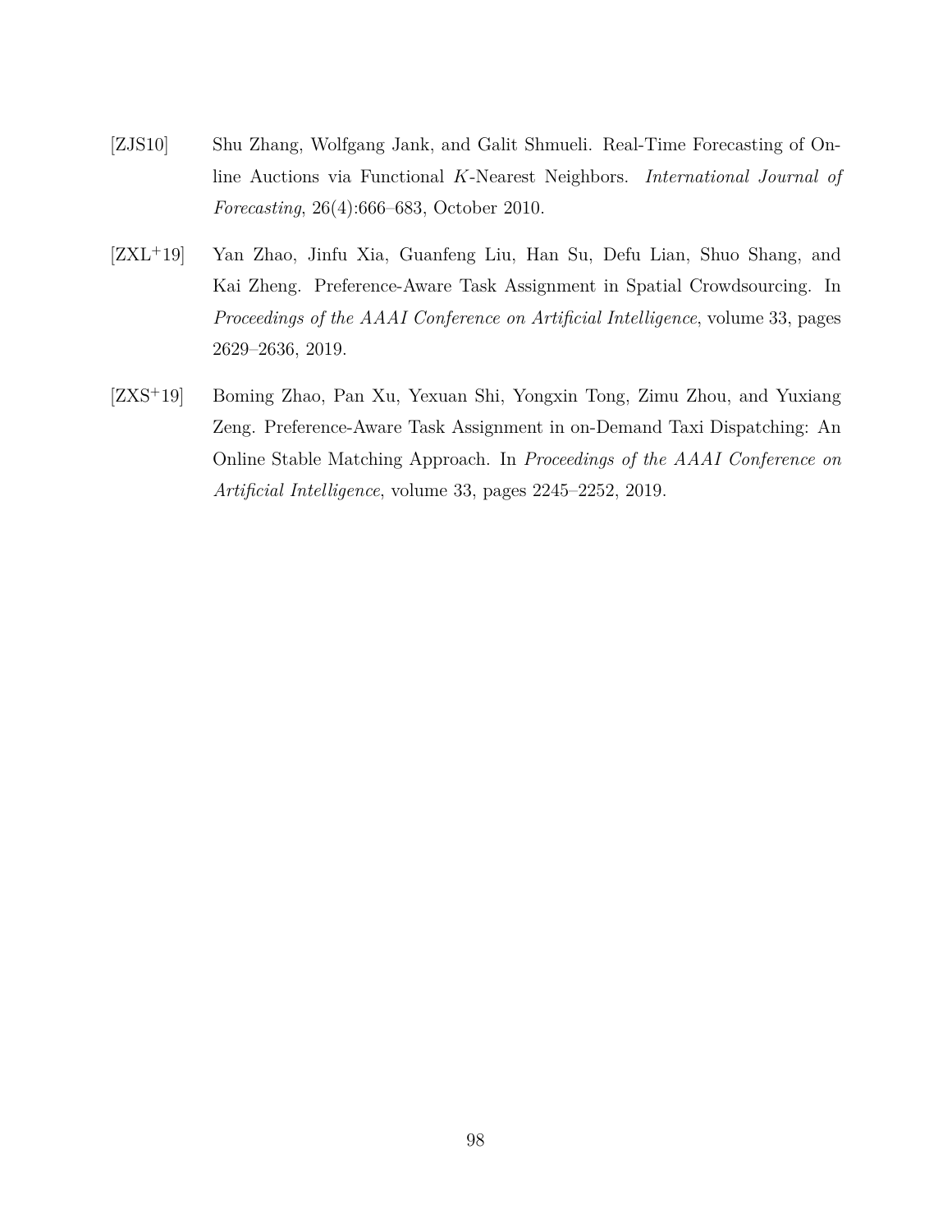[ZJS10] Shu Zhang, Wolfgang Jank, and Galit Shmueli. Real-Time Forecasting of Online Auctions via Functional $K$-Nearest Neighbors. *International Journal of Forecasting*, 26(4):666–683, October 2010.

[ZXL+19] Yan Zhao, Jinfu Xia, Guanfeng Liu, Han Su, Defu Lian, Shuo Shang, and Kai Zheng. Preference-Aware Task Assignment in Spatial Crowdsourcing. In *Proceedings of the AAAI Conference on Artificial Intelligence*, volume 33, pages 2629–2636, 2019.

[ZXS+19] Boming Zhao, Pan Xu, Yexuan Shi, Yongxin Tong, Zimu Zhou, and Yuxiang Zeng. Preference-Aware Task Assignment in on-Demand Taxi Dispatching: An Online Stable Matching Approach. In *Proceedings of the AAAI Conference on Artificial Intelligence*, volume 33, pages 2245–2252, 2019.